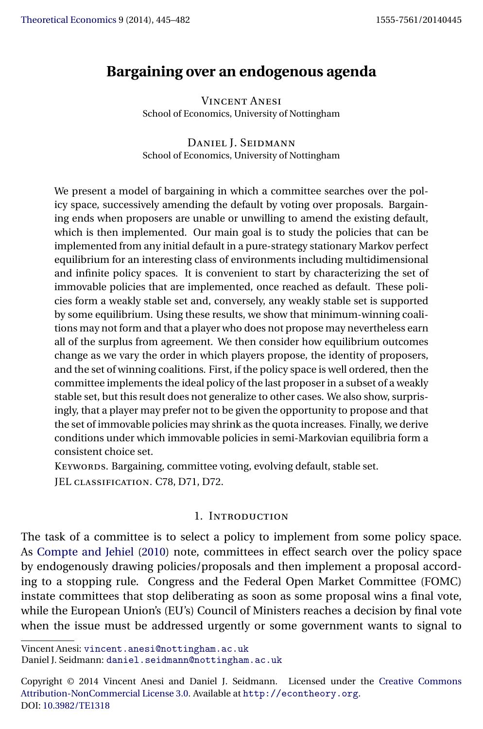# Bargaining over an endogenous agenda

Vincent Anesi
School of Economics, University of Nottingham

Daniel J. Seidmann
School of Economics, University of Nottingham

We present a model of bargaining in which a committee searches over the policy space, successively amending the default by voting over proposals. Bargaining ends when proposers are unable or unwilling to amend the existing default, which is then implemented. Our main goal is to study the policies that can be implemented from any initial default in a pure-strategy stationary Markov perfect equilibrium for an interesting class of environments including multidimensional and infinite policy spaces. It is convenient to start by characterizing the set of immovable policies that are implemented, once reached as default. These policies form a weakly stable set and, conversely, any weakly stable set is supported by some equilibrium. Using these results, we show that minimum-winning coalitions may not form and that a player who does not propose may nevertheless earn all of the surplus from agreement. We then consider how equilibrium outcomes change as we vary the order in which players propose, the identity of proposers, and the set of winning coalitions. First, if the policy space is well ordered, then the committee implements the ideal policy of the last proposer in a subset of a weakly stable set, but this result does not generalize to other cases. We also show, surprisingly, that a player may prefer not to be given the opportunity to propose and that the set of immovable policies may shrink as the quota increases. Finally, we derive conditions under which immovable policies in semi-Markovian equilibria form a consistent choice set.

Keywords. Bargaining, committee voting, evolving default, stable set.

JEL classification. C78, D71, D72.

## 1. Introduction

The task of a committee is to select a policy to implement from some policy space. As Compte and Jehiel (2010) note, committees in effect search over the policy space by endogenously drawing policies/proposals and then implement a proposal according to a stopping rule. Congress and the Federal Open Market Committee (FOMC) instate committees that stop deliberating as soon as some proposal wins a final vote, while the European Union's (EU's) Council of Ministers reaches a decision by final vote when the issue must be addressed urgently or some government wants to signal to

Vincent Anesi: vincent.anesi@nottingham.ac.uk
Daniel J. Seidmann: daniel.seidmann@nottingham.ac.uk

Copyright © 2014 Vincent Anesi and Daniel J. Seidmann. Licensed under the Creative Commons Attribution-NonCommercial License 3.0. Available at http://econtheory.org.
DOI: 10.3982/TE1318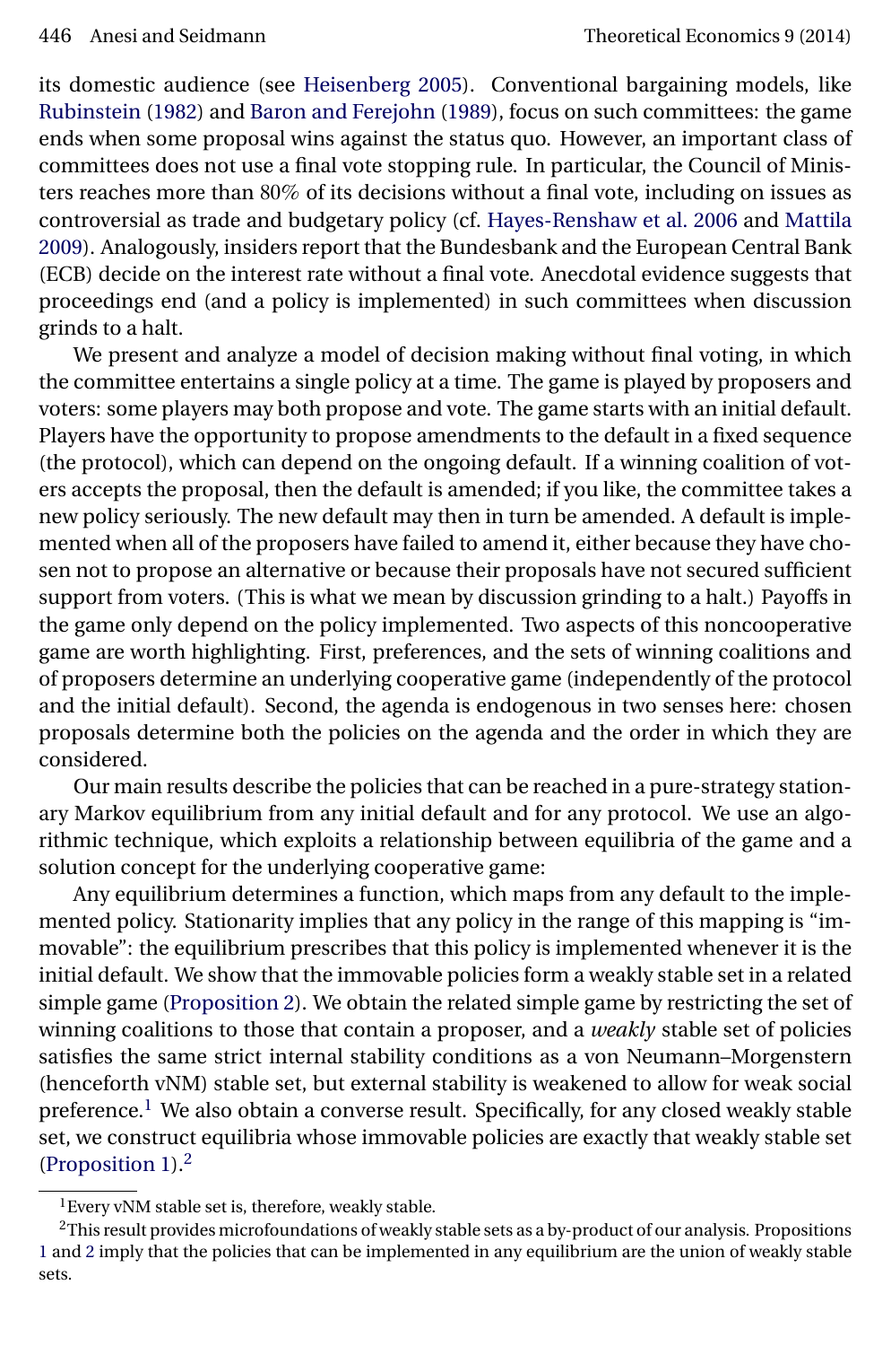its domestic audience (see Heisenberg 2005). Conventional bargaining models, like Rubinstein (1982) and Baron and Ferejohn (1989), focus on such committees: the game ends when some proposal wins against the status quo. However, an important class of committees does not use a final vote stopping rule. In particular, the Council of Ministers reaches more than 80% of its decisions without a final vote, including on issues as controversial as trade and budgetary policy (cf. Hayes-Renshaw et al. 2006 and Mattila 2009). Analogously, insiders report that the Bundesbank and the European Central Bank (ECB) decide on the interest rate without a final vote. Anecdotal evidence suggests that proceedings end (and a policy is implemented) in such committees when discussion grinds to a halt.

We present and analyze a model of decision making without final voting, in which the committee entertains a single policy at a time. The game is played by proposers and voters: some players may both propose and vote. The game starts with an initial default. Players have the opportunity to propose amendments to the default in a fixed sequence (the protocol), which can depend on the ongoing default. If a winning coalition of voters accepts the proposal, then the default is amended; if you like, the committee takes a new policy seriously. The new default may then in turn be amended. A default is implemented when all of the proposers have failed to amend it, either because they have chosen not to propose an alternative or because their proposals have not secured sufficient support from voters. (This is what we mean by discussion grinding to a halt.) Payoffs in the game only depend on the policy implemented. Two aspects of this noncooperative game are worth highlighting. First, preferences, and the sets of winning coalitions and of proposers determine an underlying cooperative game (independently of the protocol and the initial default). Second, the agenda is endogenous in two senses here: chosen proposals determine both the policies on the agenda and the order in which they are considered.

Our main results describe the policies that can be reached in a pure-strategy stationary Markov equilibrium from any initial default and for any protocol. We use an algorithmic technique, which exploits a relationship between equilibria of the game and a solution concept for the underlying cooperative game:

Any equilibrium determines a function, which maps from any default to the implemented policy. Stationarity implies that any policy in the range of this mapping is "immovable": the equilibrium prescribes that this policy is implemented whenever it is the initial default. We show that the immovable policies form a weakly stable set in a related simple game (Proposition 2). We obtain the related simple game by restricting the set of winning coalitions to those that contain a proposer, and a *weakly* stable set of policies satisfies the same strict internal stability conditions as a von Neumann–Morgenstern (henceforth vNM) stable set, but external stability is weakened to allow for weak social preference.[1] We also obtain a converse result. Specifically, for any closed weakly stable set, we construct equilibria whose immovable policies are exactly that weakly stable set (Proposition 1).[2]

[1] Every vNM stable set is, therefore, weakly stable.

[2] This result provides microfoundations of weakly stable sets as a by-product of our analysis. Propositions 1 and 2 imply that the policies that can be implemented in any equilibrium are the union of weakly stable sets.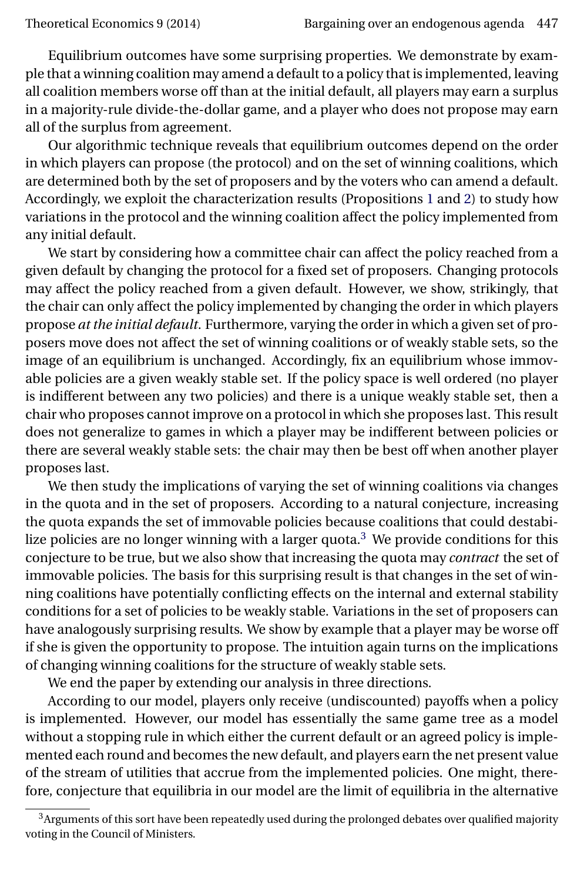Equilibrium outcomes have some surprising properties. We demonstrate by example that a winning coalition may amend a default to a policy that is implemented, leaving all coalition members worse off than at the initial default, all players may earn a surplus in a majority-rule divide-the-dollar game, and a player who does not propose may earn all of the surplus from agreement.

Our algorithmic technique reveals that equilibrium outcomes depend on the order in which players can propose (the protocol) and on the set of winning coalitions, which are determined both by the set of proposers and by the voters who can amend a default. Accordingly, we exploit the characterization results (Propositions 1 and 2) to study how variations in the protocol and the winning coalition affect the policy implemented from any initial default.

We start by considering how a committee chair can affect the policy reached from a given default by changing the protocol for a fixed set of proposers. Changing protocols may affect the policy reached from a given default. However, we show, strikingly, that the chair can only affect the policy implemented by changing the order in which players propose *at the initial default*. Furthermore, varying the order in which a given set of proposers move does not affect the set of winning coalitions or of weakly stable sets, so the image of an equilibrium is unchanged. Accordingly, fix an equilibrium whose immovable policies are a given weakly stable set. If the policy space is well ordered (no player is indifferent between any two policies) and there is a unique weakly stable set, then a chair who proposes cannot improve on a protocol in which she proposes last. This result does not generalize to games in which a player may be indifferent between policies or there are several weakly stable sets: the chair may then be best off when another player proposes last.

We then study the implications of varying the set of winning coalitions via changes in the quota and in the set of proposers. According to a natural conjecture, increasing the quota expands the set of immovable policies because coalitions that could destabilize policies are no longer winning with a larger quota.[3] We provide conditions for this conjecture to be true, but we also show that increasing the quota may *contract* the set of immovable policies. The basis for this surprising result is that changes in the set of winning coalitions have potentially conflicting effects on the internal and external stability conditions for a set of policies to be weakly stable. Variations in the set of proposers can have analogously surprising results. We show by example that a player may be worse off if she is given the opportunity to propose. The intuition again turns on the implications of changing winning coalitions for the structure of weakly stable sets.

We end the paper by extending our analysis in three directions.

According to our model, players only receive (undiscounted) payoffs when a policy is implemented. However, our model has essentially the same game tree as a model without a stopping rule in which either the current default or an agreed policy is implemented each round and becomes the new default, and players earn the net present value of the stream of utilities that accrue from the implemented policies. One might, therefore, conjecture that equilibria in our model are the limit of equilibria in the alternative

[3] Arguments of this sort have been repeatedly used during the prolonged debates over qualified majority voting in the Council of Ministers.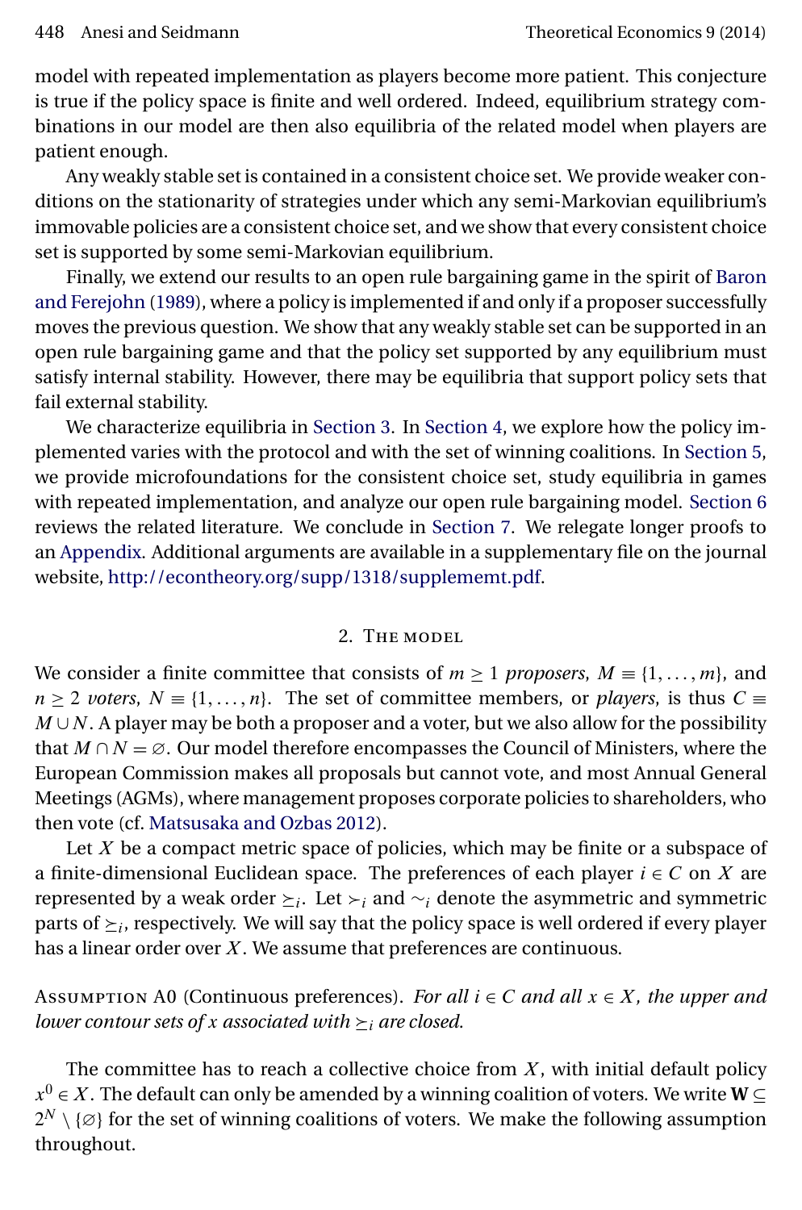model with repeated implementation as players become more patient. This conjecture is true if the policy space is finite and well ordered. Indeed, equilibrium strategy combinations in our model are then also equilibria of the related model when players are patient enough.

Any weakly stable set is contained in a consistent choice set. We provide weaker conditions on the stationarity of strategies under which any semi-Markovian equilibrium's immovable policies are a consistent choice set, and we show that every consistent choice set is supported by some semi-Markovian equilibrium.

Finally, we extend our results to an open rule bargaining game in the spirit of Baron and Ferejohn (1989), where a policy is implemented if and only if a proposer successfully moves the previous question. We show that any weakly stable set can be supported in an open rule bargaining game and that the policy set supported by any equilibrium must satisfy internal stability. However, there may be equilibria that support policy sets that fail external stability.

We characterize equilibria in Section 3. In Section 4, we explore how the policy implemented varies with the protocol and with the set of winning coalitions. In Section 5, we provide microfoundations for the consistent choice set, study equilibria in games with repeated implementation, and analyze our open rule bargaining model. Section 6 reviews the related literature. We conclude in Section 7. We relegate longer proofs to an Appendix. Additional arguments are available in a supplementary file on the journal website, http://econtheory.org/supp/1318/supplememt.pdf.

## 2. The model

We consider a finite committee that consists of $m \geq 1$ *proposers*, $M \equiv \{1, \dots, m\}$, and $n \geq 2$ *voters*, $N \equiv \{1, \dots, n\}$. The set of committee members, or *players*, is thus $C \equiv M \cup N$. A player may be both a proposer and a voter, but we also allow for the possibility that $M \cap N = \varnothing$. Our model therefore encompasses the Council of Ministers, where the European Commission makes all proposals but cannot vote, and most Annual General Meetings (AGMs), where management proposes corporate policies to shareholders, who then vote (cf. Matsusaka and Ozbas 2012).

Let $X$ be a compact metric space of policies, which may be finite or a subspace of a finite-dimensional Euclidean space. The preferences of each player $i \in C$ on $X$ are represented by a weak order $\succeq_i$. Let $\succ_i$ and $\sim_i$ denote the asymmetric and symmetric parts of $\succeq_i$, respectively. We will say that the policy space is well ordered if every player has a linear order over $X$. We assume that preferences are continuous.

Assumption A0 (Continuous preferences). *For all $i \in C$ and all $x \in X$, the upper and lower contour sets of $x$ associated with $\succeq_i$ are closed.*

The committee has to reach a collective choice from $X$, with initial default policy $x^0 \in X$. The default can only be amended by a winning coalition of voters. We write $\mathbf{W} \subseteq 2^N \setminus \{\varnothing\}$ for the set of winning coalitions of voters. We make the following assumption throughout.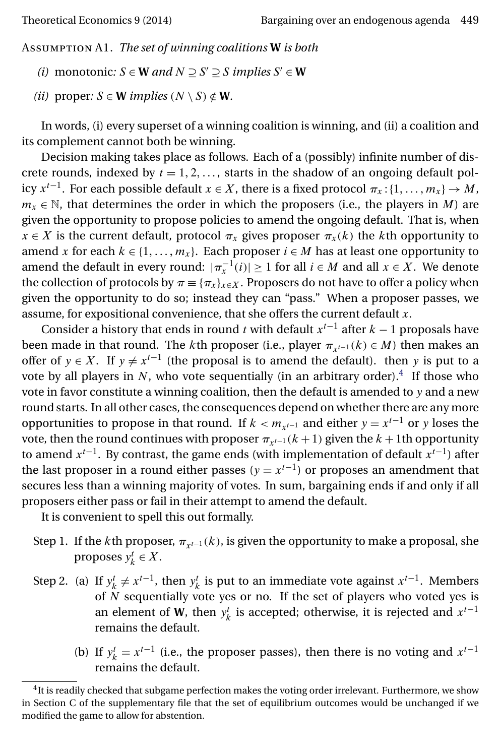Assumption A1. *The set of winning coalitions* **W** *is both*

*(i)* monotonic*:* $S \in \mathbf{W}$ *and* $N \supseteq S' \supseteq S$ *implies* $S' \in \mathbf{W}$

*(ii)* proper*:* $S \in \mathbf{W}$ *implies* $(N \setminus S) \notin \mathbf{W}$.

In words, (i) every superset of a winning coalition is winning, and (ii) a coalition and its complement cannot both be winning.

Decision making takes place as follows. Each of a (possibly) infinite number of discrete rounds, indexed by $t = 1, 2, \ldots$, starts in the shadow of an ongoing default policy $x^{t-1}$. For each possible default $x \in X$, there is a fixed protocol $\pi_x : \{1, \ldots, m_x\} \to M$, $m_x \in \mathbb{N}$, that determines the order in which the proposers (i.e., the players in $M$) are given the opportunity to propose policies to amend the ongoing default. That is, when $x \in X$ is the current default, protocol $\pi_x$ gives proposer $\pi_x(k)$ the $k$th opportunity to amend $x$ for each $k \in \{1, \ldots, m_x\}$. Each proposer $i \in M$ has at least one opportunity to amend the default in every round: $|\pi_x^{-1}(i)| \geq 1$ for all $i \in M$ and all $x \in X$. We denote the collection of protocols by $\pi \equiv \{\pi_x\}_{x \in X}$. Proposers do not have to offer a policy when given the opportunity to do so; instead they can "pass." When a proposer passes, we assume, for expositional convenience, that she offers the current default $x$.

Consider a history that ends in round $t$ with default $x^{t-1}$ after $k-1$ proposals have been made in that round. The $k$th proposer (i.e., player $\pi_{x^{t-1}}(k) \in M$) then makes an offer of $y \in X$. If $y \neq x^{t-1}$ (the proposal is to amend the default). then $y$ is put to a vote by all players in $N$, who vote sequentially (in an arbitrary order).[4] If those who vote in favor constitute a winning coalition, then the default is amended to $y$ and a new round starts. In all other cases, the consequences depend on whether there are any more opportunities to propose in that round. If $k < m_{x^{t-1}}$ and either $y = x^{t-1}$ or $y$ loses the vote, then the round continues with proposer $\pi_{x^{t-1}}(k+1)$ given the $k+1$th opportunity to amend $x^{t-1}$. By contrast, the game ends (with implementation of default $x^{t-1}$) after the last proposer in a round either passes ($y = x^{t-1}$) or proposes an amendment that secures less than a winning majority of votes. In sum, bargaining ends if and only if all proposers either pass or fail in their attempt to amend the default.

It is convenient to spell this out formally.

Step 1. If the $k$th proposer, $\pi_{x^{t-1}}(k)$, is given the opportunity to make a proposal, she proposes $y_k^t \in X$.

Step 2. (a) If $y_k^t \neq x^{t-1}$, then $y_k^t$ is put to an immediate vote against $x^{t-1}$. Members of $N$ sequentially vote yes or no. If the set of players who voted yes is an element of **W**, then $y_k^t$ is accepted; otherwise, it is rejected and $x^{t-1}$ remains the default.

(b) If $y_k^t = x^{t-1}$ (i.e., the proposer passes), then there is no voting and $x^{t-1}$ remains the default.

[4] It is readily checked that subgame perfection makes the voting order irrelevant. Furthermore, we show in Section C of the supplementary file that the set of equilibrium outcomes would be unchanged if we modified the game to allow for abstention.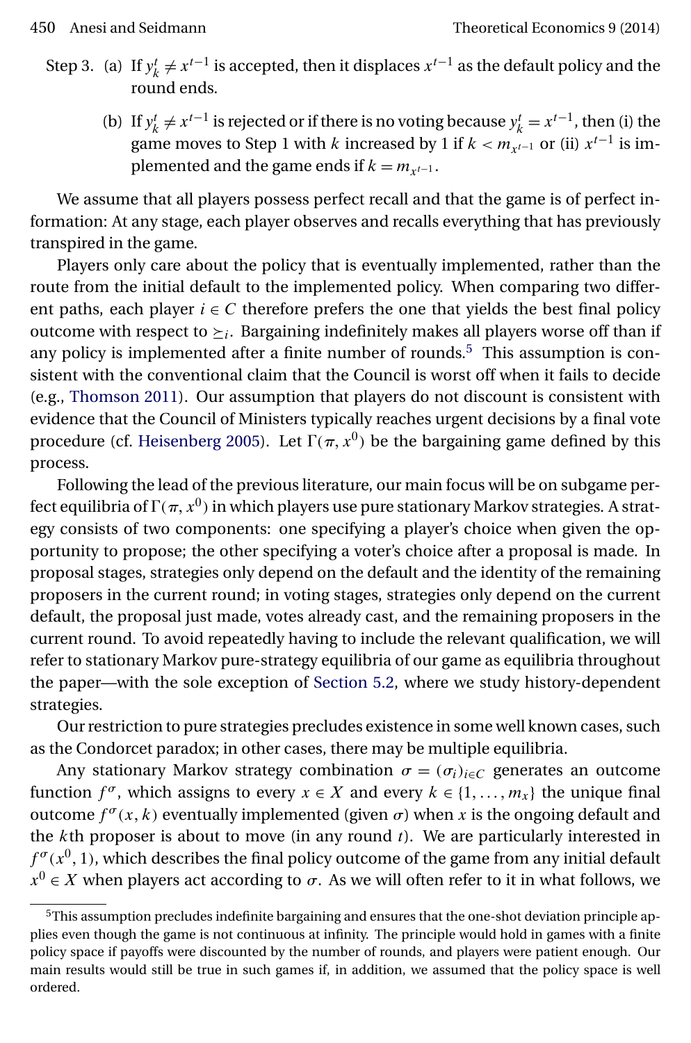Step 3. (a) If $y_k^t \neq x^{t-1}$ is accepted, then it displaces $x^{t-1}$ as the default policy and the round ends.

(b) If $y_k^t \neq x^{t-1}$ is rejected or if there is no voting because $y_k^t = x^{t-1}$, then (i) the game moves to Step 1 with $k$ increased by 1 if $k < m_{x^{t-1}}$ or (ii) $x^{t-1}$ is implemented and the game ends if $k = m_{x^{t-1}}$.

We assume that all players possess perfect recall and that the game is of perfect information: At any stage, each player observes and recalls everything that has previously transpired in the game.

Players only care about the policy that is eventually implemented, rather than the route from the initial default to the implemented policy. When comparing two different paths, each player $i \in C$ therefore prefers the one that yields the best final policy outcome with respect to $\succeq_i$. Bargaining indefinitely makes all players worse off than if any policy is implemented after a finite number of rounds.[5] This assumption is consistent with the conventional claim that the Council is worst off when it fails to decide (e.g., Thomson 2011). Our assumption that players do not discount is consistent with evidence that the Council of Ministers typically reaches urgent decisions by a final vote procedure (cf. Heisenberg 2005). Let $\Gamma(\pi, x^0)$ be the bargaining game defined by this process.

Following the lead of the previous literature, our main focus will be on subgame perfect equilibria of $\Gamma(\pi, x^0)$ in which players use pure stationary Markov strategies. A strategy consists of two components: one specifying a player's choice when given the opportunity to propose; the other specifying a voter's choice after a proposal is made. In proposal stages, strategies only depend on the default and the identity of the remaining proposers in the current round; in voting stages, strategies only depend on the current default, the proposal just made, votes already cast, and the remaining proposers in the current round. To avoid repeatedly having to include the relevant qualification, we will refer to stationary Markov pure-strategy equilibria of our game as equilibria throughout the paper—with the sole exception of Section 5.2, where we study history-dependent strategies.

Our restriction to pure strategies precludes existence in some well known cases, such as the Condorcet paradox; in other cases, there may be multiple equilibria.

Any stationary Markov strategy combination $\sigma = (\sigma_i)_{i \in C}$ generates an outcome function $f^\sigma$, which assigns to every $x \in X$ and every $k \in \{1, \ldots, m_x\}$ the unique final outcome $f^\sigma(x, k)$ eventually implemented (given $\sigma$) when $x$ is the ongoing default and the $k$th proposer is about to move (in any round $t$). We are particularly interested in $f^\sigma(x^0, 1)$, which describes the final policy outcome of the game from any initial default $x^0 \in X$ when players act according to $\sigma$. As we will often refer to it in what follows, we

[5] This assumption precludes indefinite bargaining and ensures that the one-shot deviation principle applies even though the game is not continuous at infinity. The principle would hold in games with a finite policy space if payoffs were discounted by the number of rounds, and players were patient enough. Our main results would still be true in such games if, in addition, we assumed that the policy space is well ordered.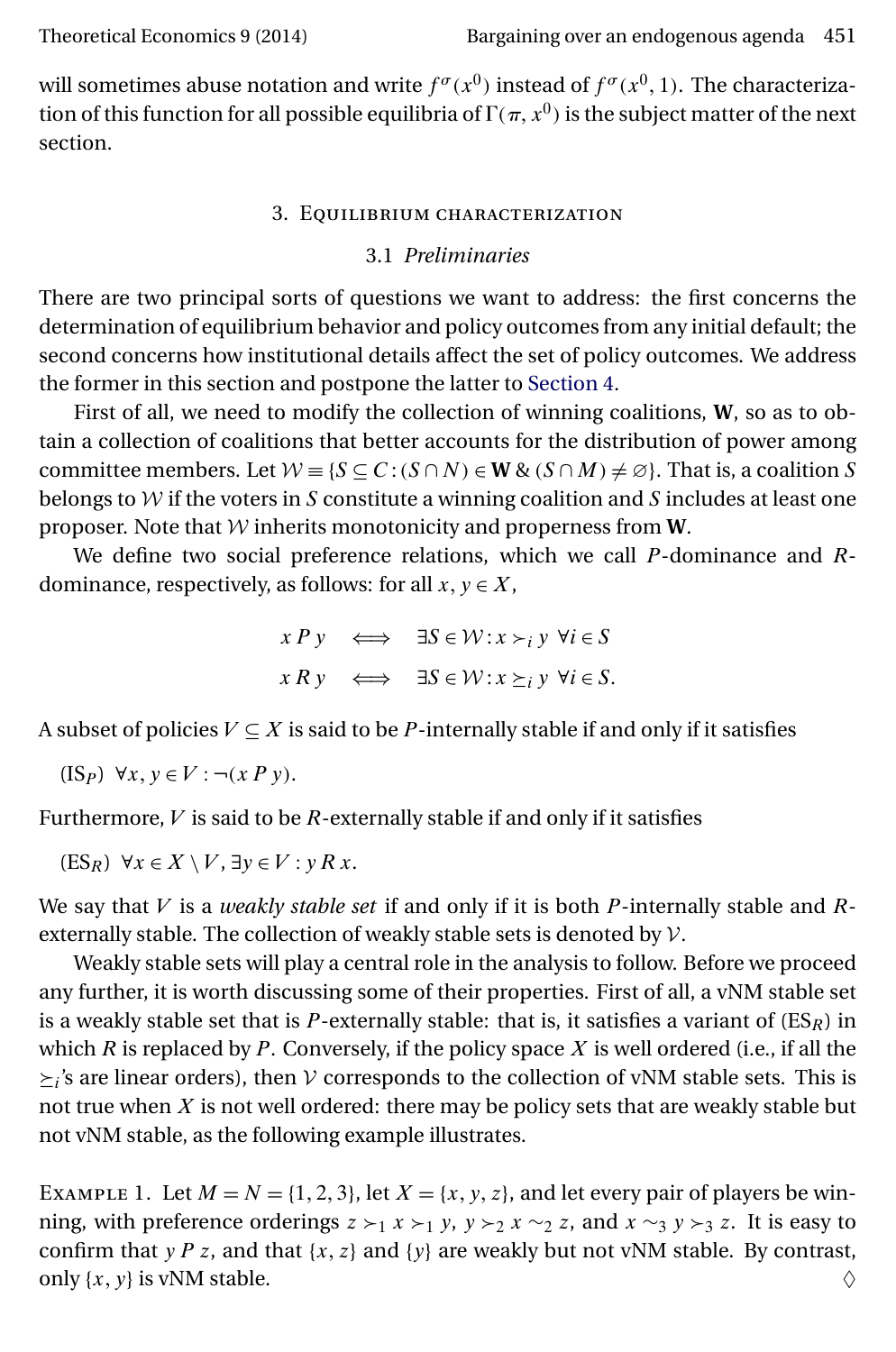will sometimes abuse notation and write $f^{\sigma}(x^0)$ instead of $f^{\sigma}(x^0, 1)$. The characterization of this function for all possible equilibria of $\Gamma(\pi, x^0)$ is the subject matter of the next section.

## 3. Equilibrium characterization

### 3.1 *Preliminaries*

There are two principal sorts of questions we want to address: the first concerns the determination of equilibrium behavior and policy outcomes from any initial default; the second concerns how institutional details affect the set of policy outcomes. We address the former in this section and postpone the latter to Section 4.

First of all, we need to modify the collection of winning coalitions, $\mathbf{W}$, so as to obtain a collection of coalitions that better accounts for the distribution of power among committee members. Let $\mathcal{W} \equiv \{S \subseteq C : (S \cap N) \in \mathbf{W} \;\&\; (S \cap M) \neq \varnothing\}$. That is, a coalition $S$ belongs to $\mathcal{W}$ if the voters in $S$ constitute a winning coalition and $S$ includes at least one proposer. Note that $\mathcal{W}$ inherits monotonicity and properness from $\mathbf{W}$.

We define two social preference relations, which we call $P$-dominance and $R$-dominance, respectively, as follows: for all $x, y \in X$,

$$x \; P \; y \iff \exists S \in \mathcal{W} : x \succ_i y \;\; \forall i \in S$$

$$x \; R \; y \iff \exists S \in \mathcal{W} : x \succeq_i y \;\; \forall i \in S.$$

A subset of policies $V \subseteq X$ is said to be $P$-internally stable if and only if it satisfies

(IS$_P$) $\forall x, y \in V : \neg(x \; P \; y)$.

Furthermore, $V$ is said to be $R$-externally stable if and only if it satisfies

(ES$_R$) $\forall x \in X \setminus V, \exists y \in V : y \; R \; x$.

We say that $V$ is a *weakly stable set* if and only if it is both $P$-internally stable and $R$-externally stable. The collection of weakly stable sets is denoted by $\mathcal{V}$.

Weakly stable sets will play a central role in the analysis to follow. Before we proceed any further, it is worth discussing some of their properties. First of all, a vNM stable set is a weakly stable set that is $P$-externally stable: that is, it satisfies a variant of (ES$_R$) in which $R$ is replaced by $P$. Conversely, if the policy space $X$ is well ordered (i.e., if all the $\succeq_i$'s are linear orders), then $\mathcal{V}$ corresponds to the collection of vNM stable sets. This is not true when $X$ is not well ordered: there may be policy sets that are weakly stable but not vNM stable, as the following example illustrates.

Example 1. Let $M = N = \{1, 2, 3\}$, let $X = \{x, y, z\}$, and let every pair of players be winning, with preference orderings $z \succ_1 x \succ_1 y$, $y \succ_2 x \sim_2 z$, and $x \sim_3 y \succ_3 z$. It is easy to confirm that $y \; P \; z$, and that $\{x, z\}$ and $\{y\}$ are weakly but not vNM stable. By contrast, only $\{x, y\}$ is vNM stable. $\diamondsuit$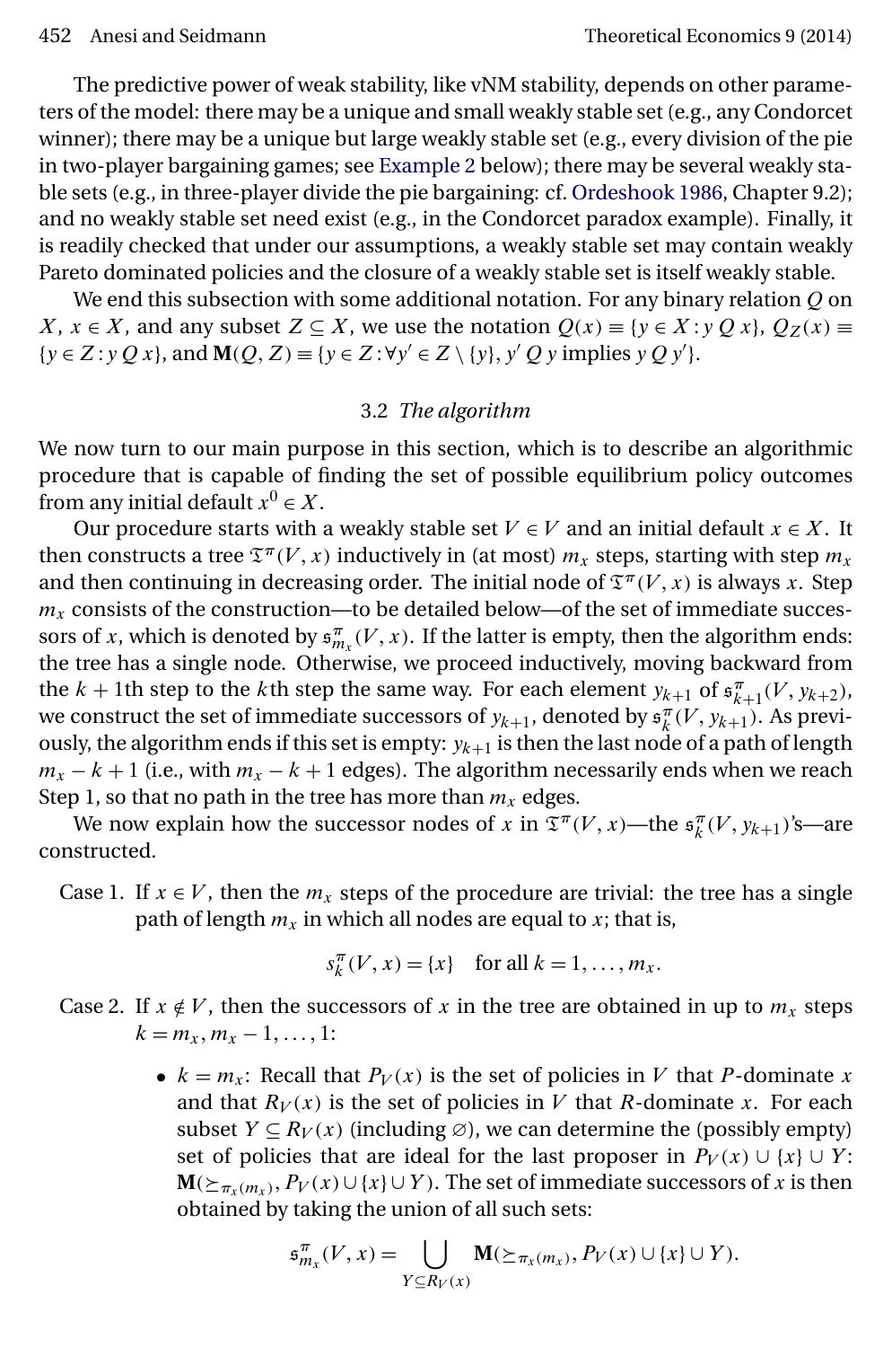The predictive power of weak stability, like vNM stability, depends on other parameters of the model: there may be a unique and small weakly stable set (e.g., any Condorcet winner); there may be a unique but large weakly stable set (e.g., every division of the pie in two-player bargaining games; see Example 2 below); there may be several weakly stable sets (e.g., in three-player divide the pie bargaining: cf. Ordeshook 1986, Chapter 9.2); and no weakly stable set need exist (e.g., in the Condorcet paradox example). Finally, it is readily checked that under our assumptions, a weakly stable set may contain weakly Pareto dominated policies and the closure of a weakly stable set is itself weakly stable.

We end this subsection with some additional notation. For any binary relation $Q$ on $X$, $x \in X$, and any subset $Z \subseteq X$, we use the notation $Q(x) \equiv \{y \in X : y \, Q \, x\}$, $Q_Z(x) \equiv \{y \in Z : y \, Q \, x\}$, and $\mathbf{M}(Q, Z) \equiv \{y \in Z : \forall y' \in Z \setminus \{y\}, y' \, Q \, y \text{ implies } y \, Q \, y'\}$.

### 3.2 *The algorithm*

We now turn to our main purpose in this section, which is to describe an algorithmic procedure that is capable of finding the set of possible equilibrium policy outcomes from any initial default $x^0 \in X$.

Our procedure starts with a weakly stable set $V \in \mathcal{V}$ and an initial default $x \in X$. It then constructs a tree $\mathfrak{T}^\pi(V, x)$ inductively in (at most) $m_x$ steps, starting with step $m_x$ and then continuing in decreasing order. The initial node of $\mathfrak{T}^\pi(V, x)$ is always $x$. Step $m_x$ consists of the construction—to be detailed below—of the set of immediate successors of $x$, which is denoted by $\mathfrak{s}^\pi_{m_x}(V, x)$. If the latter is empty, then the algorithm ends: the tree has a single node. Otherwise, we proceed inductively, moving backward from the $k+1$th step to the $k$th step the same way. For each element $y_{k+1}$ of $\mathfrak{s}^\pi_{k+1}(V, y_{k+2})$, we construct the set of immediate successors of $y_{k+1}$, denoted by $\mathfrak{s}^\pi_k(V, y_{k+1})$. As previously, the algorithm ends if this set is empty: $y_{k+1}$ is then the last node of a path of length $m_x - k + 1$ (i.e., with $m_x - k + 1$ edges). The algorithm necessarily ends when we reach Step 1, so that no path in the tree has more than $m_x$ edges.

We now explain how the successor nodes of $x$ in $\mathfrak{T}^\pi(V, x)$—the $\mathfrak{s}^\pi_k(V, y_{k+1})$'s—are constructed.

Case 1. If $x \in V$, then the $m_x$ steps of the procedure are trivial: the tree has a single path of length $m_x$ in which all nodes are equal to $x$; that is,

$$s^\pi_k(V, x) = \{x\} \quad \text{for all } k = 1, \ldots, m_x.$$

Case 2. If $x \notin V$, then the successors of $x$ in the tree are obtained in up to $m_x$ steps $k = m_x, m_x - 1, \ldots, 1$:

- $k = m_x$: Recall that $P_V(x)$ is the set of policies in $V$ that $P$-dominate $x$ and that $R_V(x)$ is the set of policies in $V$ that $R$-dominate $x$. For each subset $Y \subseteq R_V(x)$ (including $\varnothing$), we can determine the (possibly empty) set of policies that are ideal for the last proposer in $P_V(x) \cup \{x\} \cup Y$: $\mathbf{M}(\succeq_{\pi_x(m_x)}, P_V(x) \cup \{x\} \cup Y)$. The set of immediate successors of $x$ is then obtained by taking the union of all such sets:

$$\mathfrak{s}^\pi_{m_x}(V, x) = \bigcup_{Y \subseteq R_V(x)} \mathbf{M}(\succeq_{\pi_x(m_x)}, P_V(x) \cup \{x\} \cup Y).$$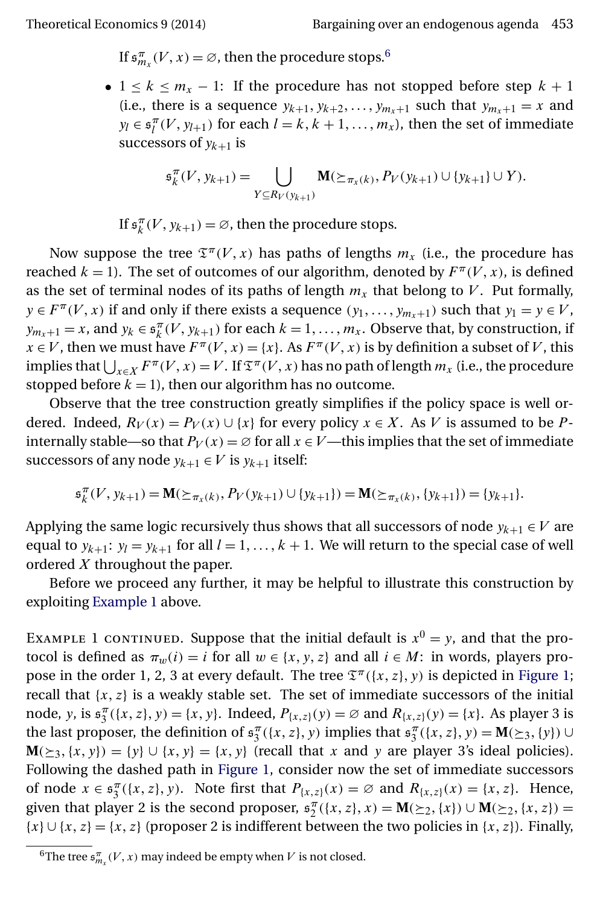If $\mathfrak{s}^\pi_{m_x}(V, x) = \varnothing$, then the procedure stops.[6]

- $1 \le k \le m_x - 1$: If the procedure has not stopped before step $k+1$ (i.e., there is a sequence $y_{k+1}, y_{k+2}, \ldots, y_{m_x+1}$ such that $y_{m_x+1} = x$ and $y_l \in \mathfrak{s}^\pi_l(V, y_{l+1})$ for each $l = k, k+1, \ldots, m_x$), then the set of immediate successors of $y_{k+1}$ is

$$\mathfrak{s}^\pi_k(V, y_{k+1}) = \bigcup_{Y \subseteq R_V(y_{k+1})} \mathbf{M}(\succeq_{\pi_x(k)}, P_V(y_{k+1}) \cup \{y_{k+1}\} \cup Y).$$

If $\mathfrak{s}^\pi_k(V, y_{k+1}) = \varnothing$, then the procedure stops.

Now suppose the tree $\mathfrak{T}^\pi(V, x)$ has paths of lengths $m_x$ (i.e., the procedure has reached $k = 1$). The set of outcomes of our algorithm, denoted by $F^\pi(V, x)$, is defined as the set of terminal nodes of its paths of length $m_x$ that belong to $V$. Put formally, $y \in F^\pi(V, x)$ if and only if there exists a sequence $(y_1, \ldots, y_{m_x+1})$ such that $y_1 = y \in V$, $y_{m_x+1} = x$, and $y_k \in \mathfrak{s}^\pi_k(V, y_{k+1})$ for each $k = 1, \ldots, m_x$. Observe that, by construction, if $x \in V$, then we must have $F^\pi(V, x) = \{x\}$. As $F^\pi(V, x)$ is by definition a subset of $V$, this implies that $\bigcup_{x \in X} F^\pi(V, x) = V$. If $\mathfrak{T}^\pi(V, x)$ has no path of length $m_x$ (i.e., the procedure stopped before $k = 1$), then our algorithm has no outcome.

Observe that the tree construction greatly simplifies if the policy space is well ordered. Indeed, $R_V(x) = P_V(x) \cup \{x\}$ for every policy $x \in X$. As $V$ is assumed to be $P$-internally stable—so that $P_V(x) = \varnothing$ for all $x \in V$—this implies that the set of immediate successors of any node $y_{k+1} \in V$ is $y_{k+1}$ itself:

$$\mathfrak{s}^\pi_k(V, y_{k+1}) = \mathbf{M}(\succeq_{\pi_x(k)}, P_V(y_{k+1}) \cup \{y_{k+1}\}) = \mathbf{M}(\succeq_{\pi_x(k)}, \{y_{k+1}\}) = \{y_{k+1}\}.$$

Applying the same logic recursively thus shows that all successors of node $y_{k+1} \in V$ are equal to $y_{k+1}$: $y_l = y_{k+1}$ for all $l = 1, \ldots, k+1$. We will return to the special case of well ordered $X$ throughout the paper.

Before we proceed any further, it may be helpful to illustrate this construction by exploiting Example 1 above.

Example 1 continued. Suppose that the initial default is $x^0 = y$, and that the protocol is defined as $\pi_w(i) = i$ for all $w \in \{x, y, z\}$ and all $i \in M$: in words, players propose in the order 1, 2, 3 at every default. The tree $\mathfrak{T}^\pi(\{x, z\}, y)$ is depicted in Figure 1; recall that $\{x, z\}$ is a weakly stable set. The set of immediate successors of the initial node, $y$, is $\mathfrak{s}^\pi_3(\{x, z\}, y) = \{x, y\}$. Indeed, $P_{\{x,z\}}(y) = \varnothing$ and $R_{\{x,z\}}(y) = \{x\}$. As player 3 is the last proposer, the definition of $\mathfrak{s}^\pi_3(\{x, z\}, y)$ implies that $\mathfrak{s}^\pi_3(\{x, z\}, y) = \mathbf{M}(\succeq_3, \{y\}) \cup \mathbf{M}(\succeq_3, \{x, y\}) = \{y\} \cup \{x, y\} = \{x, y\}$ (recall that $x$ and $y$ are player 3's ideal policies). Following the dashed path in Figure 1, consider now the set of immediate successors of node $x \in \mathfrak{s}^\pi_3(\{x, z\}, y)$. Note first that $P_{\{x,z\}}(x) = \varnothing$ and $R_{\{x,z\}}(x) = \{x, z\}$. Hence, given that player 2 is the second proposer, $\mathfrak{s}^\pi_2(\{x, z\}, x) = \mathbf{M}(\succeq_2, \{x\}) \cup \mathbf{M}(\succeq_2, \{x, z\}) = \{x\} \cup \{x, z\} = \{x, z\}$ (proposer 2 is indifferent between the two policies in $\{x, z\}$). Finally,

[6] The tree $\mathfrak{s}^\pi_{m_x}(V, x)$ may indeed be empty when $V$ is not closed.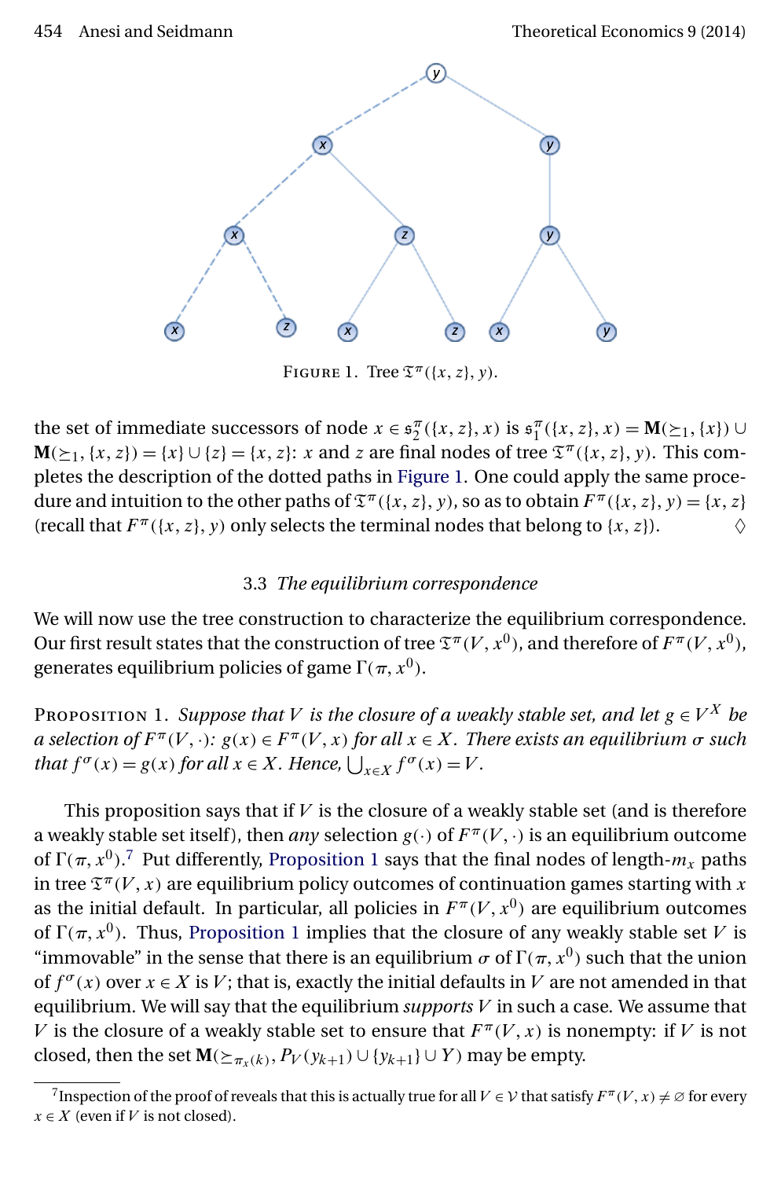y

x

y

x

z

y

x

z

x

z

x

y

Figure 1. Tree $\mathfrak{T}^\pi(\{x,z\},y)$.

the set of immediate successors of node $x \in \mathfrak{s}_2^\pi(\{x,z\},x)$ is $\mathfrak{s}_1^\pi(\{x,z\},x) = \mathbf{M}(\succeq_1,\{x\}) \cup \mathbf{M}(\succeq_1,\{x,z\}) = \{x\} \cup \{z\} = \{x,z\}$: $x$ and $z$ are final nodes of tree $\mathfrak{T}^\pi(\{x,z\},y)$. This completes the description of the dotted paths in Figure 1. One could apply the same procedure and intuition to the other paths of $\mathfrak{T}^\pi(\{x,z\},y)$, so as to obtain $F^\pi(\{x,z\},y) = \{x,z\}$ (recall that $F^\pi(\{x,z\},y)$ only selects the terminal nodes that belong to $\{x,z\}$). ◊

### 3.3 *The equilibrium correspondence*

We will now use the tree construction to characterize the equilibrium correspondence. Our first result states that the construction of tree $\mathfrak{T}^\pi(V,x^0)$, and therefore of $F^\pi(V,x^0)$, generates equilibrium policies of game $\Gamma(\pi,x^0)$.

Proposition 1. *Suppose that $V$ is the closure of a weakly stable set, and let $g \in V^X$ be a selection of $F^\pi(V,\cdot)$: $g(x) \in F^\pi(V,x)$ for all $x \in X$. There exists an equilibrium $\sigma$ such that $f^\sigma(x) = g(x)$ for all $x \in X$. Hence, $\bigcup_{x\in X} f^\sigma(x) = V$.*

This proposition says that if $V$ is the closure of a weakly stable set (and is therefore a weakly stable set itself), then *any* selection $g(\cdot)$ of $F^\pi(V,\cdot)$ is an equilibrium outcome of $\Gamma(\pi,x^0)$.[7] Put differently, Proposition 1 says that the final nodes of length-$m_x$ paths in tree $\mathfrak{T}^\pi(V,x)$ are equilibrium policy outcomes of continuation games starting with $x$ as the initial default. In particular, all policies in $F^\pi(V,x^0)$ are equilibrium outcomes of $\Gamma(\pi,x^0)$. Thus, Proposition 1 implies that the closure of any weakly stable set $V$ is "immovable" in the sense that there is an equilibrium $\sigma$ of $\Gamma(\pi,x^0)$ such that the union of $f^\sigma(x)$ over $x \in X$ is $V$; that is, exactly the initial defaults in $V$ are not amended in that equilibrium. We will say that the equilibrium *supports* $V$ in such a case. We assume that $V$ is the closure of a weakly stable set to ensure that $F^\pi(V,x)$ is nonempty: if $V$ is not closed, then the set $\mathbf{M}(\succeq_{\pi_x(k)}, P_V(y_{k+1}) \cup \{y_{k+1}\} \cup Y)$ may be empty.

[7] Inspection of the proof of reveals that this is actually true for all $V \in \mathcal{V}$ that satisfy $F^\pi(V,x) \neq \varnothing$ for every $x \in X$ (even if $V$ is not closed).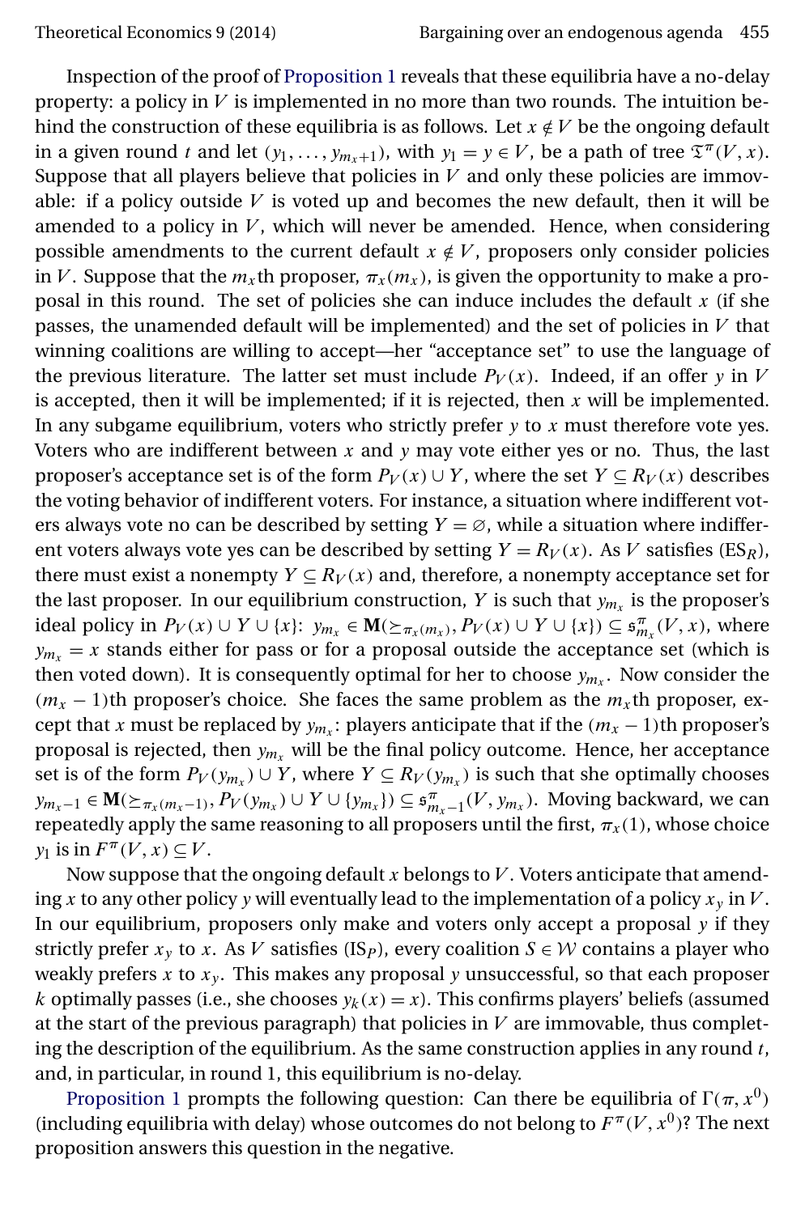Inspection of the proof of Proposition 1 reveals that these equilibria have a no-delay property: a policy in $V$ is implemented in no more than two rounds. The intuition behind the construction of these equilibria is as follows. Let $x \notin V$ be the ongoing default in a given round $t$ and let $(y_1, \dots, y_{m_x+1})$, with $y_1 = y \in V$, be a path of tree $\mathfrak{T}^\pi(V, x)$. Suppose that all players believe that policies in $V$ and only these policies are immovable: if a policy outside $V$ is voted up and becomes the new default, then it will be amended to a policy in $V$, which will never be amended. Hence, when considering possible amendments to the current default $x \notin V$, proposers only consider policies in $V$. Suppose that the $m_x$th proposer, $\pi_x(m_x)$, is given the opportunity to make a proposal in this round. The set of policies she can induce includes the default $x$ (if she passes, the unamended default will be implemented) and the set of policies in $V$ that winning coalitions are willing to accept—her "acceptance set" to use the language of the previous literature. The latter set must include $P_V(x)$. Indeed, if an offer $y$ in $V$ is accepted, then it will be implemented; if it is rejected, then $x$ will be implemented. In any subgame equilibrium, voters who strictly prefer $y$ to $x$ must therefore vote yes. Voters who are indifferent between $x$ and $y$ may vote either yes or no. Thus, the last proposer's acceptance set is of the form $P_V(x) \cup Y$, where the set $Y \subseteq R_V(x)$ describes the voting behavior of indifferent voters. For instance, a situation where indifferent voters always vote no can be described by setting $Y = \varnothing$, while a situation where indifferent voters always vote yes can be described by setting $Y = R_V(x)$. As $V$ satisfies ($\text{ES}_R$), there must exist a nonempty $Y \subseteq R_V(x)$ and, therefore, a nonempty acceptance set for the last proposer. In our equilibrium construction, $Y$ is such that $y_{m_x}$ is the proposer's ideal policy in $P_V(x) \cup Y \cup \{x\}$: $y_{m_x} \in \mathbf{M}(\succeq_{\pi_x(m_x)}, P_V(x) \cup Y \cup \{x\}) \subseteq \mathfrak{s}^\pi_{m_x}(V, x)$, where $y_{m_x} = x$ stands either for pass or for a proposal outside the acceptance set (which is then voted down). It is consequently optimal for her to choose $y_{m_x}$. Now consider the $(m_x - 1)$th proposer's choice. She faces the same problem as the $m_x$th proposer, except that $x$ must be replaced by $y_{m_x}$: players anticipate that if the $(m_x - 1)$th proposer's proposal is rejected, then $y_{m_x}$ will be the final policy outcome. Hence, her acceptance set is of the form $P_V(y_{m_x}) \cup Y$, where $Y \subseteq R_V(y_{m_x})$ is such that she optimally chooses $y_{m_x-1} \in \mathbf{M}(\succeq_{\pi_x(m_x-1)}, P_V(y_{m_x}) \cup Y \cup \{y_{m_x}\}) \subseteq \mathfrak{s}^\pi_{m_x-1}(V, y_{m_x})$. Moving backward, we can repeatedly apply the same reasoning to all proposers until the first, $\pi_x(1)$, whose choice $y_1$ is in $F^\pi(V, x) \subseteq V$.

Now suppose that the ongoing default $x$ belongs to $V$. Voters anticipate that amending $x$ to any other policy $y$ will eventually lead to the implementation of a policy $x_y$ in $V$. In our equilibrium, proposers only make and voters only accept a proposal $y$ if they strictly prefer $x_y$ to $x$. As $V$ satisfies ($\text{IS}_P$), every coalition $S \in \mathcal{W}$ contains a player who weakly prefers $x$ to $x_y$. This makes any proposal $y$ unsuccessful, so that each proposer $k$ optimally passes (i.e., she chooses $y_k(x) = x$). This confirms players' beliefs (assumed at the start of the previous paragraph) that policies in $V$ are immovable, thus completing the description of the equilibrium. As the same construction applies in any round $t$, and, in particular, in round 1, this equilibrium is no-delay.

Proposition 1 prompts the following question: Can there be equilibria of $\Gamma(\pi, x^0)$ (including equilibria with delay) whose outcomes do not belong to $F^\pi(V, x^0)$? The next proposition answers this question in the negative.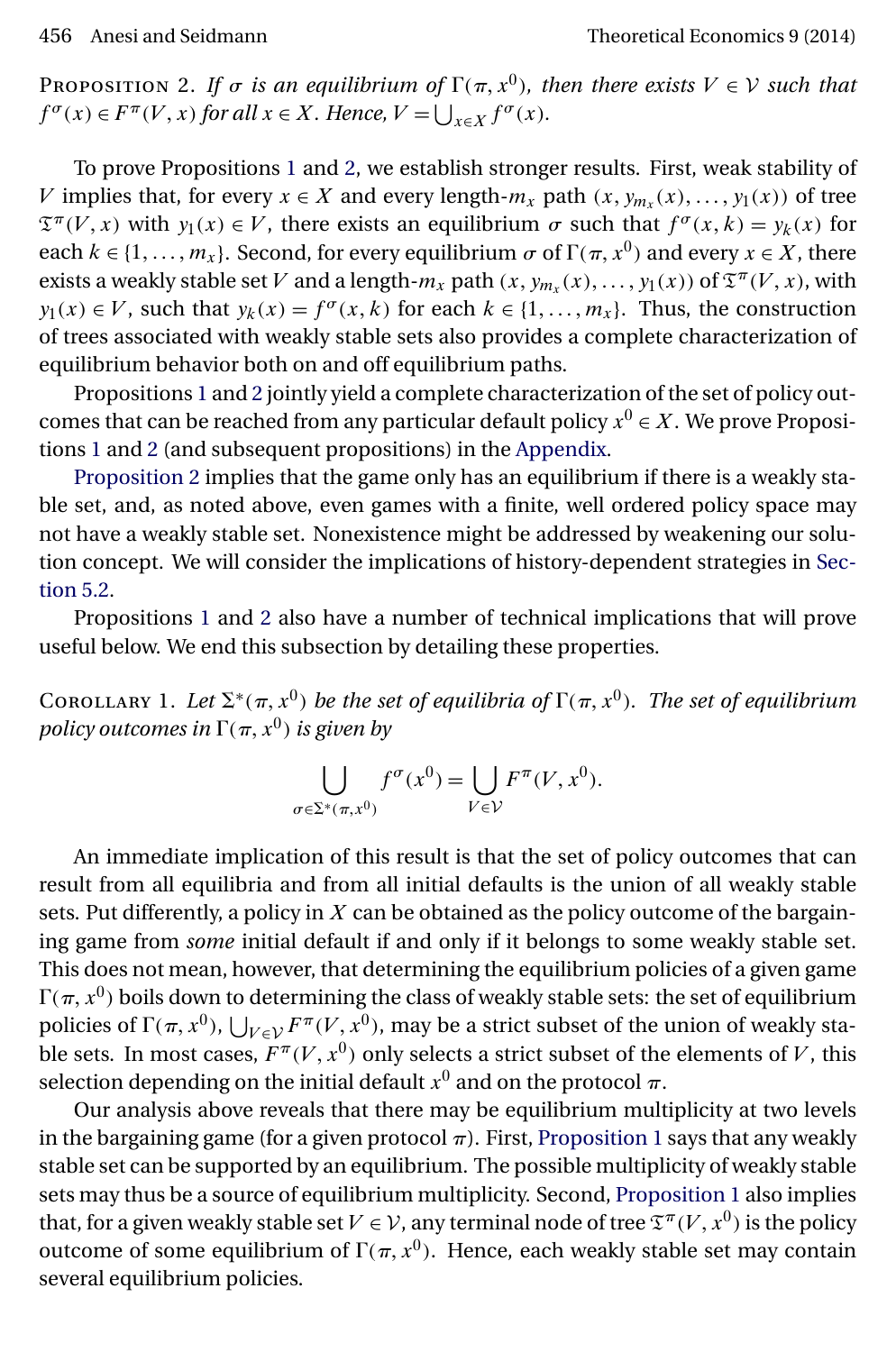**Proposition 2.** *If $\sigma$ is an equilibrium of $\Gamma(\pi, x^0)$, then there exists $V \in \mathcal{V}$ such that $f^\sigma(x) \in F^\pi(V, x)$ for all $x \in X$. Hence, $V = \bigcup_{x \in X} f^\sigma(x)$.*

To prove Propositions 1 and 2, we establish stronger results. First, weak stability of $V$ implies that, for every $x \in X$ and every length-$m_x$ path $(x, y_{m_x}(x), \ldots, y_1(x))$ of tree $\mathfrak{T}^\pi(V, x)$ with $y_1(x) \in V$, there exists an equilibrium $\sigma$ such that $f^\sigma(x, k) = y_k(x)$ for each $k \in \{1, \ldots, m_x\}$. Second, for every equilibrium $\sigma$ of $\Gamma(\pi, x^0)$ and every $x \in X$, there exists a weakly stable set $V$ and a length-$m_x$ path $(x, y_{m_x}(x), \ldots, y_1(x))$ of $\mathfrak{T}^\pi(V, x)$, with $y_1(x) \in V$, such that $y_k(x) = f^\sigma(x, k)$ for each $k \in \{1, \ldots, m_x\}$. Thus, the construction of trees associated with weakly stable sets also provides a complete characterization of equilibrium behavior both on and off equilibrium paths.

Propositions 1 and 2 jointly yield a complete characterization of the set of policy outcomes that can be reached from any particular default policy $x^0 \in X$. We prove Propositions 1 and 2 (and subsequent propositions) in the Appendix.

Proposition 2 implies that the game only has an equilibrium if there is a weakly stable set, and, as noted above, even games with a finite, well ordered policy space may not have a weakly stable set. Nonexistence might be addressed by weakening our solution concept. We will consider the implications of history-dependent strategies in Section 5.2.

Propositions 1 and 2 also have a number of technical implications that will prove useful below. We end this subsection by detailing these properties.

**Corollary 1.** *Let $\Sigma^*(\pi, x^0)$ be the set of equilibria of $\Gamma(\pi, x^0)$. The set of equilibrium policy outcomes in $\Gamma(\pi, x^0)$ is given by*

$$\bigcup_{\sigma \in \Sigma^*(\pi, x^0)} f^\sigma(x^0) = \bigcup_{V \in \mathcal{V}} F^\pi(V, x^0).$$

An immediate implication of this result is that the set of policy outcomes that can result from all equilibria and from all initial defaults is the union of all weakly stable sets. Put differently, a policy in $X$ can be obtained as the policy outcome of the bargaining game from *some* initial default if and only if it belongs to some weakly stable set. This does not mean, however, that determining the equilibrium policies of a given game $\Gamma(\pi, x^0)$ boils down to determining the class of weakly stable sets: the set of equilibrium policies of $\Gamma(\pi, x^0)$, $\bigcup_{V \in \mathcal{V}} F^\pi(V, x^0)$, may be a strict subset of the union of weakly stable sets. In most cases, $F^\pi(V, x^0)$ only selects a strict subset of the elements of $V$, this selection depending on the initial default $x^0$ and on the protocol $\pi$.

Our analysis above reveals that there may be equilibrium multiplicity at two levels in the bargaining game (for a given protocol $\pi$). First, Proposition 1 says that any weakly stable set can be supported by an equilibrium. The possible multiplicity of weakly stable sets may thus be a source of equilibrium multiplicity. Second, Proposition 1 also implies that, for a given weakly stable set $V \in \mathcal{V}$, any terminal node of tree $\mathfrak{T}^\pi(V, x^0)$ is the policy outcome of some equilibrium of $\Gamma(\pi, x^0)$. Hence, each weakly stable set may contain several equilibrium policies.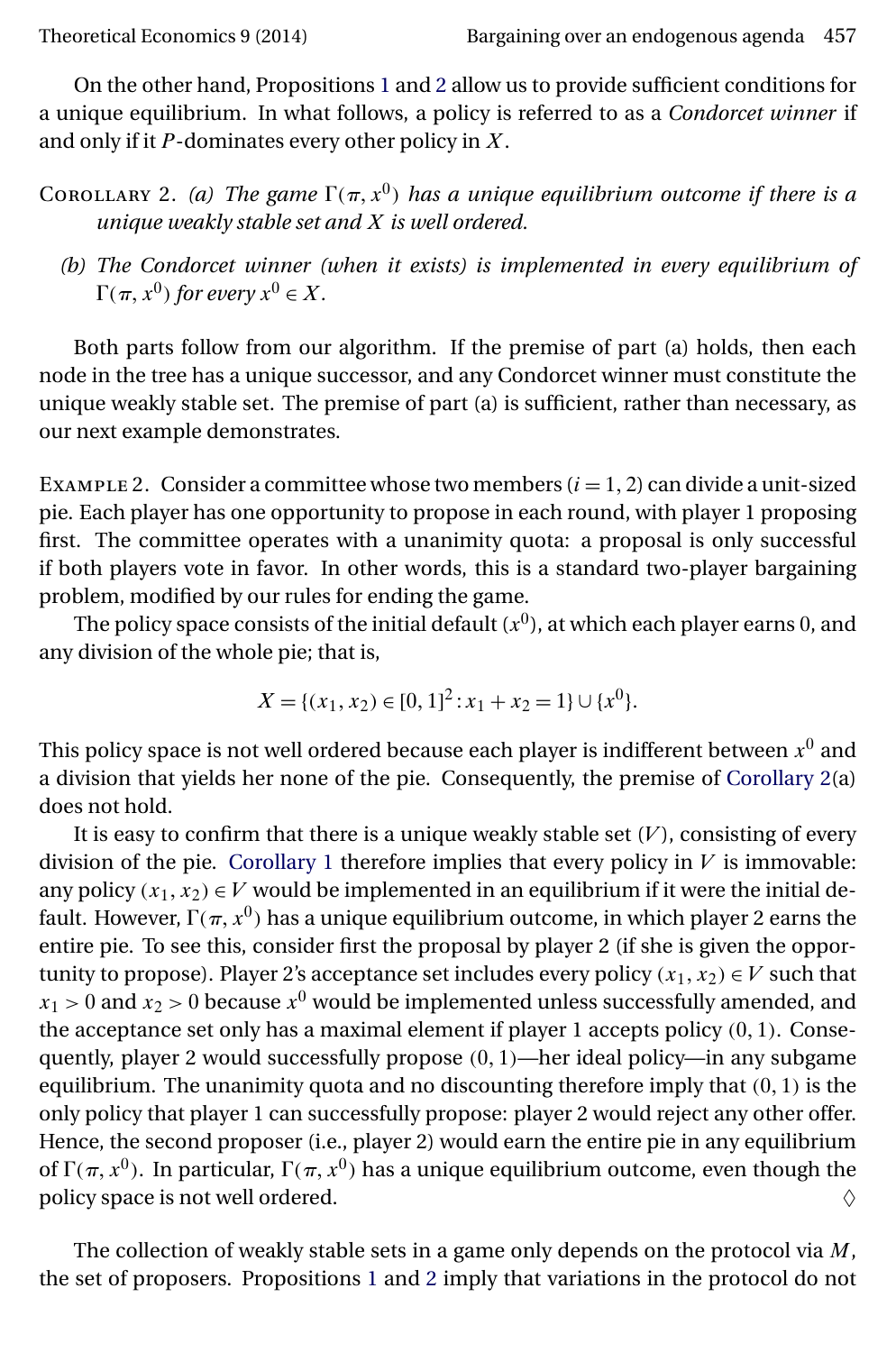On the other hand, Propositions 1 and 2 allow us to provide sufficient conditions for a unique equilibrium. In what follows, a policy is referred to as a *Condorcet winner* if and only if it $P$-dominates every other policy in $X$.

Corollary 2. *(a) The game $\Gamma(\pi, x^0)$ has a unique equilibrium outcome if there is a unique weakly stable set and $X$ is well ordered.*

*(b) The Condorcet winner (when it exists) is implemented in every equilibrium of $\Gamma(\pi, x^0)$ for every $x^0 \in X$.*

Both parts follow from our algorithm. If the premise of part (a) holds, then each node in the tree has a unique successor, and any Condorcet winner must constitute the unique weakly stable set. The premise of part (a) is sufficient, rather than necessary, as our next example demonstrates.

Example 2. Consider a committee whose two members ($i = 1, 2$) can divide a unit-sized pie. Each player has one opportunity to propose in each round, with player 1 proposing first. The committee operates with a unanimity quota: a proposal is only successful if both players vote in favor. In other words, this is a standard two-player bargaining problem, modified by our rules for ending the game.

The policy space consists of the initial default ($x^0$), at which each player earns 0, and any division of the whole pie; that is,

$$X = \{(x_1, x_2) \in [0, 1]^2 : x_1 + x_2 = 1\} \cup \{x^0\}.$$

This policy space is not well ordered because each player is indifferent between $x^0$ and a division that yields her none of the pie. Consequently, the premise of Corollary 2(a) does not hold.

It is easy to confirm that there is a unique weakly stable set ($V$), consisting of every division of the pie. Corollary 1 therefore implies that every policy in $V$ is immovable: any policy $(x_1, x_2) \in V$ would be implemented in an equilibrium if it were the initial default. However, $\Gamma(\pi, x^0)$ has a unique equilibrium outcome, in which player 2 earns the entire pie. To see this, consider first the proposal by player 2 (if she is given the opportunity to propose). Player 2's acceptance set includes every policy $(x_1, x_2) \in V$ such that $x_1 > 0$ and $x_2 > 0$ because $x^0$ would be implemented unless successfully amended, and the acceptance set only has a maximal element if player 1 accepts policy $(0, 1)$. Consequently, player 2 would successfully propose $(0, 1)$—her ideal policy—in any subgame equilibrium. The unanimity quota and no discounting therefore imply that $(0, 1)$ is the only policy that player 1 can successfully propose: player 2 would reject any other offer. Hence, the second proposer (i.e., player 2) would earn the entire pie in any equilibrium of $\Gamma(\pi, x^0)$. In particular, $\Gamma(\pi, x^0)$ has a unique equilibrium outcome, even though the policy space is not well ordered. ◊

The collection of weakly stable sets in a game only depends on the protocol via $M$, the set of proposers. Propositions 1 and 2 imply that variations in the protocol do not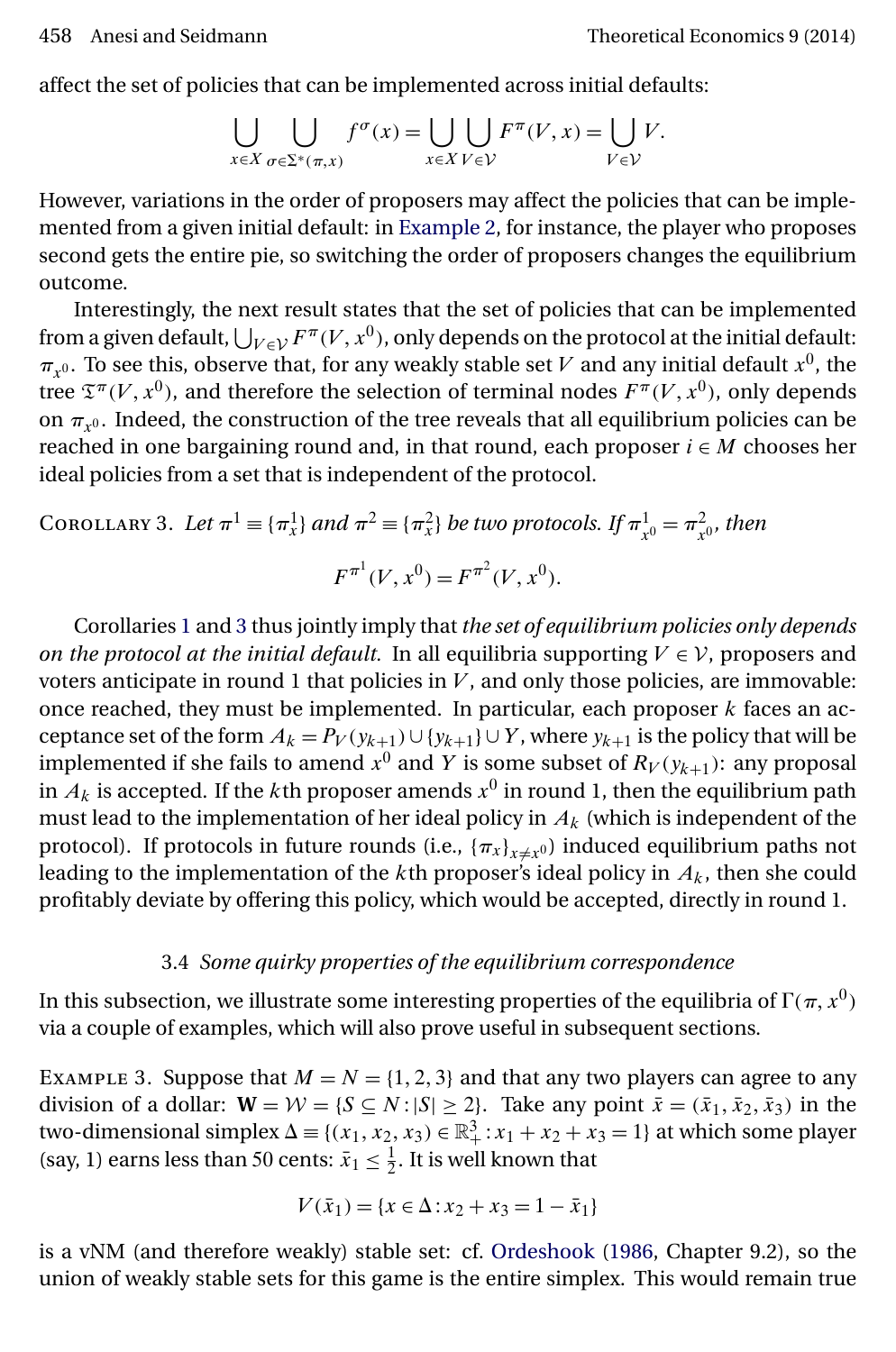affect the set of policies that can be implemented across initial defaults:

$$\bigcup_{x \in X} \bigcup_{\sigma \in \Sigma^*(\pi,x)} f^{\sigma}(x) = \bigcup_{x \in X} \bigcup_{V \in \mathcal{V}} F^{\pi}(V, x) = \bigcup_{V \in \mathcal{V}} V.$$

However, variations in the order of proposers may affect the policies that can be implemented from a given initial default: in Example 2, for instance, the player who proposes second gets the entire pie, so switching the order of proposers changes the equilibrium outcome.

Interestingly, the next result states that the set of policies that can be implemented from a given default, $\bigcup_{V \in \mathcal{V}} F^{\pi}(V, x^0)$, only depends on the protocol at the initial default: $\pi_{x^0}$. To see this, observe that, for any weakly stable set $V$ and any initial default $x^0$, the tree $\mathfrak{T}^{\pi}(V, x^0)$, and therefore the selection of terminal nodes $F^{\pi}(V, x^0)$, only depends on $\pi_{x^0}$. Indeed, the construction of the tree reveals that all equilibrium policies can be reached in one bargaining round and, in that round, each proposer $i \in M$ chooses her ideal policies from a set that is independent of the protocol.

Corollary 3. *Let $\pi^1 \equiv \{\pi_x^1\}$ and $\pi^2 \equiv \{\pi_x^2\}$ be two protocols. If $\pi_{x^0}^1 = \pi_{x^0}^2$, then*

$$F^{\pi^1}(V, x^0) = F^{\pi^2}(V, x^0).$$

Corollaries 1 and 3 thus jointly imply that *the set of equilibrium policies only depends on the protocol at the initial default.* In all equilibria supporting $V \in \mathcal{V}$, proposers and voters anticipate in round 1 that policies in $V$, and only those policies, are immovable: once reached, they must be implemented. In particular, each proposer $k$ faces an acceptance set of the form $A_k = P_V(y_{k+1}) \cup \{y_{k+1}\} \cup Y$, where $y_{k+1}$ is the policy that will be implemented if she fails to amend $x^0$ and $Y$ is some subset of $R_V(y_{k+1})$: any proposal in $A_k$ is accepted. If the $k$th proposer amends $x^0$ in round 1, then the equilibrium path must lead to the implementation of her ideal policy in $A_k$ (which is independent of the protocol). If protocols in future rounds (i.e., $\{\pi_x\}_{x \neq x^0}$) induced equilibrium paths not leading to the implementation of the $k$th proposer's ideal policy in $A_k$, then she could profitably deviate by offering this policy, which would be accepted, directly in round 1.

### 3.4 *Some quirky properties of the equilibrium correspondence*

In this subsection, we illustrate some interesting properties of the equilibria of $\Gamma(\pi, x^0)$ via a couple of examples, which will also prove useful in subsequent sections.

Example 3. Suppose that $M = N = \{1, 2, 3\}$ and that any two players can agree to any division of a dollar: $\mathbf{W} = \mathcal{W} = \{S \subseteq N : |S| \geq 2\}$. Take any point $\bar{x} = (\bar{x}_1, \bar{x}_2, \bar{x}_3)$ in the two-dimensional simplex $\Delta \equiv \{(x_1, x_2, x_3) \in \mathbb{R}_+^3 : x_1 + x_2 + x_3 = 1\}$ at which some player (say, 1) earns less than 50 cents: $\bar{x}_1 \leq \frac{1}{2}$. It is well known that

$$V(\bar{x}_1) = \{x \in \Delta : x_2 + x_3 = 1 - \bar{x}_1\}$$

is a vNM (and therefore weakly) stable set: cf. Ordeshook (1986, Chapter 9.2), so the union of weakly stable sets for this game is the entire simplex. This would remain true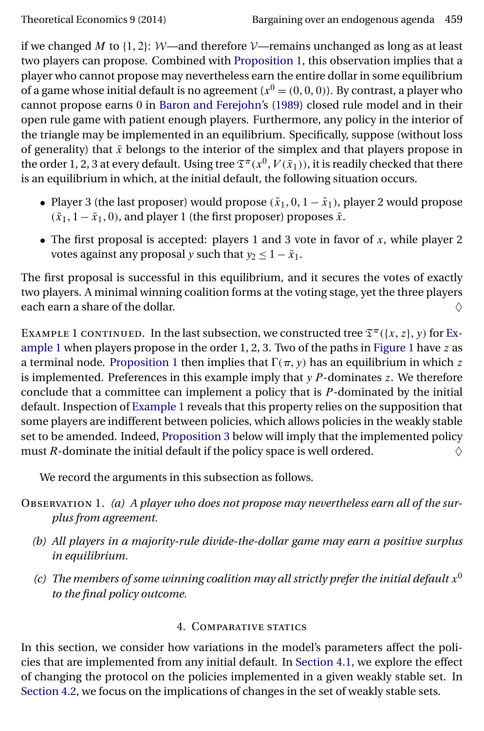if we changed $M$ to $\{1, 2\}$: $\mathcal{W}$—and therefore $\mathcal{V}$—remains unchanged as long as at least two players can propose. Combined with Proposition 1, this observation implies that a player who cannot propose may nevertheless earn the entire dollar in some equilibrium of a game whose initial default is no agreement ($x^0 = (0, 0, 0)$). By contrast, a player who cannot propose earns 0 in Baron and Ferejohn's (1989) closed rule model and in their open rule game with patient enough players. Furthermore, any policy in the interior of the triangle may be implemented in an equilibrium. Specifically, suppose (without loss of generality) that $\bar{x}$ belongs to the interior of the simplex and that players propose in the order 1, 2, 3 at every default. Using tree $\mathfrak{T}^{\pi}(x^0, V(\bar{x}_1))$, it is readily checked that there is an equilibrium in which, at the initial default, the following situation occurs.

- Player 3 (the last proposer) would propose $(\bar{x}_1, 0, 1 - \bar{x}_1)$, player 2 would propose $(\bar{x}_1, 1 - \bar{x}_1, 0)$, and player 1 (the first proposer) proposes $\bar{x}$.
- The first proposal is accepted: players 1 and 3 vote in favor of $x$, while player 2 votes against any proposal $y$ such that $y_2 \leq 1 - \bar{x}_1$.

The first proposal is successful in this equilibrium, and it secures the votes of exactly two players. A minimal winning coalition forms at the voting stage, yet the three players each earn a share of the dollar. ◊

Example 1 continued. In the last subsection, we constructed tree $\mathfrak{T}^{\pi}(\{x, z\}, y)$ for Example 1 when players propose in the order 1, 2, 3. Two of the paths in Figure 1 have $z$ as a terminal node. Proposition 1 then implies that $\Gamma(\pi, y)$ has an equilibrium in which $z$ is implemented. Preferences in this example imply that $y$ $P$-dominates $z$. We therefore conclude that a committee can implement a policy that is $P$-dominated by the initial default. Inspection of Example 1 reveals that this property relies on the supposition that some players are indifferent between policies, which allows policies in the weakly stable set to be amended. Indeed, Proposition 3 below will imply that the implemented policy must $R$-dominate the initial default if the policy space is well ordered. ◊

We record the arguments in this subsection as follows.

Observation 1. *(a) A player who does not propose may nevertheless earn all of the surplus from agreement.*

*(b) All players in a majority-rule divide-the-dollar game may earn a positive surplus in equilibrium.*

*(c) The members of some winning coalition may all strictly prefer the initial default $x^0$ to the final policy outcome.*

## 4. Comparative statics

In this section, we consider how variations in the model's parameters affect the policies that are implemented from any initial default. In Section 4.1, we explore the effect of changing the protocol on the policies implemented in a given weakly stable set. In Section 4.2, we focus on the implications of changes in the set of weakly stable sets.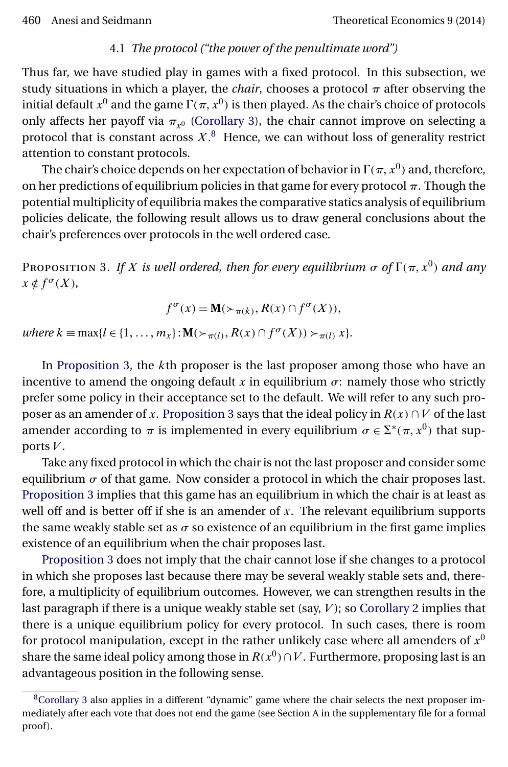### 4.1 *The protocol ("the power of the penultimate word")*

Thus far, we have studied play in games with a fixed protocol. In this subsection, we study situations in which a player, the *chair*, chooses a protocol $\pi$ after observing the initial default $x^0$ and the game $\Gamma(\pi, x^0)$ is then played. As the chair's choice of protocols only affects her payoff via $\pi_{x^0}$ (Corollary 3), the chair cannot improve on selecting a protocol that is constant across $X$.[8] Hence, we can without loss of generality restrict attention to constant protocols.

The chair's choice depends on her expectation of behavior in $\Gamma(\pi, x^0)$ and, therefore, on her predictions of equilibrium policies in that game for every protocol $\pi$. Though the potential multiplicity of equilibria makes the comparative statics analysis of equilibrium policies delicate, the following result allows us to draw general conclusions about the chair's preferences over protocols in the well ordered case.

Proposition 3. *If $X$ is well ordered, then for every equilibrium $\sigma$ of $\Gamma(\pi, x^0)$ and any $x \notin f^\sigma(X)$,*

$$f^\sigma(x) = \mathbf{M}(\succ_{\pi(k)}, R(x) \cap f^\sigma(X)),$$

*where $k \equiv \max\{l \in \{1, \dots, m_x\} : \mathbf{M}(\succ_{\pi(l)}, R(x) \cap f^\sigma(X)) \succ_{\pi(l)} x\}$.*

In Proposition 3, the $k$th proposer is the last proposer among those who have an incentive to amend the ongoing default $x$ in equilibrium $\sigma$: namely those who strictly prefer some policy in their acceptance set to the default. We will refer to any such proposer as an amender of $x$. Proposition 3 says that the ideal policy in $R(x) \cap V$ of the last amender according to $\pi$ is implemented in every equilibrium $\sigma \in \Sigma^*(\pi, x^0)$ that supports $V$.

Take any fixed protocol in which the chair is not the last proposer and consider some equilibrium $\sigma$ of that game. Now consider a protocol in which the chair proposes last. Proposition 3 implies that this game has an equilibrium in which the chair is at least as well off and is better off if she is an amender of $x$. The relevant equilibrium supports the same weakly stable set as $\sigma$ so existence of an equilibrium in the first game implies existence of an equilibrium when the chair proposes last.

Proposition 3 does not imply that the chair cannot lose if she changes to a protocol in which she proposes last because there may be several weakly stable sets and, therefore, a multiplicity of equilibrium outcomes. However, we can strengthen results in the last paragraph if there is a unique weakly stable set (say, $V$); so Corollary 2 implies that there is a unique equilibrium policy for every protocol. In such cases, there is room for protocol manipulation, except in the rather unlikely case where all amenders of $x^0$ share the same ideal policy among those in $R(x^0) \cap V$. Furthermore, proposing last is an advantageous position in the following sense.

[8] Corollary 3 also applies in a different "dynamic" game where the chair selects the next proposer immediately after each vote that does not end the game (see Section A in the supplementary file for a formal proof).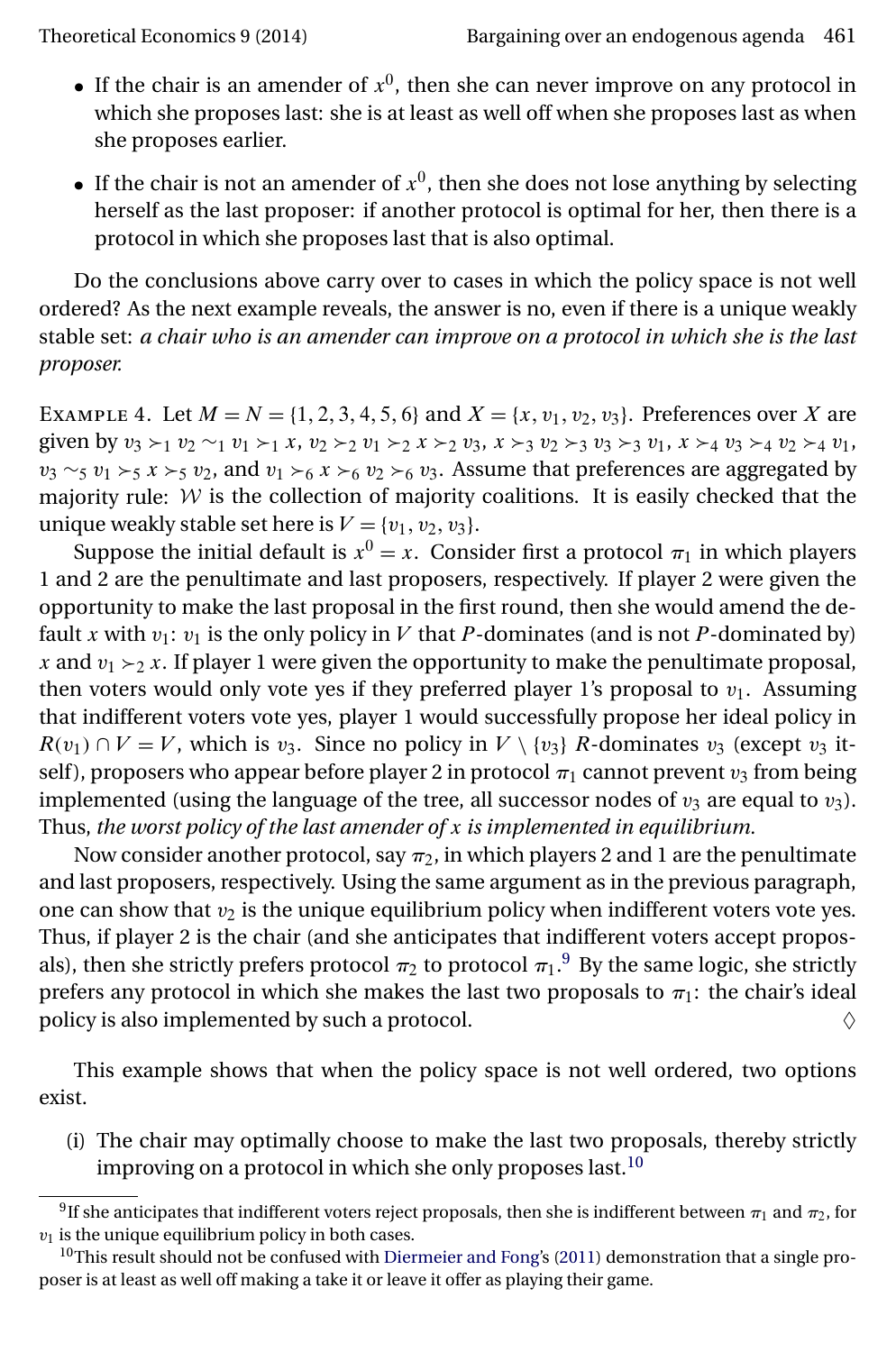- If the chair is an amender of $x^0$, then she can never improve on any protocol in which she proposes last: she is at least as well off when she proposes last as when she proposes earlier.
- If the chair is not an amender of $x^0$, then she does not lose anything by selecting herself as the last proposer: if another protocol is optimal for her, then there is a protocol in which she proposes last that is also optimal.

Do the conclusions above carry over to cases in which the policy space is not well ordered? As the next example reveals, the answer is no, even if there is a unique weakly stable set: *a chair who is an amender can improve on a protocol in which she is the last proposer.*

Example 4. Let $M = N = \{1, 2, 3, 4, 5, 6\}$ and $X = \{x, v_1, v_2, v_3\}$. Preferences over $X$ are given by $v_3 \succ_1 v_2 \sim_1 v_1 \succ_1 x$, $v_2 \succ_2 v_1 \succ_2 x \succ_2 v_3$, $x \succ_3 v_2 \succ_3 v_3 \succ_3 v_1$, $x \succ_4 v_3 \succ_4 v_2 \succ_4 v_1$, $v_3 \sim_5 v_1 \succ_5 x \succ_5 v_2$, and $v_1 \succ_6 x \succ_6 v_2 \succ_6 v_3$. Assume that preferences are aggregated by majority rule: $\mathcal{W}$ is the collection of majority coalitions. It is easily checked that the unique weakly stable set here is $V = \{v_1, v_2, v_3\}$.

Suppose the initial default is $x^0 = x$. Consider first a protocol $\pi_1$ in which players 1 and 2 are the penultimate and last proposers, respectively. If player 2 were given the opportunity to make the last proposal in the first round, then she would amend the default $x$ with $v_1$: $v_1$ is the only policy in $V$ that $P$-dominates (and is not $P$-dominated by) $x$ and $v_1 \succ_2 x$. If player 1 were given the opportunity to make the penultimate proposal, then voters would only vote yes if they preferred player 1's proposal to $v_1$. Assuming that indifferent voters vote yes, player 1 would successfully propose her ideal policy in $R(v_1) \cap V = V$, which is $v_3$. Since no policy in $V \setminus \{v_3\}$ $R$-dominates $v_3$ (except $v_3$ itself), proposers who appear before player 2 in protocol $\pi_1$ cannot prevent $v_3$ from being implemented (using the language of the tree, all successor nodes of $v_3$ are equal to $v_3$). Thus, *the worst policy of the last amender of $x$ is implemented in equilibrium.*

Now consider another protocol, say $\pi_2$, in which players 2 and 1 are the penultimate and last proposers, respectively. Using the same argument as in the previous paragraph, one can show that $v_2$ is the unique equilibrium policy when indifferent voters vote yes. Thus, if player 2 is the chair (and she anticipates that indifferent voters accept proposals), then she strictly prefers protocol $\pi_2$ to protocol $\pi_1$.[9] By the same logic, she strictly prefers any protocol in which she makes the last two proposals to $\pi_1$: the chair's ideal policy is also implemented by such a protocol. ◊

This example shows that when the policy space is not well ordered, two options exist.

(i) The chair may optimally choose to make the last two proposals, thereby strictly improving on a protocol in which she only proposes last.[10]

[9] If she anticipates that indifferent voters reject proposals, then she is indifferent between $\pi_1$ and $\pi_2$, for $v_1$ is the unique equilibrium policy in both cases.

[10] This result should not be confused with Diermeier and Fong's (2011) demonstration that a single proposer is at least as well off making a take it or leave it offer as playing their game.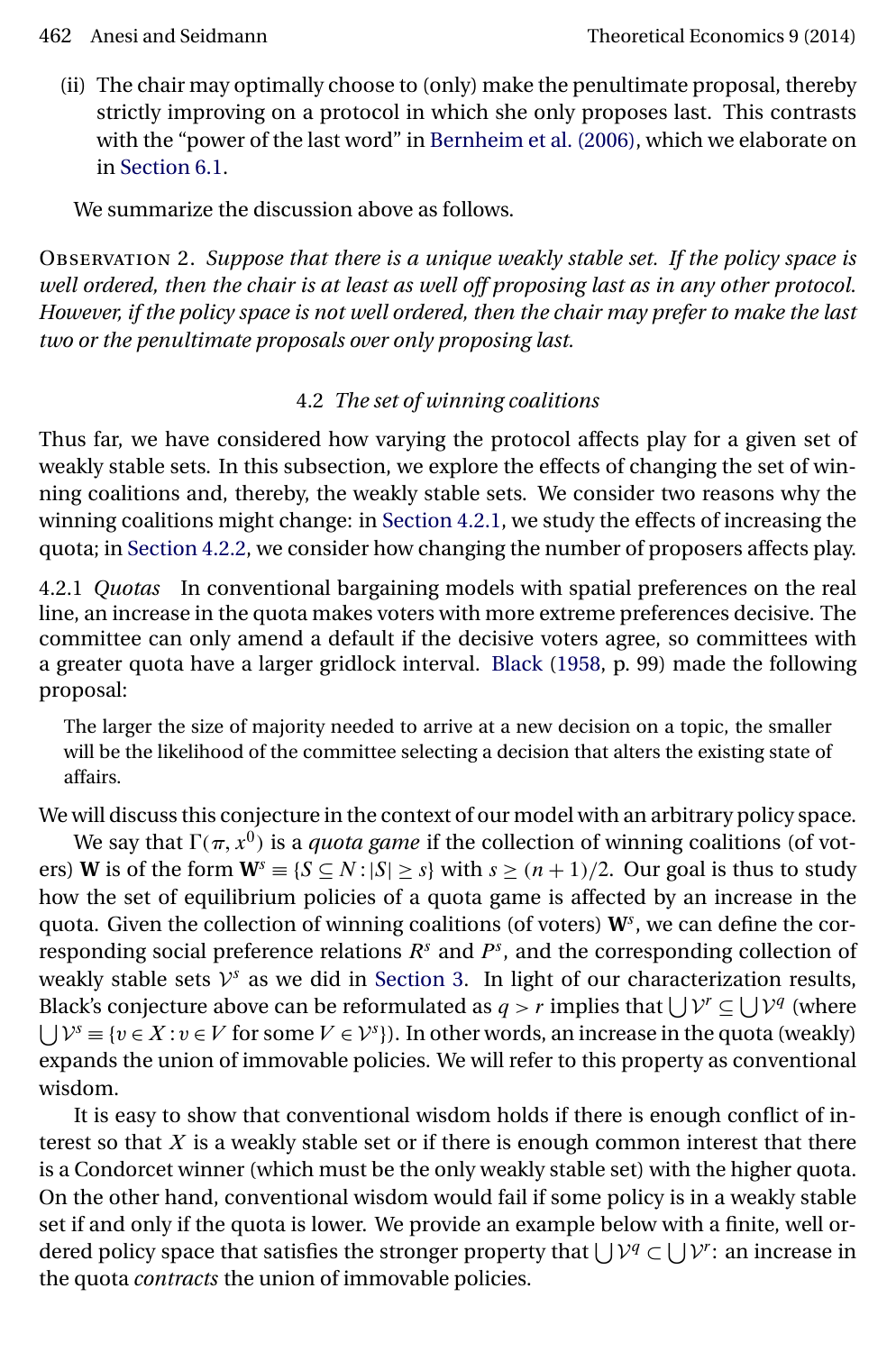(ii) The chair may optimally choose to (only) make the penultimate proposal, thereby strictly improving on a protocol in which she only proposes last. This contrasts with the "power of the last word" in Bernheim et al. (2006), which we elaborate on in Section 6.1.

We summarize the discussion above as follows.

Observation 2. *Suppose that there is a unique weakly stable set. If the policy space is well ordered, then the chair is at least as well off proposing last as in any other protocol. However, if the policy space is not well ordered, then the chair may prefer to make the last two or the penultimate proposals over only proposing last.*

### 4.2 *The set of winning coalitions*

Thus far, we have considered how varying the protocol affects play for a given set of weakly stable sets. In this subsection, we explore the effects of changing the set of winning coalitions and, thereby, the weakly stable sets. We consider two reasons why the winning coalitions might change: in Section 4.2.1, we study the effects of increasing the quota; in Section 4.2.2, we consider how changing the number of proposers affects play.

#### 4.2.1 *Quotas*

In conventional bargaining models with spatial preferences on the real line, an increase in the quota makes voters with more extreme preferences decisive. The committee can only amend a default if the decisive voters agree, so committees with a greater quota have a larger gridlock interval. Black (1958, p. 99) made the following proposal:

> The larger the size of majority needed to arrive at a new decision on a topic, the smaller will be the likelihood of the committee selecting a decision that alters the existing state of affairs.

We will discuss this conjecture in the context of our model with an arbitrary policy space.

We say that $\Gamma(\pi, x^0)$ is a *quota game* if the collection of winning coalitions (of voters) $\mathbf{W}$ is of the form $\mathbf{W}^s \equiv \{S \subseteq N : |S| \geq s\}$ with $s \geq (n+1)/2$. Our goal is thus to study how the set of equilibrium policies of a quota game is affected by an increase in the quota. Given the collection of winning coalitions (of voters) $\mathbf{W}^s$, we can define the corresponding social preference relations $R^s$ and $P^s$, and the corresponding collection of weakly stable sets $\mathcal{V}^s$ as we did in Section 3. In light of our characterization results, Black's conjecture above can be reformulated as $q > r$ implies that $\bigcup \mathcal{V}^r \subseteq \bigcup \mathcal{V}^q$ (where $\bigcup \mathcal{V}^s \equiv \{v \in X : v \in V \text{ for some } V \in \mathcal{V}^s\}$). In other words, an increase in the quota (weakly) expands the union of immovable policies. We will refer to this property as conventional wisdom.

It is easy to show that conventional wisdom holds if there is enough conflict of interest so that $X$ is a weakly stable set or if there is enough common interest that there is a Condorcet winner (which must be the only weakly stable set) with the higher quota. On the other hand, conventional wisdom would fail if some policy is in a weakly stable set if and only if the quota is lower. We provide an example below with a finite, well ordered policy space that satisfies the stronger property that $\bigcup \mathcal{V}^q \subset \bigcup \mathcal{V}^r$: an increase in the quota *contracts* the union of immovable policies.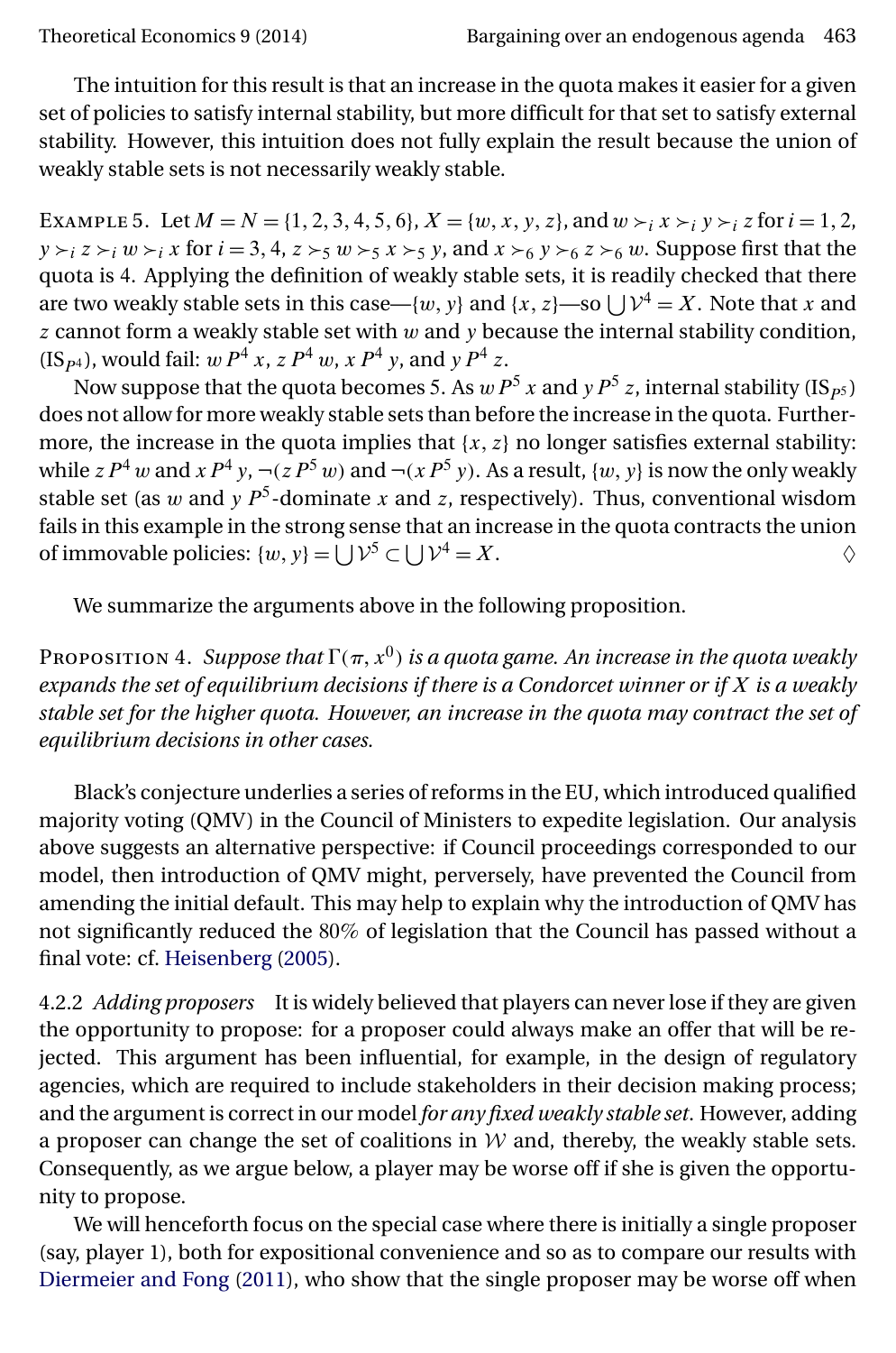The intuition for this result is that an increase in the quota makes it easier for a given set of policies to satisfy internal stability, but more difficult for that set to satisfy external stability. However, this intuition does not fully explain the result because the union of weakly stable sets is not necessarily weakly stable.

Example 5. Let $M = N = \{1, 2, 3, 4, 5, 6\}$, $X = \{w, x, y, z\}$, and $w \succ_i x \succ_i y \succ_i z$ for $i = 1, 2$, $y \succ_i z \succ_i w \succ_i x$ for $i = 3, 4$, $z \succ_5 w \succ_5 x \succ_5 y$, and $x \succ_6 y \succ_6 z \succ_6 w$. Suppose first that the quota is 4. Applying the definition of weakly stable sets, it is readily checked that there are two weakly stable sets in this case—$\{w, y\}$ and $\{x, z\}$—so $\bigcup \mathcal{V}^4 = X$. Note that $x$ and $z$ cannot form a weakly stable set with $w$ and $y$ because the internal stability condition, $(\text{IS}_{P^4})$, would fail: $w\, P^4\, x$, $z\, P^4\, w$, $x\, P^4\, y$, and $y\, P^4\, z$.

Now suppose that the quota becomes 5. As $w\, P^5\, x$ and $y\, P^5\, z$, internal stability $(\text{IS}_{P^5})$ does not allow for more weakly stable sets than before the increase in the quota. Furthermore, the increase in the quota implies that $\{x, z\}$ no longer satisfies external stability: while $z\, P^4\, w$ and $x\, P^4\, y$, $\neg(z\, P^5\, w)$ and $\neg(x\, P^5\, y)$. As a result, $\{w, y\}$ is now the only weakly stable set (as $w$ and $y$ $P^5$-dominate $x$ and $z$, respectively). Thus, conventional wisdom fails in this example in the strong sense that an increase in the quota contracts the union of immovable policies: $\{w, y\} = \bigcup \mathcal{V}^5 \subset \bigcup \mathcal{V}^4 = X$. ◊

We summarize the arguments above in the following proposition.

Proposition 4. *Suppose that $\Gamma(\pi, x^0)$ is a quota game. An increase in the quota weakly expands the set of equilibrium decisions if there is a Condorcet winner or if $X$ is a weakly stable set for the higher quota. However, an increase in the quota may contract the set of equilibrium decisions in other cases.*

Black's conjecture underlies a series of reforms in the EU, which introduced qualified majority voting (QMV) in the Council of Ministers to expedite legislation. Our analysis above suggests an alternative perspective: if Council proceedings corresponded to our model, then introduction of QMV might, perversely, have prevented the Council from amending the initial default. This may help to explain why the introduction of QMV has not significantly reduced the 80% of legislation that the Council has passed without a final vote: cf. Heisenberg (2005).

4.2.2 *Adding proposers* It is widely believed that players can never lose if they are given the opportunity to propose: for a proposer could always make an offer that will be rejected. This argument has been influential, for example, in the design of regulatory agencies, which are required to include stakeholders in their decision making process; and the argument is correct in our model *for any fixed weakly stable set*. However, adding a proposer can change the set of coalitions in $\mathcal{W}$ and, thereby, the weakly stable sets. Consequently, as we argue below, a player may be worse off if she is given the opportunity to propose.

We will henceforth focus on the special case where there is initially a single proposer (say, player 1), both for expositional convenience and so as to compare our results with Diermeier and Fong (2011), who show that the single proposer may be worse off when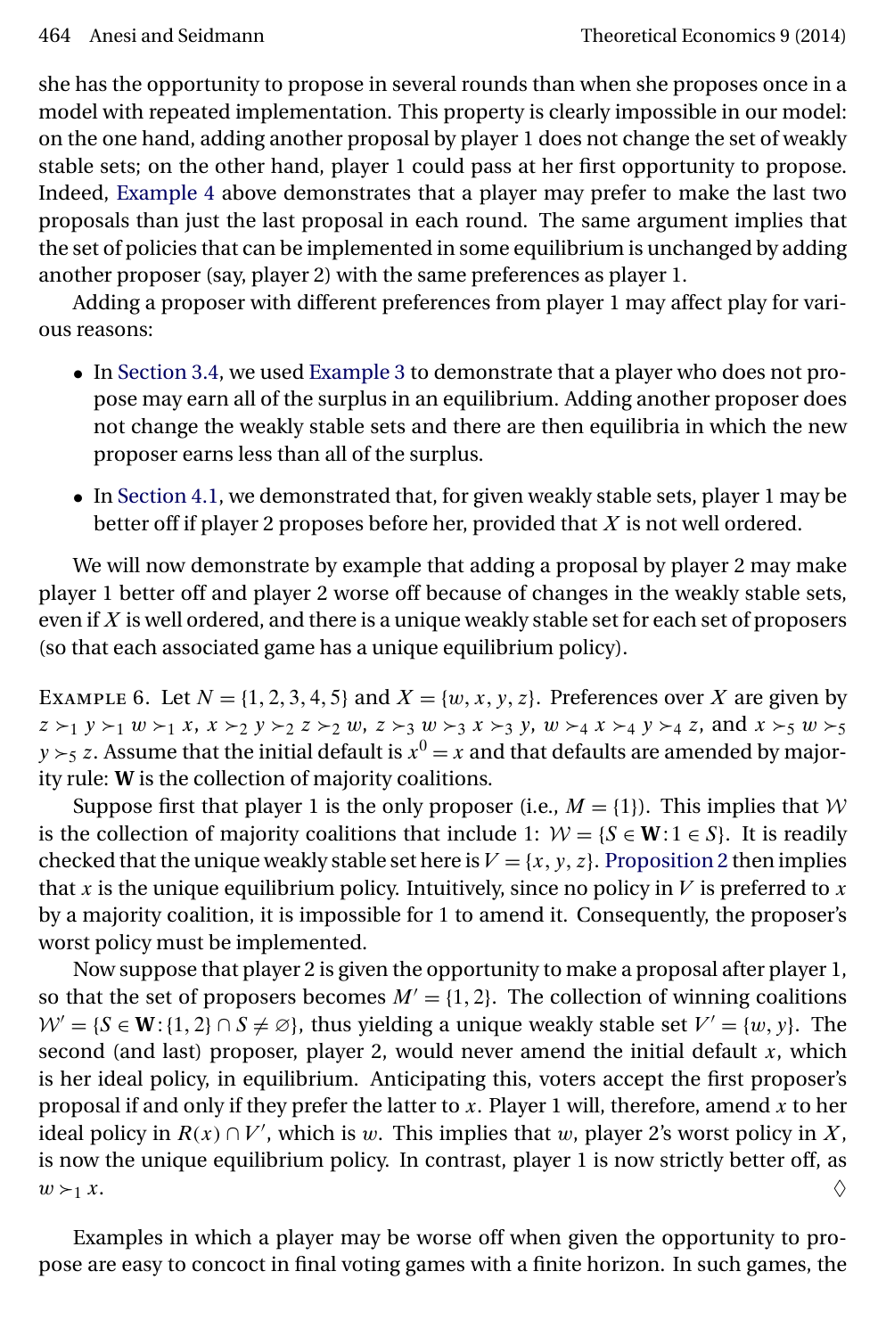she has the opportunity to propose in several rounds than when she proposes once in a model with repeated implementation. This property is clearly impossible in our model: on the one hand, adding another proposal by player 1 does not change the set of weakly stable sets; on the other hand, player 1 could pass at her first opportunity to propose. Indeed, Example 4 above demonstrates that a player may prefer to make the last two proposals than just the last proposal in each round. The same argument implies that the set of policies that can be implemented in some equilibrium is unchanged by adding another proposer (say, player 2) with the same preferences as player 1.

Adding a proposer with different preferences from player 1 may affect play for various reasons:

- In Section 3.4, we used Example 3 to demonstrate that a player who does not propose may earn all of the surplus in an equilibrium. Adding another proposer does not change the weakly stable sets and there are then equilibria in which the new proposer earns less than all of the surplus.
- In Section 4.1, we demonstrated that, for given weakly stable sets, player 1 may be better off if player 2 proposes before her, provided that $X$ is not well ordered.

We will now demonstrate by example that adding a proposal by player 2 may make player 1 better off and player 2 worse off because of changes in the weakly stable sets, even if $X$ is well ordered, and there is a unique weakly stable set for each set of proposers (so that each associated game has a unique equilibrium policy).

Example 6. Let $N = \{1, 2, 3, 4, 5\}$ and $X = \{w, x, y, z\}$. Preferences over $X$ are given by $z \succ_1 y \succ_1 w \succ_1 x$, $x \succ_2 y \succ_2 z \succ_2 w$, $z \succ_3 w \succ_3 x \succ_3 y$, $w \succ_4 x \succ_4 y \succ_4 z$, and $x \succ_5 w \succ_5 y \succ_5 z$. Assume that the initial default is $x^0 = x$ and that defaults are amended by majority rule: $\mathbf{W}$ is the collection of majority coalitions.

Suppose first that player 1 is the only proposer (i.e., $M = \{1\}$). This implies that $\mathcal{W}$ is the collection of majority coalitions that include 1: $\mathcal{W} = \{S \in \mathbf{W} : 1 \in S\}$. It is readily checked that the unique weakly stable set here is $V = \{x, y, z\}$. Proposition 2 then implies that $x$ is the unique equilibrium policy. Intuitively, since no policy in $V$ is preferred to $x$ by a majority coalition, it is impossible for 1 to amend it. Consequently, the proposer's worst policy must be implemented.

Now suppose that player 2 is given the opportunity to make a proposal after player 1, so that the set of proposers becomes $M' = \{1, 2\}$. The collection of winning coalitions $\mathcal{W}' = \{S \in \mathbf{W} : \{1, 2\} \cap S \neq \varnothing\}$, thus yielding a unique weakly stable set $V' = \{w, y\}$. The second (and last) proposer, player 2, would never amend the initial default $x$, which is her ideal policy, in equilibrium. Anticipating this, voters accept the first proposer's proposal if and only if they prefer the latter to $x$. Player 1 will, therefore, amend $x$ to her ideal policy in $R(x) \cap V'$, which is $w$. This implies that $w$, player 2's worst policy in $X$, is now the unique equilibrium policy. In contrast, player 1 is now strictly better off, as $w \succ_1 x$. ◊

Examples in which a player may be worse off when given the opportunity to propose are easy to concoct in final voting games with a finite horizon. In such games, the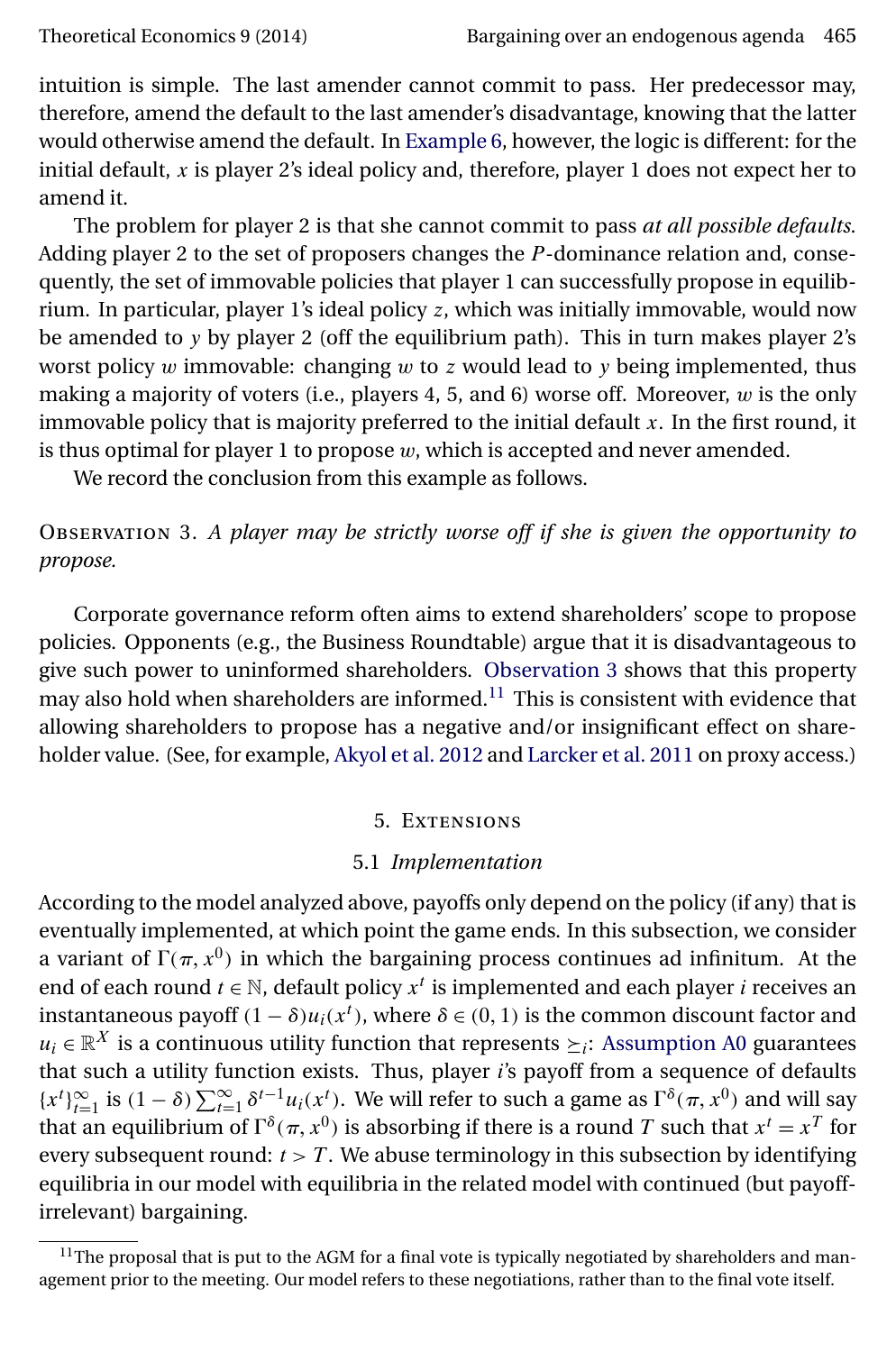intuition is simple. The last amender cannot commit to pass. Her predecessor may, therefore, amend the default to the last amender's disadvantage, knowing that the latter would otherwise amend the default. In Example 6, however, the logic is different: for the initial default, $x$ is player 2's ideal policy and, therefore, player 1 does not expect her to amend it.

The problem for player 2 is that she cannot commit to pass *at all possible defaults*. Adding player 2 to the set of proposers changes the $P$-dominance relation and, consequently, the set of immovable policies that player 1 can successfully propose in equilibrium. In particular, player 1's ideal policy $z$, which was initially immovable, would now be amended to $y$ by player 2 (off the equilibrium path). This in turn makes player 2's worst policy $w$ immovable: changing $w$ to $z$ would lead to $y$ being implemented, thus making a majority of voters (i.e., players 4, 5, and 6) worse off. Moreover, $w$ is the only immovable policy that is majority preferred to the initial default $x$. In the first round, it is thus optimal for player 1 to propose $w$, which is accepted and never amended.

We record the conclusion from this example as follows.

Observation 3. *A player may be strictly worse off if she is given the opportunity to propose.*

Corporate governance reform often aims to extend shareholders' scope to propose policies. Opponents (e.g., the Business Roundtable) argue that it is disadvantageous to give such power to uninformed shareholders. Observation 3 shows that this property may also hold when shareholders are informed.[11] This is consistent with evidence that allowing shareholders to propose has a negative and/or insignificant effect on shareholder value. (See, for example, Akyol et al. 2012 and Larcker et al. 2011 on proxy access.)

## 5. Extensions

### 5.1 *Implementation*

According to the model analyzed above, payoffs only depend on the policy (if any) that is eventually implemented, at which point the game ends. In this subsection, we consider a variant of $\Gamma(\pi, x^0)$ in which the bargaining process continues ad infinitum. At the end of each round $t \in \mathbb{N}$, default policy $x^t$ is implemented and each player $i$ receives an instantaneous payoff $(1-\delta)u_i(x^t)$, where $\delta \in (0,1)$ is the common discount factor and $u_i \in \mathbb{R}^X$ is a continuous utility function that represents $\succeq_i$: Assumption A0 guarantees that such a utility function exists. Thus, player $i$'s payoff from a sequence of defaults $\{x^t\}_{t=1}^{\infty}$ is $(1-\delta)\sum_{t=1}^{\infty}\delta^{t-1}u_i(x^t)$. We will refer to such a game as $\Gamma^\delta(\pi, x^0)$ and will say that an equilibrium of $\Gamma^\delta(\pi, x^0)$ is absorbing if there is a round $T$ such that $x^t = x^T$ for every subsequent round: $t > T$. We abuse terminology in this subsection by identifying equilibria in our model with equilibria in the related model with continued (but payoff-irrelevant) bargaining.

[11] The proposal that is put to the AGM for a final vote is typically negotiated by shareholders and management prior to the meeting. Our model refers to these negotiations, rather than to the final vote itself.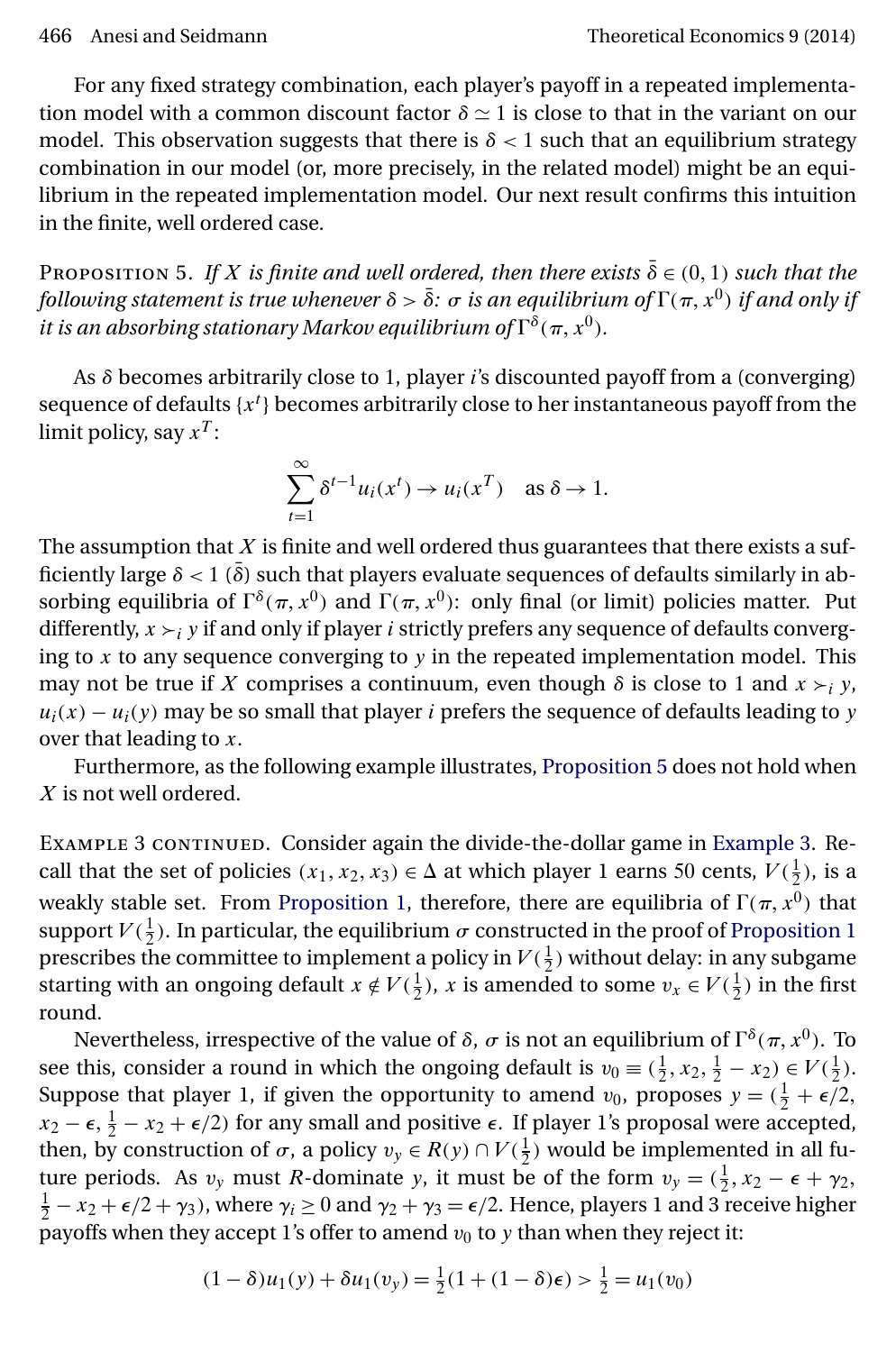For any fixed strategy combination, each player's payoff in a repeated implementation model with a common discount factor $\delta \simeq 1$ is close to that in the variant on our model. This observation suggests that there is $\delta < 1$ such that an equilibrium strategy combination in our model (or, more precisely, in the related model) might be an equilibrium in the repeated implementation model. Our next result confirms this intuition in the finite, well ordered case.

Proposition 5. *If $X$ is finite and well ordered, then there exists $\bar{\delta} \in (0,1)$ such that the following statement is true whenever $\delta > \bar{\delta}$: $\sigma$ is an equilibrium of $\Gamma(\pi, x^0)$ if and only if it is an absorbing stationary Markov equilibrium of $\Gamma^{\delta}(\pi, x^0)$.*

As $\delta$ becomes arbitrarily close to 1, player $i$'s discounted payoff from a (converging) sequence of defaults $\{x^t\}$ becomes arbitrarily close to her instantaneous payoff from the limit policy, say $x^T$:

$$\sum_{t=1}^{\infty} \delta^{t-1} u_i(x^t) \to u_i(x^T) \quad \text{as } \delta \to 1.$$

The assumption that $X$ is finite and well ordered thus guarantees that there exists a sufficiently large $\delta < 1$ ($\bar{\delta}$) such that players evaluate sequences of defaults similarly in absorbing equilibria of $\Gamma^{\delta}(\pi, x^0)$ and $\Gamma(\pi, x^0)$: only final (or limit) policies matter. Put differently, $x \succ_i y$ if and only if player $i$ strictly prefers any sequence of defaults converging to $x$ to any sequence converging to $y$ in the repeated implementation model. This may not be true if $X$ comprises a continuum, even though $\delta$ is close to 1 and $x \succ_i y$, $u_i(x) - u_i(y)$ may be so small that player $i$ prefers the sequence of defaults leading to $y$ over that leading to $x$.

Furthermore, as the following example illustrates, Proposition 5 does not hold when $X$ is not well ordered.

Example 3 continued. Consider again the divide-the-dollar game in Example 3. Recall that the set of policies $(x_1, x_2, x_3) \in \Delta$ at which player 1 earns 50 cents, $V(\frac{1}{2})$, is a weakly stable set. From Proposition 1, therefore, there are equilibria of $\Gamma(\pi, x^0)$ that support $V(\frac{1}{2})$. In particular, the equilibrium $\sigma$ constructed in the proof of Proposition 1 prescribes the committee to implement a policy in $V(\frac{1}{2})$ without delay: in any subgame starting with an ongoing default $x \notin V(\frac{1}{2})$, $x$ is amended to some $v_x \in V(\frac{1}{2})$ in the first round.

Nevertheless, irrespective of the value of $\delta$, $\sigma$ is not an equilibrium of $\Gamma^{\delta}(\pi, x^0)$. To see this, consider a round in which the ongoing default is $v_0 \equiv (\frac{1}{2}, x_2, \frac{1}{2} - x_2) \in V(\frac{1}{2})$. Suppose that player 1, if given the opportunity to amend $v_0$, proposes $y = (\frac{1}{2} + \epsilon/2, x_2 - \epsilon, \frac{1}{2} - x_2 + \epsilon/2)$ for any small and positive $\epsilon$. If player 1's proposal were accepted, then, by construction of $\sigma$, a policy $v_y \in R(y) \cap V(\frac{1}{2})$ would be implemented in all future periods. As $v_y$ must $R$-dominate $y$, it must be of the form $v_y = (\frac{1}{2}, x_2 - \epsilon + \gamma_2, \frac{1}{2} - x_2 + \epsilon/2 + \gamma_3)$, where $\gamma_i \geq 0$ and $\gamma_2 + \gamma_3 = \epsilon/2$. Hence, players 1 and 3 receive higher payoffs when they accept 1's offer to amend $v_0$ to $y$ than when they reject it:

$$(1-\delta)u_1(y) + \delta u_1(v_y) = \tfrac{1}{2}(1 + (1-\delta)\epsilon) > \tfrac{1}{2} = u_1(v_0)$$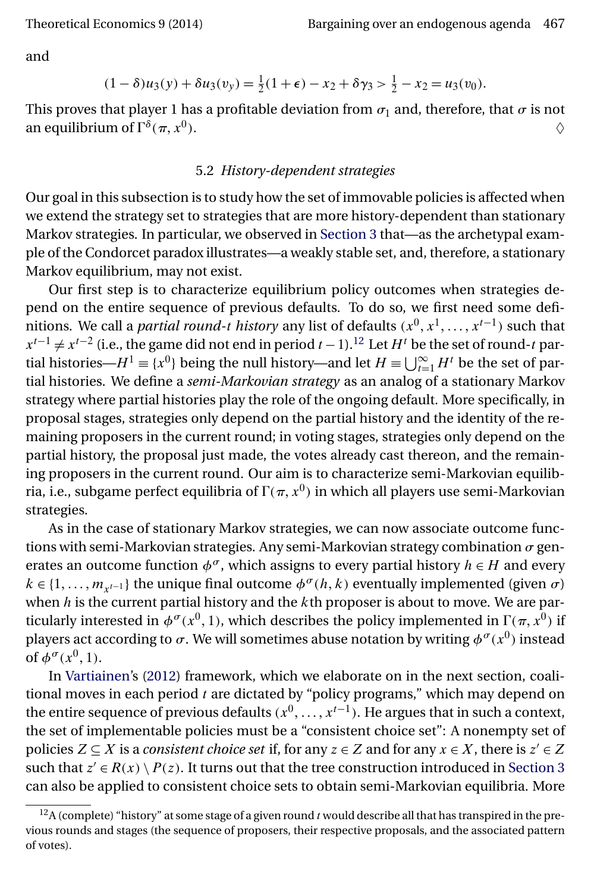and

$$(1-\delta)u_3(y)+\delta u_3(v_y)=\tfrac{1}{2}(1+\epsilon)-x_2+\delta\gamma_3>\tfrac{1}{2}-x_2=u_3(v_0).$$

This proves that player 1 has a profitable deviation from $\sigma_1$ and, therefore, that $\sigma$ is not an equilibrium of $\Gamma^{\delta}(\pi,x^0)$. ♢

### 5.2 *History-dependent strategies*

Our goal in this subsection is to study how the set of immovable policies is affected when we extend the strategy set to strategies that are more history-dependent than stationary Markov strategies. In particular, we observed in Section 3 that—as the archetypal example of the Condorcet paradox illustrates—a weakly stable set, and, therefore, a stationary Markov equilibrium, may not exist.

Our first step is to characterize equilibrium policy outcomes when strategies depend on the entire sequence of previous defaults. To do so, we first need some definitions. We call a *partial round-t history* any list of defaults $(x^0,x^1,\dots,x^{t-1})$ such that $x^{t-1}\neq x^{t-2}$ (i.e., the game did not end in period $t-1$).[12] Let $H^t$ be the set of round-$t$ partial histories—$H^1\equiv\{x^0\}$ being the null history—and let $H\equiv\bigcup_{t=1}^{\infty}H^t$ be the set of partial histories. We define a *semi-Markovian strategy* as an analog of a stationary Markov strategy where partial histories play the role of the ongoing default. More specifically, in proposal stages, strategies only depend on the partial history and the identity of the remaining proposers in the current round; in voting stages, strategies only depend on the partial history, the proposal just made, the votes already cast thereon, and the remaining proposers in the current round. Our aim is to characterize semi-Markovian equilibria, i.e., subgame perfect equilibria of $\Gamma(\pi,x^0)$ in which all players use semi-Markovian strategies.

As in the case of stationary Markov strategies, we can now associate outcome functions with semi-Markovian strategies. Any semi-Markovian strategy combination $\sigma$ generates an outcome function $\phi^{\sigma}$, which assigns to every partial history $h\in H$ and every $k\in\{1,\dots,m_{x^{t-1}}\}$ the unique final outcome $\phi^{\sigma}(h,k)$ eventually implemented (given $\sigma$) when $h$ is the current partial history and the $k$th proposer is about to move. We are particularly interested in $\phi^{\sigma}(x^0,1)$, which describes the policy implemented in $\Gamma(\pi,x^0)$ if players act according to $\sigma$. We will sometimes abuse notation by writing $\phi^{\sigma}(x^0)$ instead of $\phi^{\sigma}(x^0,1)$.

In Vartiainen's (2012) framework, which we elaborate on in the next section, coalitional moves in each period $t$ are dictated by "policy programs," which may depend on the entire sequence of previous defaults $(x^0,\dots,x^{t-1})$. He argues that in such a context, the set of implementable policies must be a "consistent choice set": A nonempty set of policies $Z\subseteq X$ is a *consistent choice set* if, for any $z\in Z$ and for any $x\in X$, there is $z'\in Z$ such that $z'\in R(x)\setminus P(z)$. It turns out that the tree construction introduced in Section 3 can also be applied to consistent choice sets to obtain semi-Markovian equilibria. More

[12] A (complete) "history" at some stage of a given round $t$ would describe all that has transpired in the previous rounds and stages (the sequence of proposers, their respective proposals, and the associated pattern of votes).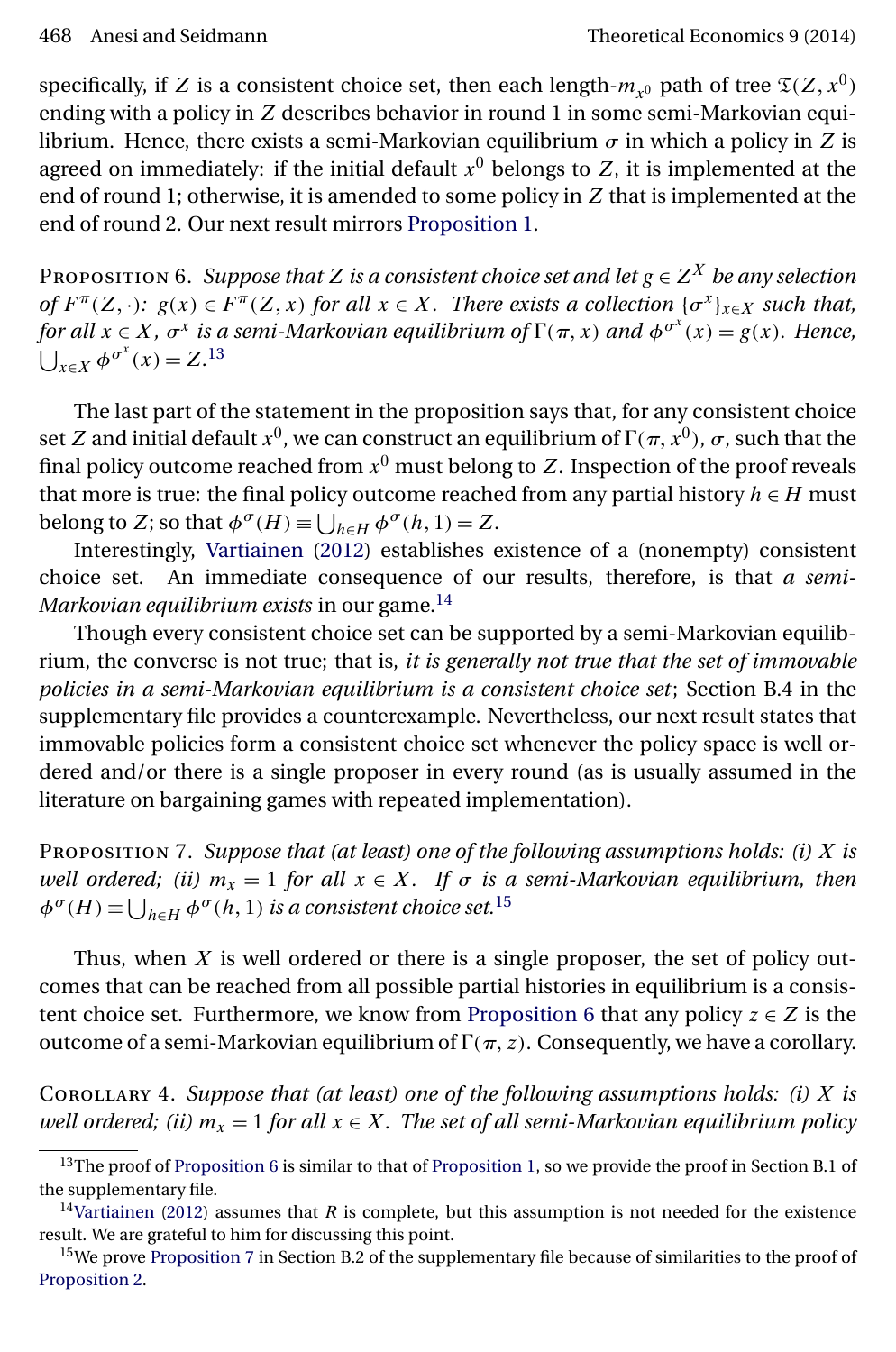specifically, if $Z$ is a consistent choice set, then each length-$m_{x^0}$ path of tree $\mathfrak{T}(Z, x^0)$ ending with a policy in $Z$ describes behavior in round 1 in some semi-Markovian equilibrium. Hence, there exists a semi-Markovian equilibrium $\sigma$ in which a policy in $Z$ is agreed on immediately: if the initial default $x^0$ belongs to $Z$, it is implemented at the end of round 1; otherwise, it is amended to some policy in $Z$ that is implemented at the end of round 2. Our next result mirrors Proposition 1.

Proposition 6. *Suppose that $Z$ is a consistent choice set and let $g \in Z^X$ be any selection of $F^\pi(Z, \cdot)$: $g(x) \in F^\pi(Z, x)$ for all $x \in X$. There exists a collection $\{\sigma^x\}_{x \in X}$ such that, for all $x \in X$, $\sigma^x$ is a semi-Markovian equilibrium of $\Gamma(\pi, x)$ and $\phi^{\sigma^x}(x) = g(x)$. Hence, $\bigcup_{x \in X} \phi^{\sigma^x}(x) = Z$.*[13]

The last part of the statement in the proposition says that, for any consistent choice set $Z$ and initial default $x^0$, we can construct an equilibrium of $\Gamma(\pi, x^0)$, $\sigma$, such that the final policy outcome reached from $x^0$ must belong to $Z$. Inspection of the proof reveals that more is true: the final policy outcome reached from any partial history $h \in H$ must belong to $Z$; so that $\phi^\sigma(H) \equiv \bigcup_{h \in H} \phi^\sigma(h, 1) = Z$.

Interestingly, Vartiainen (2012) establishes existence of a (nonempty) consistent choice set. An immediate consequence of our results, therefore, is that *a semi-Markovian equilibrium exists* in our game.[14]

Though every consistent choice set can be supported by a semi-Markovian equilibrium, the converse is not true; that is, *it is generally not true that the set of immovable policies in a semi-Markovian equilibrium is a consistent choice set*; Section B.4 in the supplementary file provides a counterexample. Nevertheless, our next result states that immovable policies form a consistent choice set whenever the policy space is well ordered and/or there is a single proposer in every round (as is usually assumed in the literature on bargaining games with repeated implementation).

Proposition 7. *Suppose that (at least) one of the following assumptions holds: (i) $X$ is well ordered; (ii) $m_x = 1$ for all $x \in X$. If $\sigma$ is a semi-Markovian equilibrium, then $\phi^\sigma(H) \equiv \bigcup_{h \in H} \phi^\sigma(h, 1)$ is a consistent choice set.*[15]

Thus, when $X$ is well ordered or there is a single proposer, the set of policy outcomes that can be reached from all possible partial histories in equilibrium is a consistent choice set. Furthermore, we know from Proposition 6 that any policy $z \in Z$ is the outcome of a semi-Markovian equilibrium of $\Gamma(\pi, z)$. Consequently, we have a corollary.

Corollary 4. *Suppose that (at least) one of the following assumptions holds: (i) $X$ is well ordered; (ii) $m_x = 1$ for all $x \in X$. The set of all semi-Markovian equilibrium policy*

[13] The proof of Proposition 6 is similar to that of Proposition 1, so we provide the proof in Section B.1 of the supplementary file.

[14] Vartiainen (2012) assumes that $R$ is complete, but this assumption is not needed for the existence result. We are grateful to him for discussing this point.

[15] We prove Proposition 7 in Section B.2 of the supplementary file because of similarities to the proof of Proposition 2.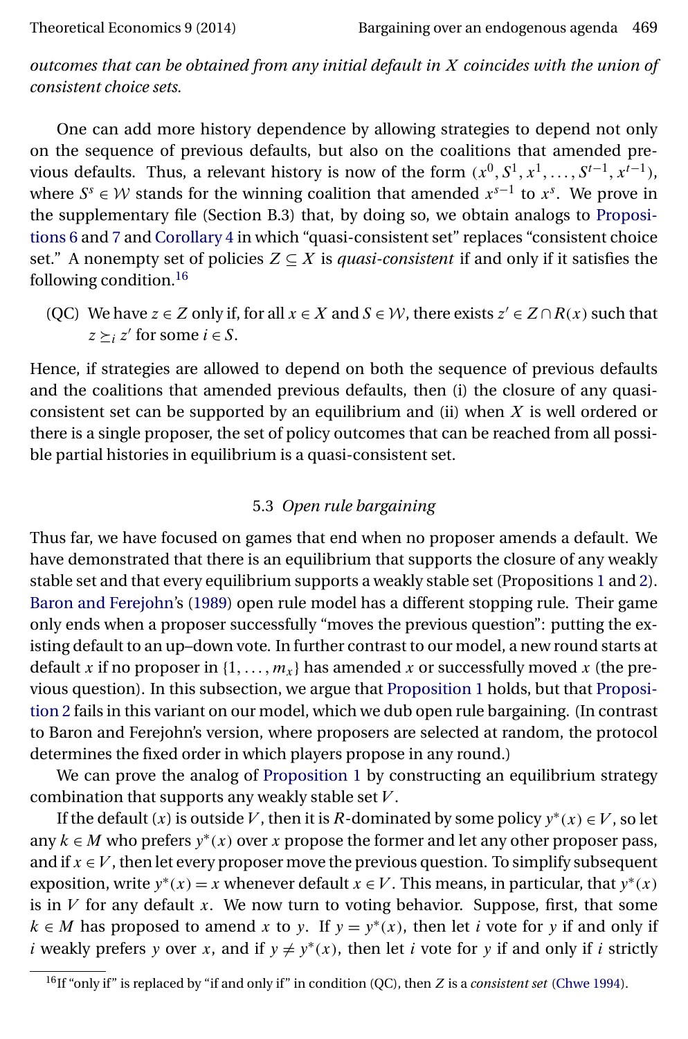*outcomes that can be obtained from any initial default in $X$ coincides with the union of consistent choice sets.*

One can add more history dependence by allowing strategies to depend not only on the sequence of previous defaults, but also on the coalitions that amended previous defaults. Thus, a relevant history is now of the form $(x^0, S^1, x^1, \ldots, S^{t-1}, x^{t-1})$, where $S^s \in \mathcal{W}$ stands for the winning coalition that amended $x^{s-1}$ to $x^s$. We prove in the supplementary file (Section B.3) that, by doing so, we obtain analogs to Propositions 6 and 7 and Corollary 4 in which "quasi-consistent set" replaces "consistent choice set." A nonempty set of policies $Z \subseteq X$ is *quasi-consistent* if and only if it satisfies the following condition.[16]

(QC) We have $z \in Z$ only if, for all $x \in X$ and $S \in \mathcal{W}$, there exists $z' \in Z \cap R(x)$ such that $z \succeq_i z'$ for some $i \in S$.

Hence, if strategies are allowed to depend on both the sequence of previous defaults and the coalitions that amended previous defaults, then (i) the closure of any quasi-consistent set can be supported by an equilibrium and (ii) when $X$ is well ordered or there is a single proposer, the set of policy outcomes that can be reached from all possible partial histories in equilibrium is a quasi-consistent set.

### 5.3 *Open rule bargaining*

Thus far, we have focused on games that end when no proposer amends a default. We have demonstrated that there is an equilibrium that supports the closure of any weakly stable set and that every equilibrium supports a weakly stable set (Propositions 1 and 2). Baron and Ferejohn's (1989) open rule model has a different stopping rule. Their game only ends when a proposer successfully "moves the previous question": putting the existing default to an up–down vote. In further contrast to our model, a new round starts at default $x$ if no proposer in $\{1, \ldots, m_x\}$ has amended $x$ or successfully moved $x$ (the previous question). In this subsection, we argue that Proposition 1 holds, but that Proposition 2 fails in this variant on our model, which we dub open rule bargaining. (In contrast to Baron and Ferejohn's version, where proposers are selected at random, the protocol determines the fixed order in which players propose in any round.)

We can prove the analog of Proposition 1 by constructing an equilibrium strategy combination that supports any weakly stable set $V$.

If the default $(x)$ is outside $V$, then it is $R$-dominated by some policy $y^*(x) \in V$, so let any $k \in M$ who prefers $y^*(x)$ over $x$ propose the former and let any other proposer pass, and if $x \in V$, then let every proposer move the previous question. To simplify subsequent exposition, write $y^*(x) = x$ whenever default $x \in V$. This means, in particular, that $y^*(x)$ is in $V$ for any default $x$. We now turn to voting behavior. Suppose, first, that some $k \in M$ has proposed to amend $x$ to $y$. If $y = y^*(x)$, then let $i$ vote for $y$ if and only if $i$ weakly prefers $y$ over $x$, and if $y \neq y^*(x)$, then let $i$ vote for $y$ if and only if $i$ strictly

[16] If "only if" is replaced by "if and only if" in condition (QC), then $Z$ is a *consistent set* (Chwe 1994).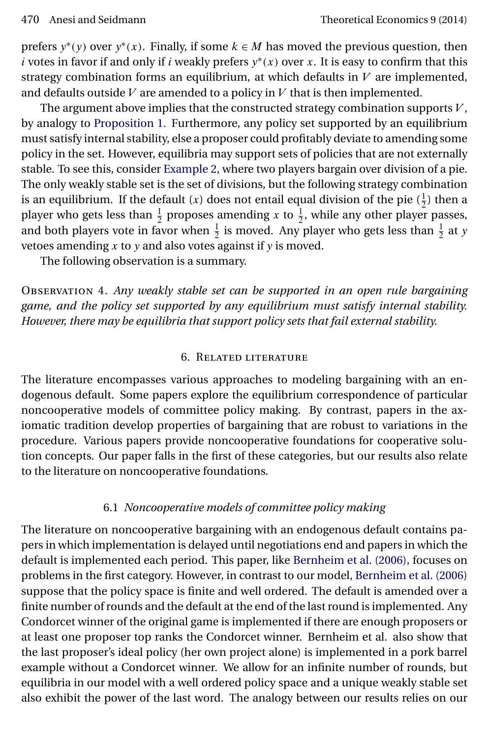prefers $y^*(y)$ over $y^*(x)$. Finally, if some $k \in M$ has moved the previous question, then $i$ votes in favor if and only if $i$ weakly prefers $y^*(x)$ over $x$. It is easy to confirm that this strategy combination forms an equilibrium, at which defaults in $V$ are implemented, and defaults outside $V$ are amended to a policy in $V$ that is then implemented.

The argument above implies that the constructed strategy combination supports $V$, by analogy to Proposition 1. Furthermore, any policy set supported by an equilibrium must satisfy internal stability, else a proposer could profitably deviate to amending some policy in the set. However, equilibria may support sets of policies that are not externally stable. To see this, consider Example 2, where two players bargain over division of a pie. The only weakly stable set is the set of divisions, but the following strategy combination is an equilibrium. If the default $(x)$ does not entail equal division of the pie $(\frac{1}{2})$ then a player who gets less than $\frac{1}{2}$ proposes amending $x$ to $\frac{1}{2}$, while any other player passes, and both players vote in favor when $\frac{1}{2}$ is moved. Any player who gets less than $\frac{1}{2}$ at $y$ vetoes amending $x$ to $y$ and also votes against if $y$ is moved.

The following observation is a summary.

Observation 4. *Any weakly stable set can be supported in an open rule bargaining game, and the policy set supported by any equilibrium must satisfy internal stability. However, there may be equilibria that support policy sets that fail external stability.*

## 6. Related literature

The literature encompasses various approaches to modeling bargaining with an endogenous default. Some papers explore the equilibrium correspondence of particular noncooperative models of committee policy making. By contrast, papers in the axiomatic tradition develop properties of bargaining that are robust to variations in the procedure. Various papers provide noncooperative foundations for cooperative solution concepts. Our paper falls in the first of these categories, but our results also relate to the literature on noncooperative foundations.

### 6.1 *Noncooperative models of committee policy making*

The literature on noncooperative bargaining with an endogenous default contains papers in which implementation is delayed until negotiations end and papers in which the default is implemented each period. This paper, like Bernheim et al. (2006), focuses on problems in the first category. However, in contrast to our model, Bernheim et al. (2006) suppose that the policy space is finite and well ordered. The default is amended over a finite number of rounds and the default at the end of the last round is implemented. Any Condorcet winner of the original game is implemented if there are enough proposers or at least one proposer top ranks the Condorcet winner. Bernheim et al. also show that the last proposer's ideal policy (her own project alone) is implemented in a pork barrel example without a Condorcet winner. We allow for an infinite number of rounds, but equilibria in our model with a well ordered policy space and a unique weakly stable set also exhibit the power of the last word. The analogy between our results relies on our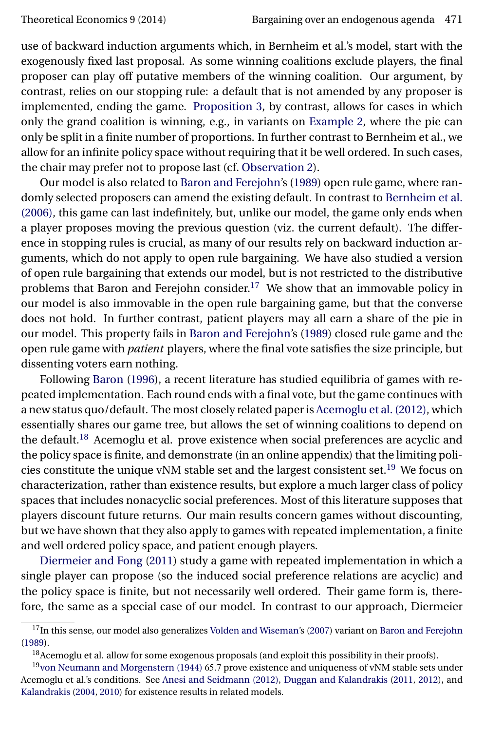use of backward induction arguments which, in Bernheim et al.'s model, start with the exogenously fixed last proposal. As some winning coalitions exclude players, the final proposer can play off putative members of the winning coalition. Our argument, by contrast, relies on our stopping rule: a default that is not amended by any proposer is implemented, ending the game. Proposition 3, by contrast, allows for cases in which only the grand coalition is winning, e.g., in variants on Example 2, where the pie can only be split in a finite number of proportions. In further contrast to Bernheim et al., we allow for an infinite policy space without requiring that it be well ordered. In such cases, the chair may prefer not to propose last (cf. Observation 2).

Our model is also related to Baron and Ferejohn's (1989) open rule game, where randomly selected proposers can amend the existing default. In contrast to Bernheim et al. (2006), this game can last indefinitely, but, unlike our model, the game only ends when a player proposes moving the previous question (viz. the current default). The difference in stopping rules is crucial, as many of our results rely on backward induction arguments, which do not apply to open rule bargaining. We have also studied a version of open rule bargaining that extends our model, but is not restricted to the distributive problems that Baron and Ferejohn consider.[17] We show that an immovable policy in our model is also immovable in the open rule bargaining game, but that the converse does not hold. In further contrast, patient players may all earn a share of the pie in our model. This property fails in Baron and Ferejohn's (1989) closed rule game and the open rule game with *patient* players, where the final vote satisfies the size principle, but dissenting voters earn nothing.

Following Baron (1996), a recent literature has studied equilibria of games with repeated implementation. Each round ends with a final vote, but the game continues with a new status quo/default. The most closely related paper is Acemoglu et al. (2012), which essentially shares our game tree, but allows the set of winning coalitions to depend on the default.[18] Acemoglu et al. prove existence when social preferences are acyclic and the policy space is finite, and demonstrate (in an online appendix) that the limiting policies constitute the unique vNM stable set and the largest consistent set.[19] We focus on characterization, rather than existence results, but explore a much larger class of policy spaces that includes nonacyclic social preferences. Most of this literature supposes that players discount future returns. Our main results concern games without discounting, but we have shown that they also apply to games with repeated implementation, a finite and well ordered policy space, and patient enough players.

Diermeier and Fong (2011) study a game with repeated implementation in which a single player can propose (so the induced social preference relations are acyclic) and the policy space is finite, but not necessarily well ordered. Their game form is, therefore, the same as a special case of our model. In contrast to our approach, Diermeier

[17] In this sense, our model also generalizes Volden and Wiseman's (2007) variant on Baron and Ferejohn (1989).

[18] Acemoglu et al. allow for some exogenous proposals (and exploit this possibility in their proofs).

[19] von Neumann and Morgenstern (1944) 65.7 prove existence and uniqueness of vNM stable sets under Acemoglu et al.'s conditions. See Anesi and Seidmann (2012), Duggan and Kalandrakis (2011, 2012), and Kalandrakis (2004, 2010) for existence results in related models.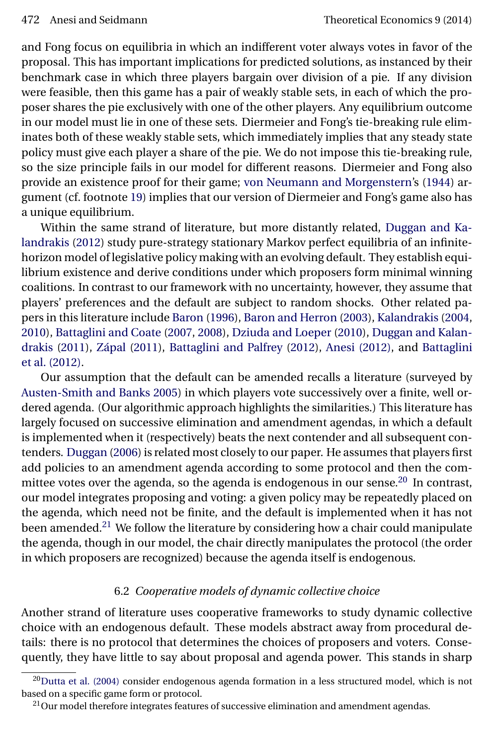and Fong focus on equilibria in which an indifferent voter always votes in favor of the proposal. This has important implications for predicted solutions, as instanced by their benchmark case in which three players bargain over division of a pie. If any division were feasible, then this game has a pair of weakly stable sets, in each of which the proposer shares the pie exclusively with one of the other players. Any equilibrium outcome in our model must lie in one of these sets. Diermeier and Fong's tie-breaking rule eliminates both of these weakly stable sets, which immediately implies that any steady state policy must give each player a share of the pie. We do not impose this tie-breaking rule, so the size principle fails in our model for different reasons. Diermeier and Fong also provide an existence proof for their game; von Neumann and Morgenstern's (1944) argument (cf. footnote 19) implies that our version of Diermeier and Fong's game also has a unique equilibrium.

Within the same strand of literature, but more distantly related, Duggan and Kalandrakis (2012) study pure-strategy stationary Markov perfect equilibria of an infinite-horizon model of legislative policy making with an evolving default. They establish equilibrium existence and derive conditions under which proposers form minimal winning coalitions. In contrast to our framework with no uncertainty, however, they assume that players' preferences and the default are subject to random shocks. Other related papers in this literature include Baron (1996), Baron and Herron (2003), Kalandrakis (2004, 2010), Battaglini and Coate (2007, 2008), Dziuda and Loeper (2010), Duggan and Kalandrakis (2011), Zápal (2011), Battaglini and Palfrey (2012), Anesi (2012), and Battaglini et al. (2012).

Our assumption that the default can be amended recalls a literature (surveyed by Austen-Smith and Banks 2005) in which players vote successively over a finite, well ordered agenda. (Our algorithmic approach highlights the similarities.) This literature has largely focused on successive elimination and amendment agendas, in which a default is implemented when it (respectively) beats the next contender and all subsequent contenders. Duggan (2006) is related most closely to our paper. He assumes that players first add policies to an amendment agenda according to some protocol and then the committee votes over the agenda, so the agenda is endogenous in our sense.[20] In contrast, our model integrates proposing and voting: a given policy may be repeatedly placed on the agenda, which need not be finite, and the default is implemented when it has not been amended.[21] We follow the literature by considering how a chair could manipulate the agenda, though in our model, the chair directly manipulates the protocol (the order in which proposers are recognized) because the agenda itself is endogenous.

### 6.2 *Cooperative models of dynamic collective choice*

Another strand of literature uses cooperative frameworks to study dynamic collective choice with an endogenous default. These models abstract away from procedural details: there is no protocol that determines the choices of proposers and voters. Consequently, they have little to say about proposal and agenda power. This stands in sharp

[20] Dutta et al. (2004) consider endogenous agenda formation in a less structured model, which is not based on a specific game form or protocol.

[21] Our model therefore integrates features of successive elimination and amendment agendas.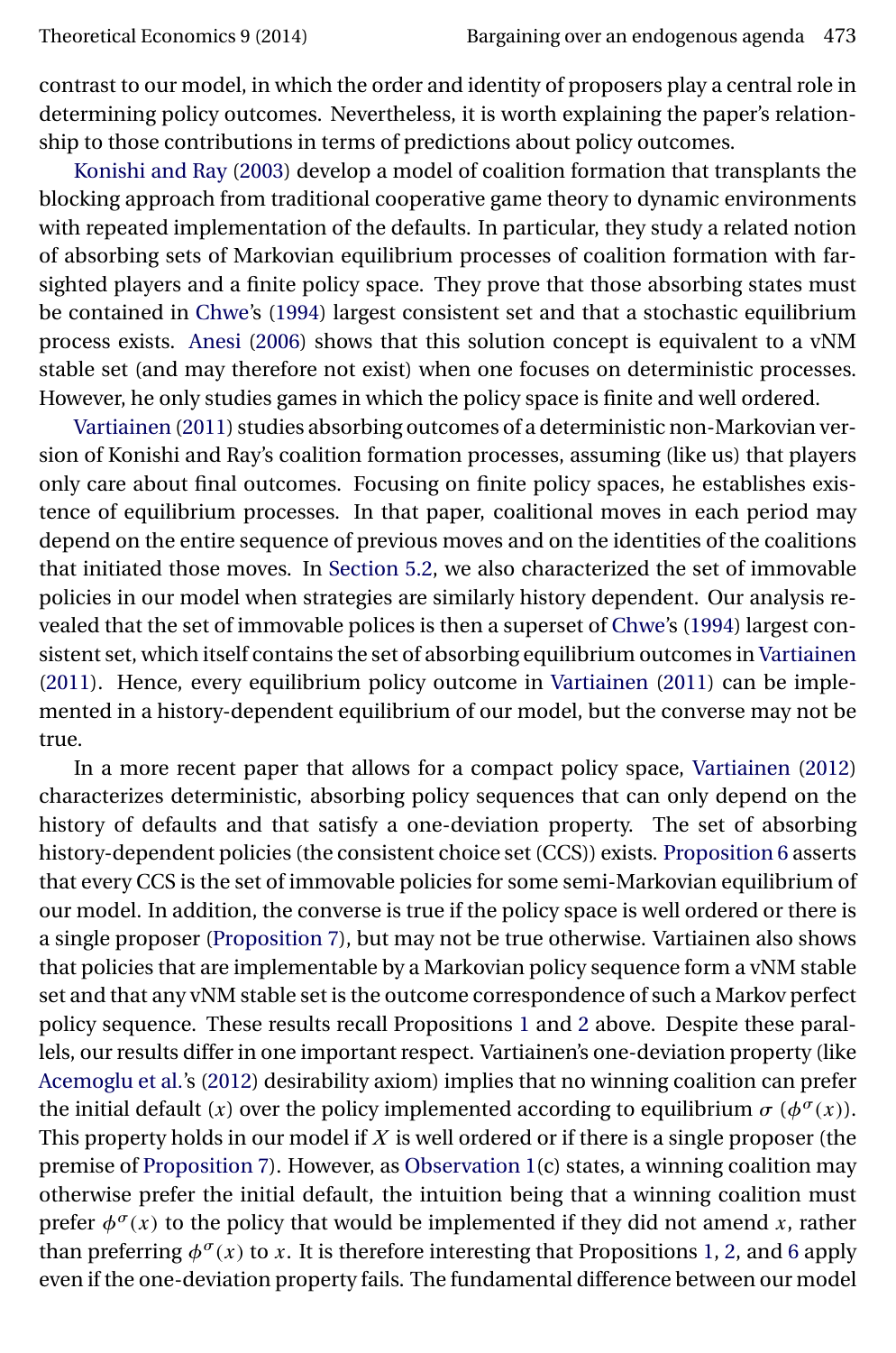contrast to our model, in which the order and identity of proposers play a central role in determining policy outcomes. Nevertheless, it is worth explaining the paper's relationship to those contributions in terms of predictions about policy outcomes.

Konishi and Ray (2003) develop a model of coalition formation that transplants the blocking approach from traditional cooperative game theory to dynamic environments with repeated implementation of the defaults. In particular, they study a related notion of absorbing sets of Markovian equilibrium processes of coalition formation with farsighted players and a finite policy space. They prove that those absorbing states must be contained in Chwe's (1994) largest consistent set and that a stochastic equilibrium process exists. Anesi (2006) shows that this solution concept is equivalent to a vNM stable set (and may therefore not exist) when one focuses on deterministic processes. However, he only studies games in which the policy space is finite and well ordered.

Vartiainen (2011) studies absorbing outcomes of a deterministic non-Markovian version of Konishi and Ray's coalition formation processes, assuming (like us) that players only care about final outcomes. Focusing on finite policy spaces, he establishes existence of equilibrium processes. In that paper, coalitional moves in each period may depend on the entire sequence of previous moves and on the identities of the coalitions that initiated those moves. In Section 5.2, we also characterized the set of immovable policies in our model when strategies are similarly history dependent. Our analysis revealed that the set of immovable polices is then a superset of Chwe's (1994) largest consistent set, which itself contains the set of absorbing equilibrium outcomes in Vartiainen (2011). Hence, every equilibrium policy outcome in Vartiainen (2011) can be implemented in a history-dependent equilibrium of our model, but the converse may not be true.

In a more recent paper that allows for a compact policy space, Vartiainen (2012) characterizes deterministic, absorbing policy sequences that can only depend on the history of defaults and that satisfy a one-deviation property. The set of absorbing history-dependent policies (the consistent choice set (CCS)) exists. Proposition 6 asserts that every CCS is the set of immovable policies for some semi-Markovian equilibrium of our model. In addition, the converse is true if the policy space is well ordered or there is a single proposer (Proposition 7), but may not be true otherwise. Vartiainen also shows that policies that are implementable by a Markovian policy sequence form a vNM stable set and that any vNM stable set is the outcome correspondence of such a Markov perfect policy sequence. These results recall Propositions 1 and 2 above. Despite these parallels, our results differ in one important respect. Vartiainen's one-deviation property (like Acemoglu et al.'s (2012) desirability axiom) implies that no winning coalition can prefer the initial default ($x$) over the policy implemented according to equilibrium $\sigma$ ($\phi^{\sigma}(x)$). This property holds in our model if $X$ is well ordered or if there is a single proposer (the premise of Proposition 7). However, as Observation 1(c) states, a winning coalition may otherwise prefer the initial default, the intuition being that a winning coalition must prefer $\phi^{\sigma}(x)$ to the policy that would be implemented if they did not amend $x$, rather than preferring $\phi^{\sigma}(x)$ to $x$. It is therefore interesting that Propositions 1, 2, and 6 apply even if the one-deviation property fails. The fundamental difference between our model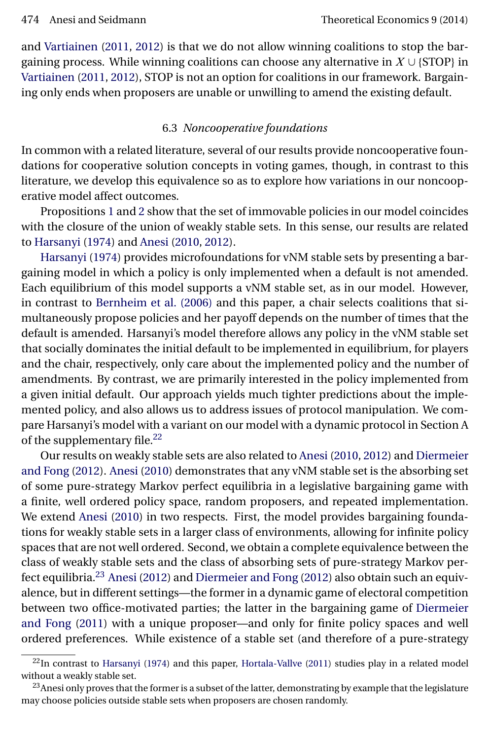and Vartiainen (2011, 2012) is that we do not allow winning coalitions to stop the bargaining process. While winning coalitions can choose any alternative in $X \cup \{\text{STOP}\}$ in Vartiainen (2011, 2012), STOP is not an option for coalitions in our framework. Bargaining only ends when proposers are unable or unwilling to amend the existing default.

### 6.3 *Noncooperative foundations*

In common with a related literature, several of our results provide noncooperative foundations for cooperative solution concepts in voting games, though, in contrast to this literature, we develop this equivalence so as to explore how variations in our noncooperative model affect outcomes.

Propositions 1 and 2 show that the set of immovable policies in our model coincides with the closure of the union of weakly stable sets. In this sense, our results are related to Harsanyi (1974) and Anesi (2010, 2012).

Harsanyi (1974) provides microfoundations for vNM stable sets by presenting a bargaining model in which a policy is only implemented when a default is not amended. Each equilibrium of this model supports a vNM stable set, as in our model. However, in contrast to Bernheim et al. (2006) and this paper, a chair selects coalitions that simultaneously propose policies and her payoff depends on the number of times that the default is amended. Harsanyi's model therefore allows any policy in the vNM stable set that socially dominates the initial default to be implemented in equilibrium, for players and the chair, respectively, only care about the implemented policy and the number of amendments. By contrast, we are primarily interested in the policy implemented from a given initial default. Our approach yields much tighter predictions about the implemented policy, and also allows us to address issues of protocol manipulation. We compare Harsanyi's model with a variant on our model with a dynamic protocol in Section A of the supplementary file.[22]

Our results on weakly stable sets are also related to Anesi (2010, 2012) and Diermeier and Fong (2012). Anesi (2010) demonstrates that any vNM stable set is the absorbing set of some pure-strategy Markov perfect equilibria in a legislative bargaining game with a finite, well ordered policy space, random proposers, and repeated implementation. We extend Anesi (2010) in two respects. First, the model provides bargaining foundations for weakly stable sets in a larger class of environments, allowing for infinite policy spaces that are not well ordered. Second, we obtain a complete equivalence between the class of weakly stable sets and the class of absorbing sets of pure-strategy Markov perfect equilibria.[23] Anesi (2012) and Diermeier and Fong (2012) also obtain such an equivalence, but in different settings—the former in a dynamic game of electoral competition between two office-motivated parties; the latter in the bargaining game of Diermeier and Fong (2011) with a unique proposer—and only for finite policy spaces and well ordered preferences. While existence of a stable set (and therefore of a pure-strategy

[22] In contrast to Harsanyi (1974) and this paper, Hortala-Vallve (2011) studies play in a related model without a weakly stable set.

[23] Anesi only proves that the former is a subset of the latter, demonstrating by example that the legislature may choose policies outside stable sets when proposers are chosen randomly.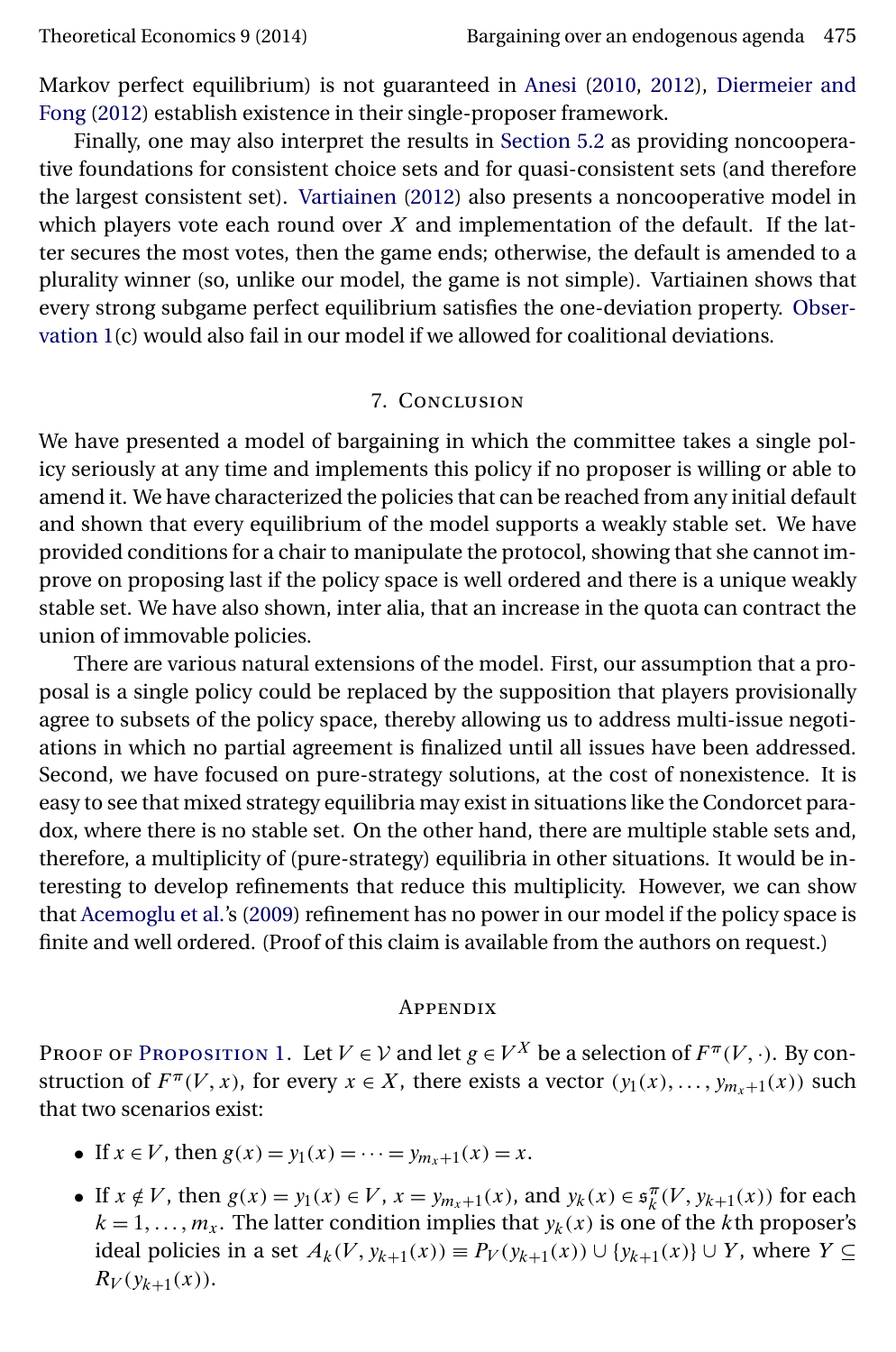Markov perfect equilibrium) is not guaranteed in Anesi (2010, 2012), Diermeier and Fong (2012) establish existence in their single-proposer framework.

Finally, one may also interpret the results in Section 5.2 as providing noncooperative foundations for consistent choice sets and for quasi-consistent sets (and therefore the largest consistent set). Vartiainen (2012) also presents a noncooperative model in which players vote each round over $X$ and implementation of the default. If the latter secures the most votes, then the game ends; otherwise, the default is amended to a plurality winner (so, unlike our model, the game is not simple). Vartiainen shows that every strong subgame perfect equilibrium satisfies the one-deviation property. Observation 1(c) would also fail in our model if we allowed for coalitional deviations.

## 7. Conclusion

We have presented a model of bargaining in which the committee takes a single policy seriously at any time and implements this policy if no proposer is willing or able to amend it. We have characterized the policies that can be reached from any initial default and shown that every equilibrium of the model supports a weakly stable set. We have provided conditions for a chair to manipulate the protocol, showing that she cannot improve on proposing last if the policy space is well ordered and there is a unique weakly stable set. We have also shown, inter alia, that an increase in the quota can contract the union of immovable policies.

There are various natural extensions of the model. First, our assumption that a proposal is a single policy could be replaced by the supposition that players provisionally agree to subsets of the policy space, thereby allowing us to address multi-issue negotiations in which no partial agreement is finalized until all issues have been addressed. Second, we have focused on pure-strategy solutions, at the cost of nonexistence. It is easy to see that mixed strategy equilibria may exist in situations like the Condorcet paradox, where there is no stable set. On the other hand, there are multiple stable sets and, therefore, a multiplicity of (pure-strategy) equilibria in other situations. It would be interesting to develop refinements that reduce this multiplicity. However, we can show that Acemoglu et al.'s (2009) refinement has no power in our model if the policy space is finite and well ordered. (Proof of this claim is available from the authors on request.)

## Appendix

Proof of Proposition 1. Let $V \in \mathcal{V}$ and let $g \in V^X$ be a selection of $F^\pi(V, \cdot)$. By construction of $F^\pi(V, x)$, for every $x \in X$, there exists a vector $(y_1(x), \ldots, y_{m_x+1}(x))$ such that two scenarios exist:

- If $x \in V$, then $g(x) = y_1(x) = \cdots = y_{m_x+1}(x) = x$.
- If $x \notin V$, then $g(x) = y_1(x) \in V$, $x = y_{m_x+1}(x)$, and $y_k(x) \in \mathfrak{s}_k^\pi(V, y_{k+1}(x))$ for each $k = 1, \ldots, m_x$. The latter condition implies that $y_k(x)$ is one of the $k$th proposer's ideal policies in a set $A_k(V, y_{k+1}(x)) \equiv P_V(y_{k+1}(x)) \cup \{y_{k+1}(x)\} \cup Y$, where $Y \subseteq R_V(y_{k+1}(x))$.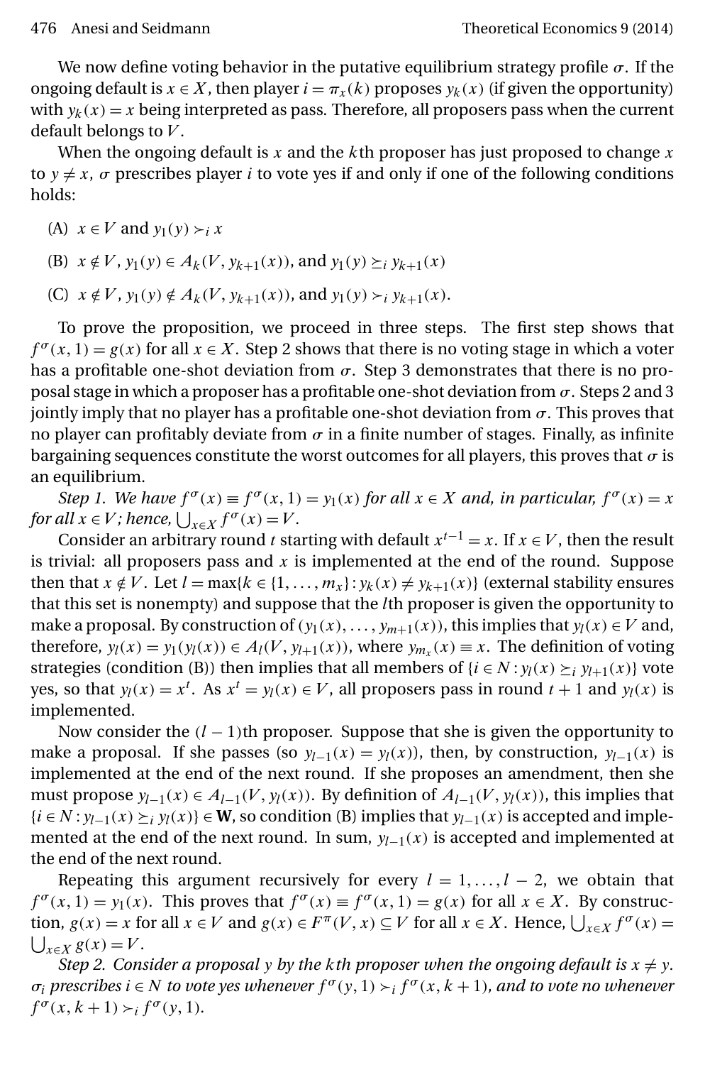We now define voting behavior in the putative equilibrium strategy profile $\sigma$. If the ongoing default is $x \in X$, then player $i = \pi_x(k)$ proposes $y_k(x)$ (if given the opportunity) with $y_k(x) = x$ being interpreted as pass. Therefore, all proposers pass when the current default belongs to $V$.

When the ongoing default is $x$ and the $k$th proposer has just proposed to change $x$ to $y \neq x$, $\sigma$ prescribes player $i$ to vote yes if and only if one of the following conditions holds:

(A) $x \in V$ and $y_1(y) \succ_i x$

(B) $x \notin V$, $y_1(y) \in A_k(V, y_{k+1}(x))$, and $y_1(y) \succeq_i y_{k+1}(x)$

(C) $x \notin V$, $y_1(y) \notin A_k(V, y_{k+1}(x))$, and $y_1(y) \succ_i y_{k+1}(x)$.

To prove the proposition, we proceed in three steps. The first step shows that $f^\sigma(x, 1) = g(x)$ for all $x \in X$. Step 2 shows that there is no voting stage in which a voter has a profitable one-shot deviation from $\sigma$. Step 3 demonstrates that there is no proposal stage in which a proposer has a profitable one-shot deviation from $\sigma$. Steps 2 and 3 jointly imply that no player has a profitable one-shot deviation from $\sigma$. This proves that no player can profitably deviate from $\sigma$ in a finite number of stages. Finally, as infinite bargaining sequences constitute the worst outcomes for all players, this proves that $\sigma$ is an equilibrium.

*Step 1. We have $f^\sigma(x) \equiv f^\sigma(x, 1) = y_1(x)$ for all $x \in X$ and, in particular, $f^\sigma(x) = x$ for all $x \in V$; hence, $\bigcup_{x \in X} f^\sigma(x) = V$.*

Consider an arbitrary round $t$ starting with default $x^{t-1} = x$. If $x \in V$, then the result is trivial: all proposers pass and $x$ is implemented at the end of the round. Suppose then that $x \notin V$. Let $l = \max\{k \in \{1, \ldots, m_x\} : y_k(x) \neq y_{k+1}(x)\}$ (external stability ensures that this set is nonempty) and suppose that the $l$th proposer is given the opportunity to make a proposal. By construction of $(y_1(x), \ldots, y_{m+1}(x))$, this implies that $y_l(x) \in V$ and, therefore, $y_l(x) = y_1(y_l(x)) \in A_l(V, y_{l+1}(x))$, where $y_{m_x}(x) \equiv x$. The definition of voting strategies (condition (B)) then implies that all members of $\{i \in N : y_l(x) \succeq_i y_{l+1}(x)\}$ vote yes, so that $y_l(x) = x^t$. As $x^t = y_l(x) \in V$, all proposers pass in round $t+1$ and $y_l(x)$ is implemented.

Now consider the $(l-1)$th proposer. Suppose that she is given the opportunity to make a proposal. If she passes (so $y_{l-1}(x) = y_l(x)$), then, by construction, $y_{l-1}(x)$ is implemented at the end of the next round. If she proposes an amendment, then she must propose $y_{l-1}(x) \in A_{l-1}(V, y_l(x))$. By definition of $A_{l-1}(V, y_l(x))$, this implies that $\{i \in N : y_{l-1}(x) \succeq_i y_l(x)\} \in \mathbf{W}$, so condition (B) implies that $y_{l-1}(x)$ is accepted and implemented at the end of the next round. In sum, $y_{l-1}(x)$ is accepted and implemented at the end of the next round.

Repeating this argument recursively for every $l = 1, \ldots, l-2$, we obtain that $f^\sigma(x, 1) = y_1(x)$. This proves that $f^\sigma(x) \equiv f^\sigma(x, 1) = g(x)$ for all $x \in X$. By construction, $g(x) = x$ for all $x \in V$ and $g(x) \in F^\pi(V, x) \subseteq V$ for all $x \in X$. Hence, $\bigcup_{x \in X} f^\sigma(x) = \bigcup_{x \in X} g(x) = V$.

*Step 2. Consider a proposal $y$ by the $k$th proposer when the ongoing default is $x \neq y$. $\sigma_i$ prescribes $i \in N$ to vote yes whenever $f^\sigma(y, 1) \succ_i f^\sigma(x, k+1)$, and to vote no whenever $f^\sigma(x, k+1) \succ_i f^\sigma(y, 1)$.*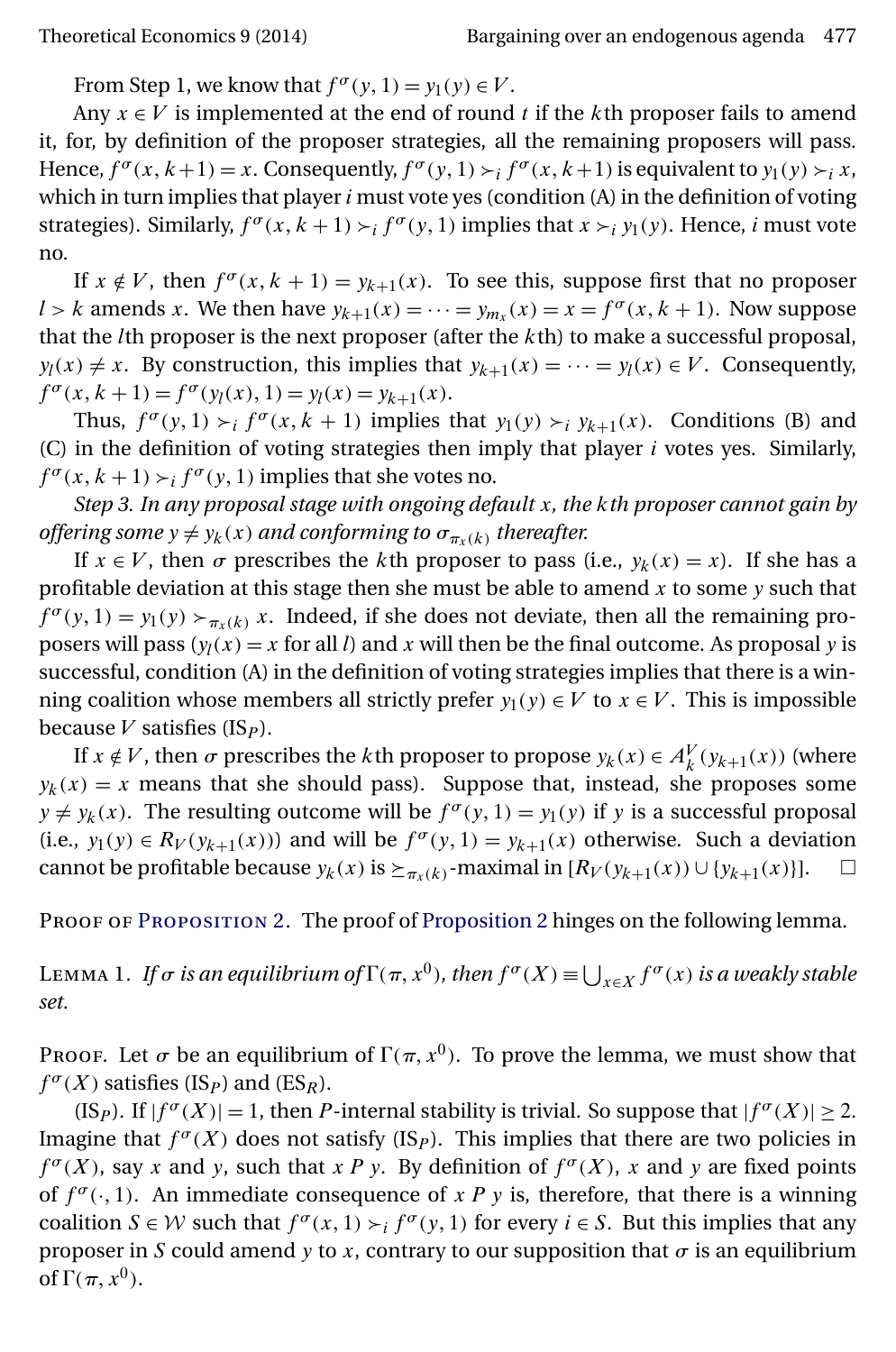From Step 1, we know that $f^\sigma(y, 1) = y_1(y) \in V$.

Any $x \in V$ is implemented at the end of round $t$ if the $k$th proposer fails to amend it, for, by definition of the proposer strategies, all the remaining proposers will pass. Hence, $f^\sigma(x, k+1) = x$. Consequently, $f^\sigma(y, 1) \succ_i f^\sigma(x, k+1)$ is equivalent to $y_1(y) \succ_i x$, which in turn implies that player $i$ must vote yes (condition (A) in the definition of voting strategies). Similarly, $f^\sigma(x, k+1) \succ_i f^\sigma(y, 1)$ implies that $x \succ_i y_1(y)$. Hence, $i$ must vote no.

If $x \notin V$, then $f^\sigma(x, k+1) = y_{k+1}(x)$. To see this, suppose first that no proposer $l > k$ amends $x$. We then have $y_{k+1}(x) = \cdots = y_{m_x}(x) = x = f^\sigma(x, k+1)$. Now suppose that the $l$th proposer is the next proposer (after the $k$th) to make a successful proposal, $y_l(x) \neq x$. By construction, this implies that $y_{k+1}(x) = \cdots = y_l(x) \in V$. Consequently, $f^\sigma(x, k+1) = f^\sigma(y_l(x), 1) = y_l(x) = y_{k+1}(x)$.

Thus, $f^\sigma(y, 1) \succ_i f^\sigma(x, k+1)$ implies that $y_1(y) \succ_i y_{k+1}(x)$. Conditions (B) and (C) in the definition of voting strategies then imply that player $i$ votes yes. Similarly, $f^\sigma(x, k+1) \succ_i f^\sigma(y, 1)$ implies that she votes no.

*Step 3. In any proposal stage with ongoing default $x$, the $k$th proposer cannot gain by offering some $y \neq y_k(x)$ and conforming to $\sigma_{\pi_x(k)}$ thereafter.*

If $x \in V$, then $\sigma$ prescribes the $k$th proposer to pass (i.e., $y_k(x) = x$). If she has a profitable deviation at this stage then she must be able to amend $x$ to some $y$ such that $f^\sigma(y, 1) = y_1(y) \succ_{\pi_x(k)} x$. Indeed, if she does not deviate, then all the remaining proposers will pass ($y_l(x) = x$ for all $l$) and $x$ will then be the final outcome. As proposal $y$ is successful, condition (A) in the definition of voting strategies implies that there is a winning coalition whose members all strictly prefer $y_1(y) \in V$ to $x \in V$. This is impossible because $V$ satisfies (IS$_P$).

If $x \notin V$, then $\sigma$ prescribes the $k$th proposer to propose $y_k(x) \in A_k^V(y_{k+1}(x))$ (where $y_k(x) = x$ means that she should pass). Suppose that, instead, she proposes some $y \neq y_k(x)$. The resulting outcome will be $f^\sigma(y, 1) = y_1(y)$ if $y$ is a successful proposal (i.e., $y_1(y) \in R_V(y_{k+1}(x))$) and will be $f^\sigma(y, 1) = y_{k+1}(x)$ otherwise. Such a deviation cannot be profitable because $y_k(x)$ is $\succeq_{\pi_x(k)}$-maximal in $[R_V(y_{k+1}(x)) \cup \{y_{k+1}(x)\}]$. $\square$

Proof of Proposition 2. The proof of Proposition 2 hinges on the following lemma.

Lemma 1. *If $\sigma$ is an equilibrium of $\Gamma(\pi, x^0)$, then $f^\sigma(X) \equiv \bigcup_{x \in X} f^\sigma(x)$ is a weakly stable set.*

Proof. Let $\sigma$ be an equilibrium of $\Gamma(\pi, x^0)$. To prove the lemma, we must show that $f^\sigma(X)$ satisfies (IS$_P$) and (ES$_R$).

(IS$_P$). If $|f^\sigma(X)| = 1$, then $P$-internal stability is trivial. So suppose that $|f^\sigma(X)| \geq 2$. Imagine that $f^\sigma(X)$ does not satisfy (IS$_P$). This implies that there are two policies in $f^\sigma(X)$, say $x$ and $y$, such that $x \mathrel{P} y$. By definition of $f^\sigma(X)$, $x$ and $y$ are fixed points of $f^\sigma(\cdot, 1)$. An immediate consequence of $x \mathrel{P} y$ is, therefore, that there is a winning coalition $S \in \mathcal{W}$ such that $f^\sigma(x, 1) \succ_i f^\sigma(y, 1)$ for every $i \in S$. But this implies that any proposer in $S$ could amend $y$ to $x$, contrary to our supposition that $\sigma$ is an equilibrium of $\Gamma(\pi, x^0)$.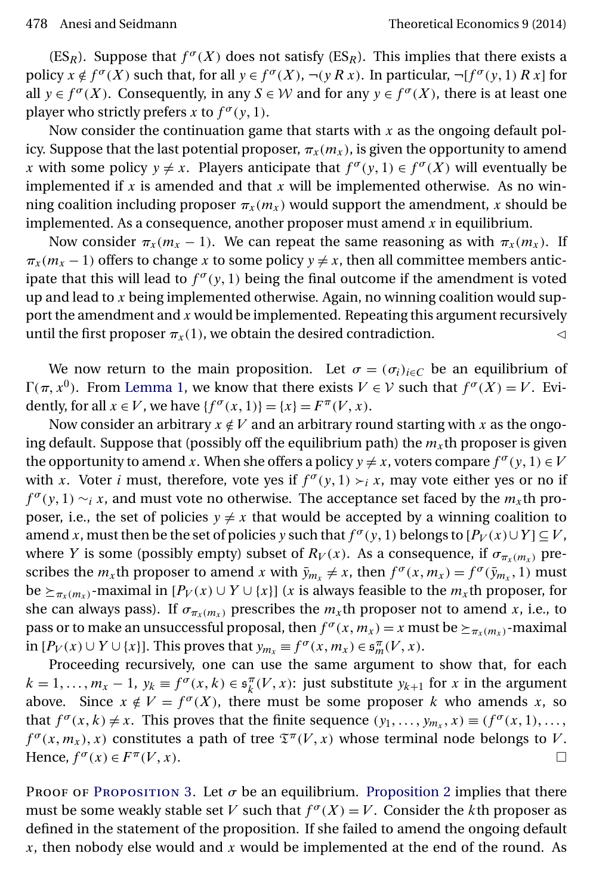(ES$_R$). Suppose that $f^\sigma(X)$ does not satisfy (ES$_R$). This implies that there exists a policy $x \notin f^\sigma(X)$ such that, for all $y \in f^\sigma(X)$, $\neg(y\, R\, x)$. In particular, $\neg[f^\sigma(y,1)\, R\, x]$ for all $y \in f^\sigma(X)$. Consequently, in any $S \in \mathcal{W}$ and for any $y \in f^\sigma(X)$, there is at least one player who strictly prefers $x$ to $f^\sigma(y,1)$.

Now consider the continuation game that starts with $x$ as the ongoing default policy. Suppose that the last potential proposer, $\pi_x(m_x)$, is given the opportunity to amend $x$ with some policy $y \neq x$. Players anticipate that $f^\sigma(y,1) \in f^\sigma(X)$ will eventually be implemented if $x$ is amended and that $x$ will be implemented otherwise. As no winning coalition including proposer $\pi_x(m_x)$ would support the amendment, $x$ should be implemented. As a consequence, another proposer must amend $x$ in equilibrium.

Now consider $\pi_x(m_x - 1)$. We can repeat the same reasoning as with $\pi_x(m_x)$. If $\pi_x(m_x - 1)$ offers to change $x$ to some policy $y \neq x$, then all committee members anticipate that this will lead to $f^\sigma(y,1)$ being the final outcome if the amendment is voted up and lead to $x$ being implemented otherwise. Again, no winning coalition would support the amendment and $x$ would be implemented. Repeating this argument recursively until the first proposer $\pi_x(1)$, we obtain the desired contradiction. $\triangleleft$

We now return to the main proposition. Let $\sigma = (\sigma_i)_{i \in C}$ be an equilibrium of $\Gamma(\pi, x^0)$. From Lemma 1, we know that there exists $V \in \mathcal{V}$ such that $f^\sigma(X) = V$. Evidently, for all $x \in V$, we have $\{f^\sigma(x,1)\} = \{x\} = F^\pi(V,x)$.

Now consider an arbitrary $x \notin V$ and an arbitrary round starting with $x$ as the ongoing default. Suppose that (possibly off the equilibrium path) the $m_x$th proposer is given the opportunity to amend $x$. When she offers a policy $y \neq x$, voters compare $f^\sigma(y,1) \in V$ with $x$. Voter $i$ must, therefore, vote yes if $f^\sigma(y,1) \succ_i x$, may vote either yes or no if $f^\sigma(y,1) \sim_i x$, and must vote no otherwise. The acceptance set faced by the $m_x$th proposer, i.e., the set of policies $y \neq x$ that would be accepted by a winning coalition to amend $x$, must then be the set of policies $y$ such that $f^\sigma(y,1)$ belongs to $[P_V(x) \cup Y] \subseteq V$, where $Y$ is some (possibly empty) subset of $R_V(x)$. As a consequence, if $\sigma_{\pi_x(m_x)}$ prescribes the $m_x$th proposer to amend $x$ with $\bar{y}_{m_x} \neq x$, then $f^\sigma(x, m_x) = f^\sigma(\bar{y}_{m_x}, 1)$ must be $\succeq_{\pi_x(m_x)}$-maximal in $[P_V(x) \cup Y \cup \{x\}]$ ($x$ is always feasible to the $m_x$th proposer, for she can always pass). If $\sigma_{\pi_x(m_x)}$ prescribes the $m_x$th proposer not to amend $x$, i.e., to pass or to make an unsuccessful proposal, then $f^\sigma(x, m_x) = x$ must be $\succeq_{\pi_x(m_x)}$-maximal in $[P_V(x) \cup Y \cup \{x\}]$. This proves that $y_{m_x} \equiv f^\sigma(x, m_x) \in \mathfrak{s}^\pi_m(V, x)$.

Proceeding recursively, one can use the same argument to show that, for each $k = 1, \ldots, m_x - 1$, $y_k \equiv f^\sigma(x,k) \in \mathfrak{s}^\pi_k(V,x)$: just substitute $y_{k+1}$ for $x$ in the argument above. Since $x \notin V = f^\sigma(X)$, there must be some proposer $k$ who amends $x$, so that $f^\sigma(x,k) \neq x$. This proves that the finite sequence $(y_1, \ldots, y_{m_x}, x) \equiv (f^\sigma(x,1), \ldots, f^\sigma(x, m_x), x)$ constitutes a path of tree $\mathfrak{T}^\pi(V,x)$ whose terminal node belongs to $V$. Hence, $f^\sigma(x) \in F^\pi(V,x)$. $\square$

Proof of Proposition 3. Let $\sigma$ be an equilibrium. Proposition 2 implies that there must be some weakly stable set $V$ such that $f^\sigma(X) = V$. Consider the $k$th proposer as defined in the statement of the proposition. If she failed to amend the ongoing default $x$, then nobody else would and $x$ would be implemented at the end of the round. As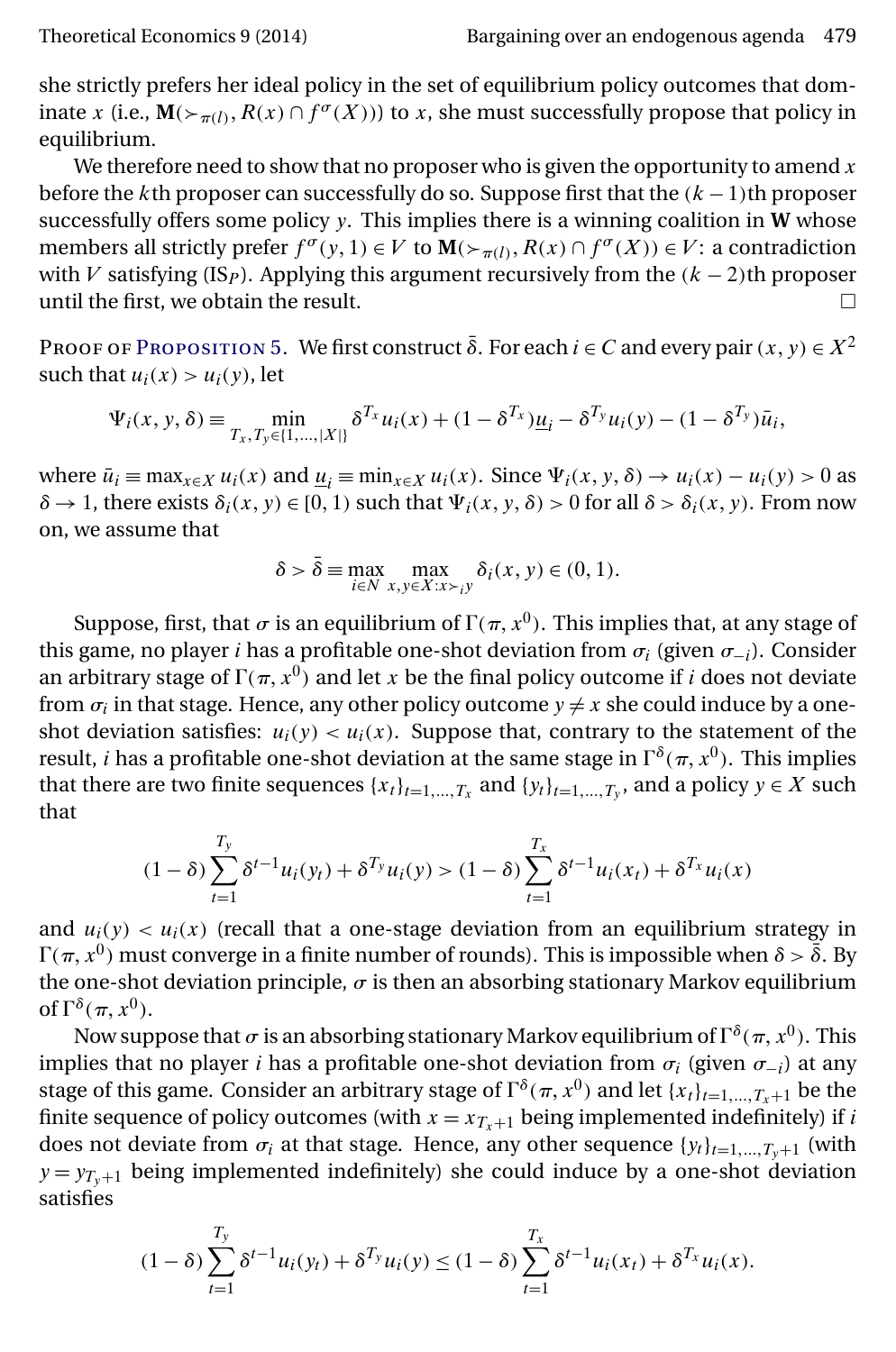she strictly prefers her ideal policy in the set of equilibrium policy outcomes that dominate $x$ (i.e., $\mathbf{M}(\succ_{\pi(l)}, R(x) \cap f^{\sigma}(X))$) to $x$, she must successfully propose that policy in equilibrium.

We therefore need to show that no proposer who is given the opportunity to amend $x$ before the $k$th proposer can successfully do so. Suppose first that the $(k-1)$th proposer successfully offers some policy $y$. This implies there is a winning coalition in $\mathbf{W}$ whose members all strictly prefer $f^{\sigma}(y, 1) \in V$ to $\mathbf{M}(\succ_{\pi(l)}, R(x) \cap f^{\sigma}(X)) \in V$: a contradiction with $V$ satisfying (IS$_P$). Applying this argument recursively from the $(k-2)$th proposer until the first, we obtain the result. $\square$

Proof of Proposition 5. We first construct $\bar{\delta}$. For each $i \in C$ and every pair $(x, y) \in X^2$ such that $u_i(x) > u_i(y)$, let

$$\Psi_i(x, y, \delta) \equiv \min_{T_x, T_y \in \{1, \dots, |X|\}} \delta^{T_x} u_i(x) + (1 - \delta^{T_x})\underline{u}_i - \delta^{T_y} u_i(y) - (1 - \delta^{T_y})\bar{u}_i,$$

where $\bar{u}_i \equiv \max_{x \in X} u_i(x)$ and $\underline{u}_i \equiv \min_{x \in X} u_i(x)$. Since $\Psi_i(x, y, \delta) \to u_i(x) - u_i(y) > 0$ as $\delta \to 1$, there exists $\delta_i(x, y) \in [0, 1)$ such that $\Psi_i(x, y, \delta) > 0$ for all $\delta > \delta_i(x, y)$. From now on, we assume that

$$\delta > \bar{\delta} \equiv \max_{i \in N} \max_{x, y \in X : x \succ_i y} \delta_i(x, y) \in (0, 1).$$

Suppose, first, that $\sigma$ is an equilibrium of $\Gamma(\pi, x^0)$. This implies that, at any stage of this game, no player $i$ has a profitable one-shot deviation from $\sigma_i$ (given $\sigma_{-i}$). Consider an arbitrary stage of $\Gamma(\pi, x^0)$ and let $x$ be the final policy outcome if $i$ does not deviate from $\sigma_i$ in that stage. Hence, any other policy outcome $y \neq x$ she could induce by a one-shot deviation satisfies: $u_i(y) < u_i(x)$. Suppose that, contrary to the statement of the result, $i$ has a profitable one-shot deviation at the same stage in $\Gamma^{\delta}(\pi, x^0)$. This implies that there are two finite sequences $\{x_t\}_{t=1,\dots,T_x}$ and $\{y_t\}_{t=1,\dots,T_y}$, and a policy $y \in X$ such that

$$(1-\delta)\sum_{t=1}^{T_y} \delta^{t-1} u_i(y_t) + \delta^{T_y} u_i(y) > (1-\delta)\sum_{t=1}^{T_x} \delta^{t-1} u_i(x_t) + \delta^{T_x} u_i(x)$$

and $u_i(y) < u_i(x)$ (recall that a one-stage deviation from an equilibrium strategy in $\Gamma(\pi, x^0)$ must converge in a finite number of rounds). This is impossible when $\delta > \bar{\delta}$. By the one-shot deviation principle, $\sigma$ is then an absorbing stationary Markov equilibrium of $\Gamma^{\delta}(\pi, x^0)$.

Now suppose that $\sigma$ is an absorbing stationary Markov equilibrium of $\Gamma^{\delta}(\pi, x^0)$. This implies that no player $i$ has a profitable one-shot deviation from $\sigma_i$ (given $\sigma_{-i}$) at any stage of this game. Consider an arbitrary stage of $\Gamma^{\delta}(\pi, x^0)$ and let $\{x_t\}_{t=1,\dots,T_x+1}$ be the finite sequence of policy outcomes (with $x = x_{T_x+1}$ being implemented indefinitely) if $i$ does not deviate from $\sigma_i$ at that stage. Hence, any other sequence $\{y_t\}_{t=1,\dots,T_y+1}$ (with $y = y_{T_y+1}$ being implemented indefinitely) she could induce by a one-shot deviation satisfies

$$(1-\delta)\sum_{t=1}^{T_y} \delta^{t-1} u_i(y_t) + \delta^{T_y} u_i(y) \leq (1-\delta)\sum_{t=1}^{T_x} \delta^{t-1} u_i(x_t) + \delta^{T_x} u_i(x).$$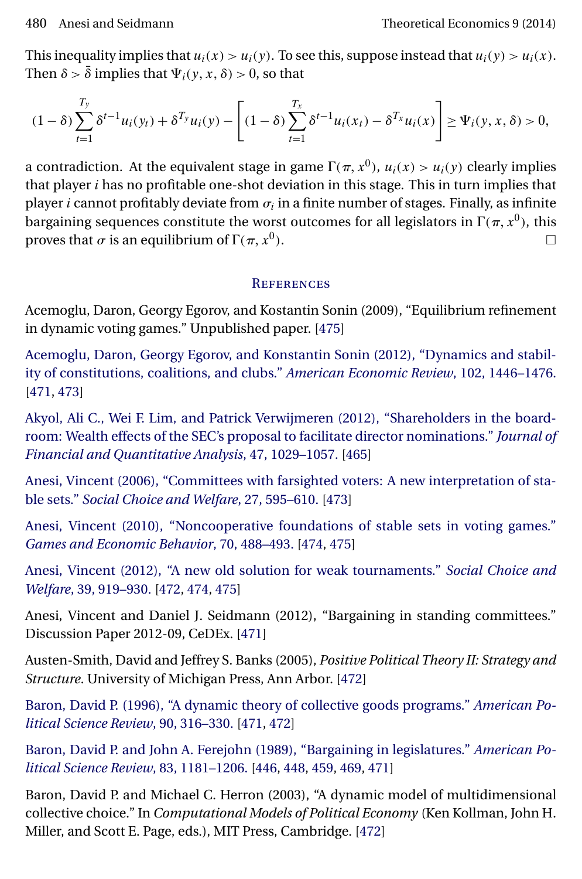This inequality implies that $u_i(x) > u_i(y)$. To see this, suppose instead that $u_i(y) > u_i(x)$. Then $\delta > \bar{\delta}$ implies that $\Psi_i(y, x, \delta) > 0$, so that

$$(1-\delta)\sum_{t=1}^{T_y}\delta^{t-1}u_i(y_t) + \delta^{T_y}u_i(y) - \left[(1-\delta)\sum_{t=1}^{T_x}\delta^{t-1}u_i(x_t) - \delta^{T_x}u_i(x)\right] \geq \Psi_i(y, x, \delta) > 0,$$

a contradiction. At the equivalent stage in game $\Gamma(\pi, x^0)$, $u_i(x) > u_i(y)$ clearly implies that player $i$ has no profitable one-shot deviation in this stage. This in turn implies that player $i$ cannot profitably deviate from $\sigma_i$ in a finite number of stages. Finally, as infinite bargaining sequences constitute the worst outcomes for all legislators in $\Gamma(\pi, x^0)$, this proves that $\sigma$ is an equilibrium of $\Gamma(\pi, x^0)$. □

## References

Acemoglu, Daron, Georgy Egorov, and Kostantin Sonin (2009), "Equilibrium refinement in dynamic voting games." Unpublished paper. [475]

Acemoglu, Daron, Georgy Egorov, and Konstantin Sonin (2012), "Dynamics and stability of constitutions, coalitions, and clubs." *American Economic Review*, 102, 1446–1476. [471, 473]

Akyol, Ali C., Wei F. Lim, and Patrick Verwijmeren (2012), "Shareholders in the boardroom: Wealth effects of the SEC's proposal to facilitate director nominations." *Journal of Financial and Quantitative Analysis*, 47, 1029–1057. [465]

Anesi, Vincent (2006), "Committees with farsighted voters: A new interpretation of stable sets." *Social Choice and Welfare*, 27, 595–610. [473]

Anesi, Vincent (2010), "Noncooperative foundations of stable sets in voting games." *Games and Economic Behavior*, 70, 488–493. [474, 475]

Anesi, Vincent (2012), "A new old solution for weak tournaments." *Social Choice and Welfare*, 39, 919–930. [472, 474, 475]

Anesi, Vincent and Daniel J. Seidmann (2012), "Bargaining in standing committees." Discussion Paper 2012-09, CeDEx. [471]

Austen-Smith, David and Jeffrey S. Banks (2005), *Positive Political Theory II: Strategy and Structure*. University of Michigan Press, Ann Arbor. [472]

Baron, David P. (1996), "A dynamic theory of collective goods programs." *American Political Science Review*, 90, 316–330. [471, 472]

Baron, David P. and John A. Ferejohn (1989), "Bargaining in legislatures." *American Political Science Review*, 83, 1181–1206. [446, 448, 459, 469, 471]

Baron, David P. and Michael C. Herron (2003), "A dynamic model of multidimensional collective choice." In *Computational Models of Political Economy* (Ken Kollman, John H. Miller, and Scott E. Page, eds.), MIT Press, Cambridge. [472]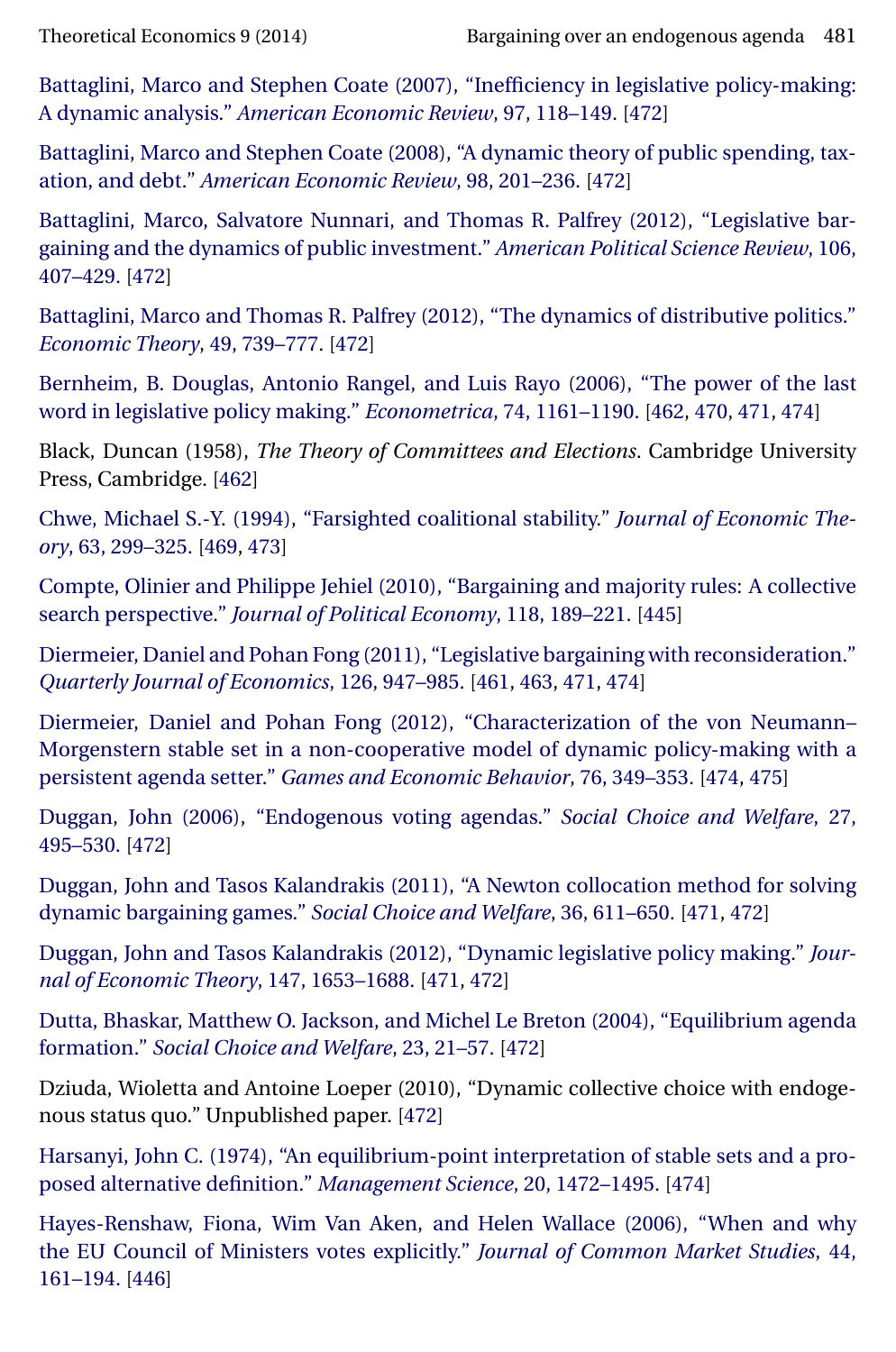Battaglini, Marco and Stephen Coate (2007), "Inefficiency in legislative policy-making: A dynamic analysis." *American Economic Review*, 97, 118–149. [472]

Battaglini, Marco and Stephen Coate (2008), "A dynamic theory of public spending, taxation, and debt." *American Economic Review*, 98, 201–236. [472]

Battaglini, Marco, Salvatore Nunnari, and Thomas R. Palfrey (2012), "Legislative bargaining and the dynamics of public investment." *American Political Science Review*, 106, 407–429. [472]

Battaglini, Marco and Thomas R. Palfrey (2012), "The dynamics of distributive politics." *Economic Theory*, 49, 739–777. [472]

Bernheim, B. Douglas, Antonio Rangel, and Luis Rayo (2006), "The power of the last word in legislative policy making." *Econometrica*, 74, 1161–1190. [462, 470, 471, 474]

Black, Duncan (1958), *The Theory of Committees and Elections*. Cambridge University Press, Cambridge. [462]

Chwe, Michael S.-Y. (1994), "Farsighted coalitional stability." *Journal of Economic Theory*, 63, 299–325. [469, 473]

Compte, Olinier and Philippe Jehiel (2010), "Bargaining and majority rules: A collective search perspective." *Journal of Political Economy*, 118, 189–221. [445]

Diermeier, Daniel and Pohan Fong (2011), "Legislative bargaining with reconsideration." *Quarterly Journal of Economics*, 126, 947–985. [461, 463, 471, 474]

Diermeier, Daniel and Pohan Fong (2012), "Characterization of the von Neumann–Morgenstern stable set in a non-cooperative model of dynamic policy-making with a persistent agenda setter." *Games and Economic Behavior*, 76, 349–353. [474, 475]

Duggan, John (2006), "Endogenous voting agendas." *Social Choice and Welfare*, 27, 495–530. [472]

Duggan, John and Tasos Kalandrakis (2011), "A Newton collocation method for solving dynamic bargaining games." *Social Choice and Welfare*, 36, 611–650. [471, 472]

Duggan, John and Tasos Kalandrakis (2012), "Dynamic legislative policy making." *Journal of Economic Theory*, 147, 1653–1688. [471, 472]

Dutta, Bhaskar, Matthew O. Jackson, and Michel Le Breton (2004), "Equilibrium agenda formation." *Social Choice and Welfare*, 23, 21–57. [472]

Dziuda, Wioletta and Antoine Loeper (2010), "Dynamic collective choice with endogenous status quo." Unpublished paper. [472]

Harsanyi, John C. (1974), "An equilibrium-point interpretation of stable sets and a proposed alternative definition." *Management Science*, 20, 1472–1495. [474]

Hayes-Renshaw, Fiona, Wim Van Aken, and Helen Wallace (2006), "When and why the EU Council of Ministers votes explicitly." *Journal of Common Market Studies*, 44, 161–194. [446]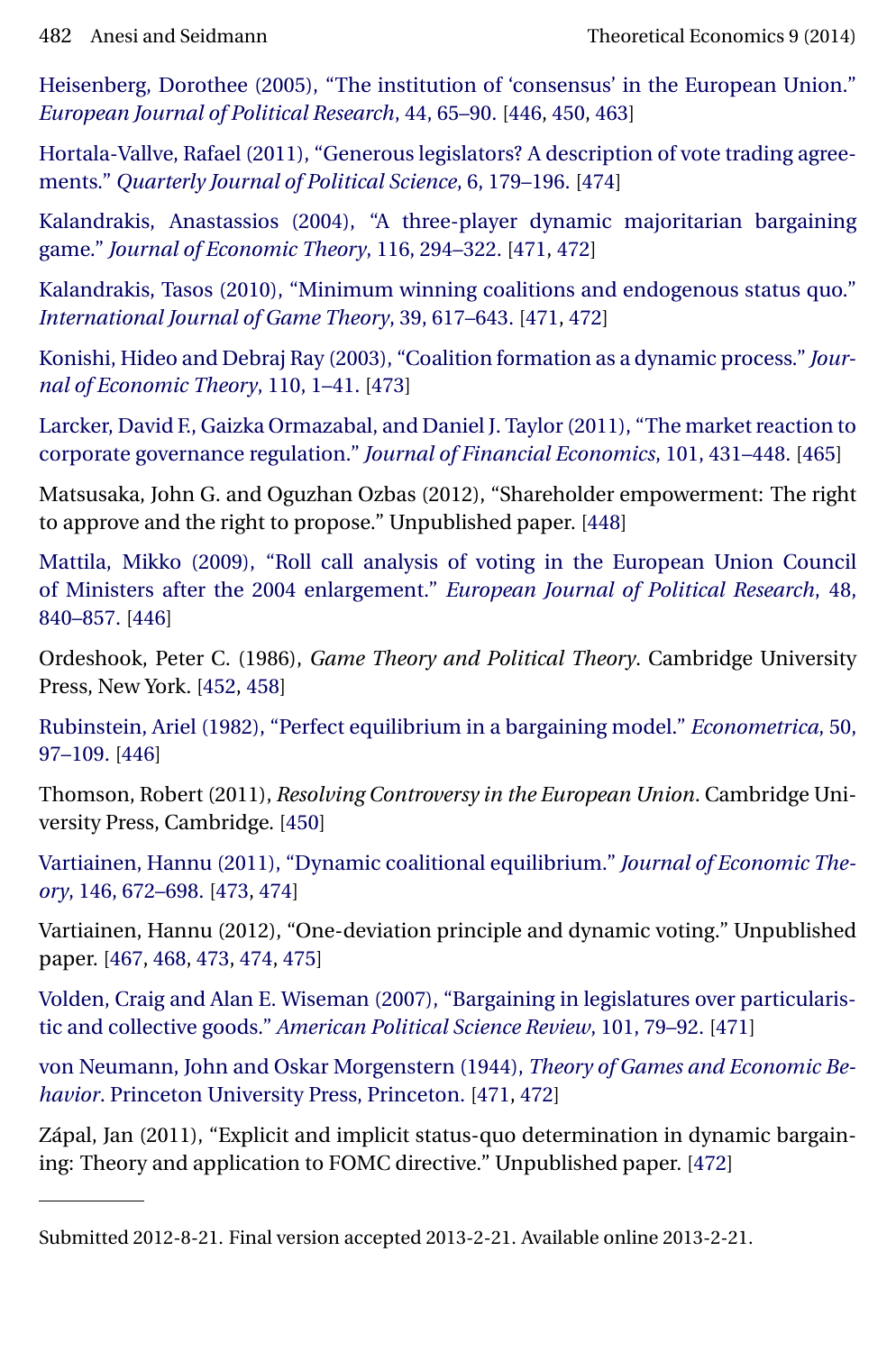Heisenberg, Dorothee (2005), "The institution of 'consensus' in the European Union." *European Journal of Political Research*, 44, 65–90. [446, 450, 463]

Hortala-Vallve, Rafael (2011), "Generous legislators? A description of vote trading agreements." *Quarterly Journal of Political Science*, 6, 179–196. [474]

Kalandrakis, Anastassios (2004), "A three-player dynamic majoritarian bargaining game." *Journal of Economic Theory*, 116, 294–322. [471, 472]

Kalandrakis, Tasos (2010), "Minimum winning coalitions and endogenous status quo." *International Journal of Game Theory*, 39, 617–643. [471, 472]

Konishi, Hideo and Debraj Ray (2003), "Coalition formation as a dynamic process." *Journal of Economic Theory*, 110, 1–41. [473]

Larcker, David F., Gaizka Ormazabal, and Daniel J. Taylor (2011), "The market reaction to corporate governance regulation." *Journal of Financial Economics*, 101, 431–448. [465]

Matsusaka, John G. and Oguzhan Ozbas (2012), "Shareholder empowerment: The right to approve and the right to propose." Unpublished paper. [448]

Mattila, Mikko (2009), "Roll call analysis of voting in the European Union Council of Ministers after the 2004 enlargement." *European Journal of Political Research*, 48, 840–857. [446]

Ordeshook, Peter C. (1986), *Game Theory and Political Theory*. Cambridge University Press, New York. [452, 458]

Rubinstein, Ariel (1982), "Perfect equilibrium in a bargaining model." *Econometrica*, 50, 97–109. [446]

Thomson, Robert (2011), *Resolving Controversy in the European Union*. Cambridge University Press, Cambridge. [450]

Vartiainen, Hannu (2011), "Dynamic coalitional equilibrium." *Journal of Economic Theory*, 146, 672–698. [473, 474]

Vartiainen, Hannu (2012), "One-deviation principle and dynamic voting." Unpublished paper. [467, 468, 473, 474, 475]

Volden, Craig and Alan E. Wiseman (2007), "Bargaining in legislatures over particularistic and collective goods." *American Political Science Review*, 101, 79–92. [471]

von Neumann, John and Oskar Morgenstern (1944), *Theory of Games and Economic Behavior*. Princeton University Press, Princeton. [471, 472]

Zápal, Jan (2011), "Explicit and implicit status-quo determination in dynamic bargaining: Theory and application to FOMC directive." Unpublished paper. [472]

---

Submitted 2012-8-21. Final version accepted 2013-2-21. Available online 2013-2-21.